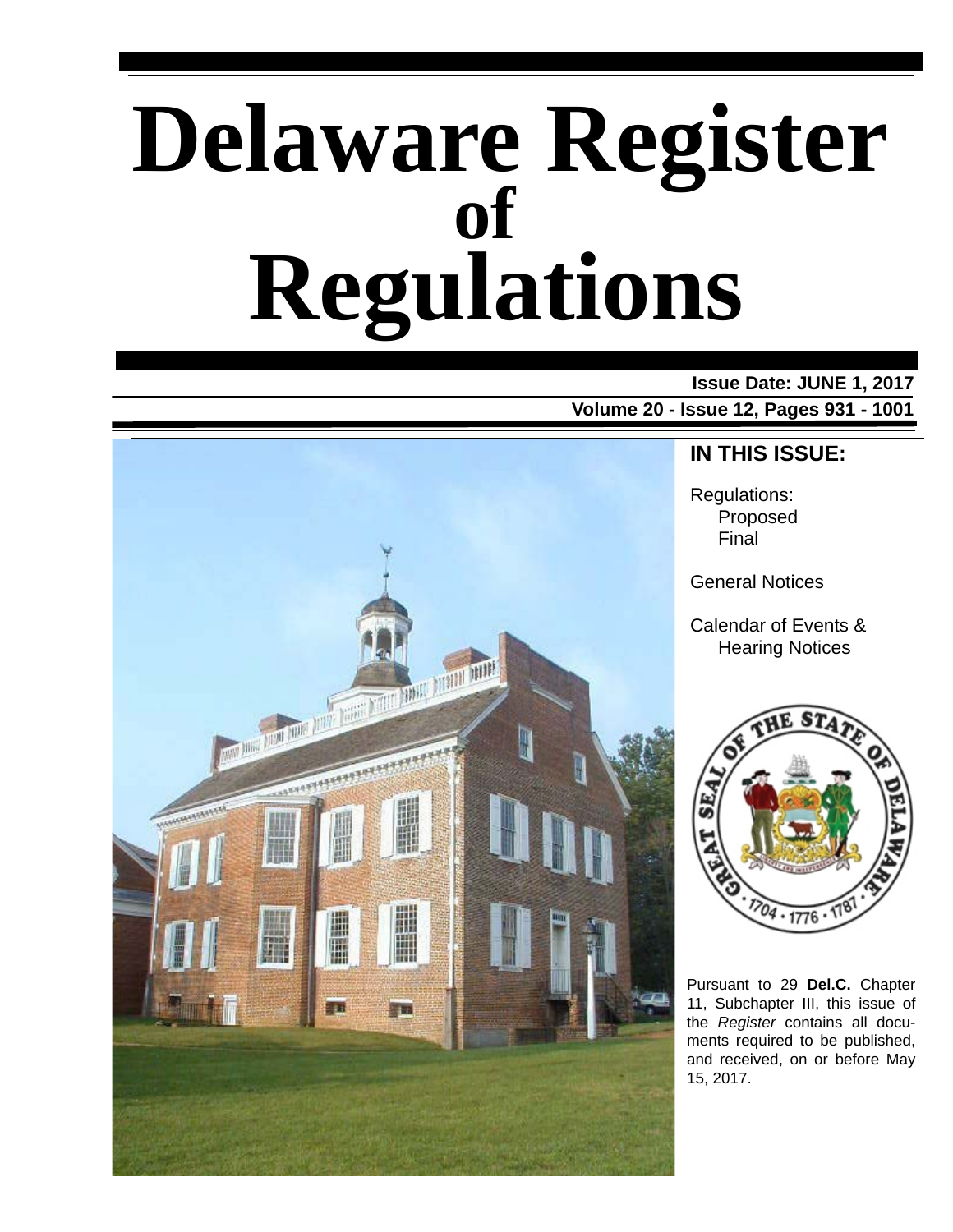# Delaware Register of Regulations

**Issue Date: JUNE 1, 2017**

**Volume 20 - Issue 12, Pages 931 - 1001**

## IN THIS ISSUE:

Regulations:
- Proposed
- Final

General Notices

Calendar of Events & Hearing Notices

Pursuant to 29 **Del.C.** Chapter 11, Subchapter III, this issue of the *Register* contains all documents required to be published, and received, on or before May 15, 2017.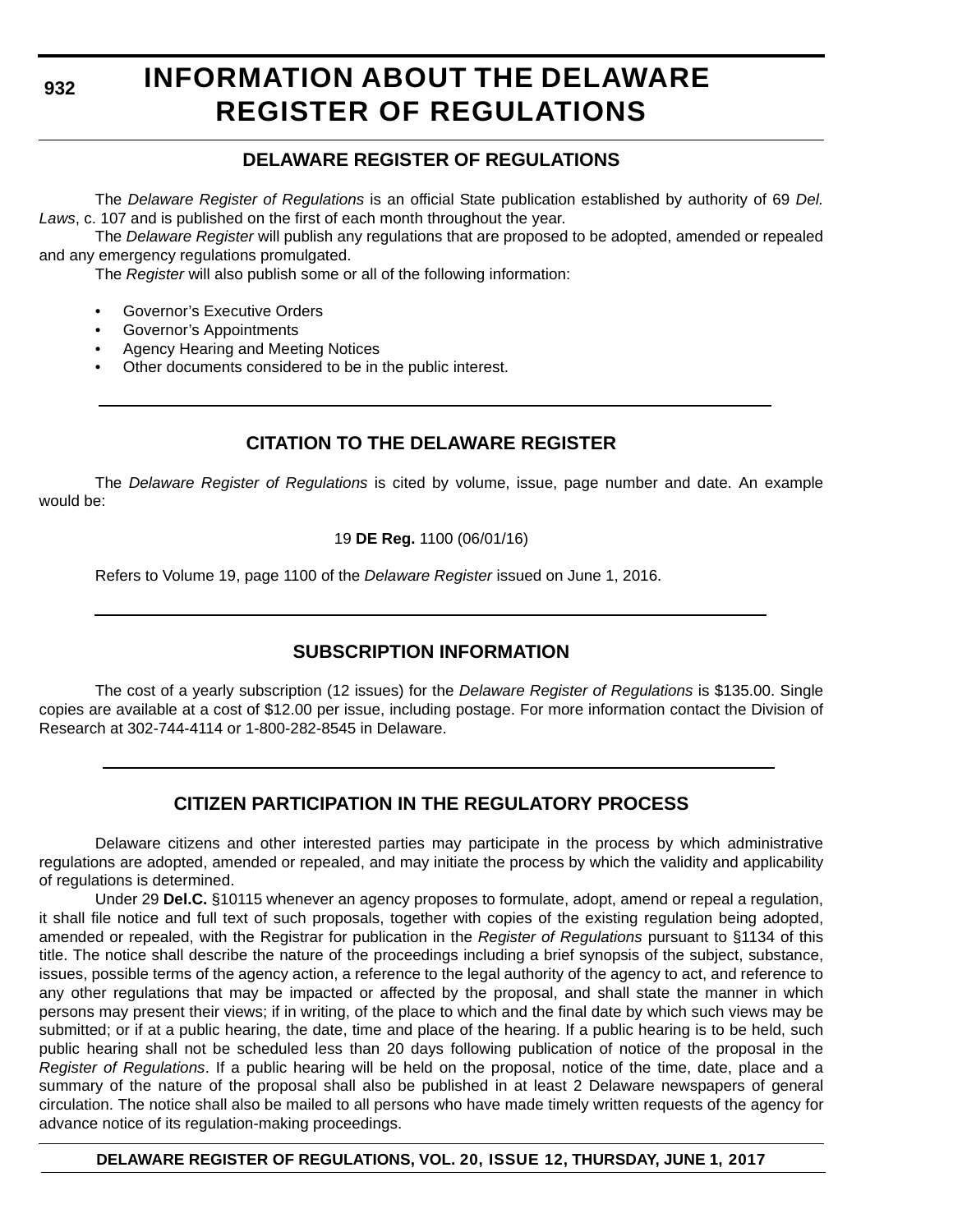# INFORMATION ABOUT THE DELAWARE REGISTER OF REGULATIONS

## DELAWARE REGISTER OF REGULATIONS

The *Delaware Register of Regulations* is an official State publication established by authority of 69 *Del. Laws*, c. 107 and is published on the first of each month throughout the year.

The *Delaware Register* will publish any regulations that are proposed to be adopted, amended or repealed and any emergency regulations promulgated.

The *Register* will also publish some or all of the following information:

- Governor's Executive Orders
- Governor's Appointments
- Agency Hearing and Meeting Notices
- Other documents considered to be in the public interest.

## CITATION TO THE DELAWARE REGISTER

The *Delaware Register of Regulations* is cited by volume, issue, page number and date. An example would be:

19 **DE Reg.** 1100 (06/01/16)

Refers to Volume 19, page 1100 of the *Delaware Register* issued on June 1, 2016.

## SUBSCRIPTION INFORMATION

The cost of a yearly subscription (12 issues) for the *Delaware Register of Regulations* is $135.00. Single copies are available at a cost of $12.00 per issue, including postage. For more information contact the Division of Research at 302-744-4114 or 1-800-282-8545 in Delaware.

## CITIZEN PARTICIPATION IN THE REGULATORY PROCESS

Delaware citizens and other interested parties may participate in the process by which administrative regulations are adopted, amended or repealed, and may initiate the process by which the validity and applicability of regulations is determined.

Under 29 **Del.C.** §10115 whenever an agency proposes to formulate, adopt, amend or repeal a regulation, it shall file notice and full text of such proposals, together with copies of the existing regulation being adopted, amended or repealed, with the Registrar for publication in the *Register of Regulations* pursuant to §1134 of this title. The notice shall describe the nature of the proceedings including a brief synopsis of the subject, substance, issues, possible terms of the agency action, a reference to the legal authority of the agency to act, and reference to any other regulations that may be impacted or affected by the proposal, and shall state the manner in which persons may present their views; if in writing, of the place to which and the final date by which such views may be submitted; or if at a public hearing, the date, time and place of the hearing. If a public hearing is to be held, such public hearing shall not be scheduled less than 20 days following publication of notice of the proposal in the *Register of Regulations*. If a public hearing will be held on the proposal, notice of the time, date, place and a summary of the nature of the proposal shall also be published in at least 2 Delaware newspapers of general circulation. The notice shall also be mailed to all persons who have made timely written requests of the agency for advance notice of its regulation-making proceedings.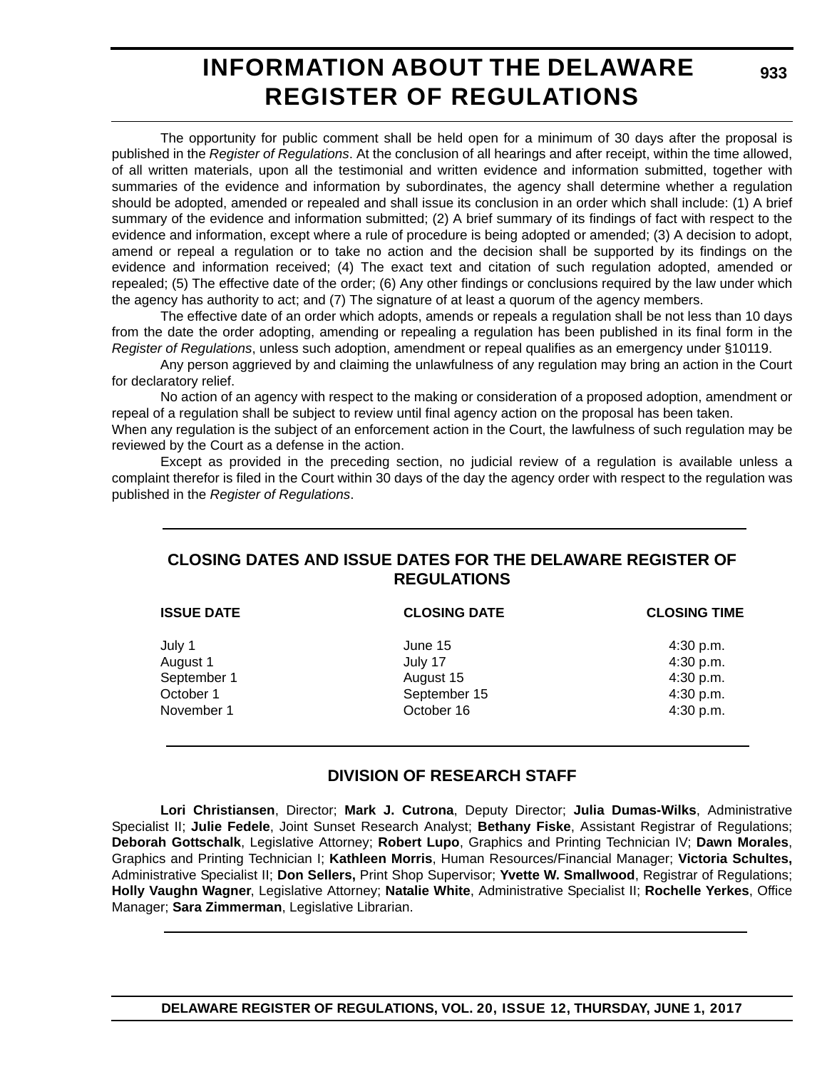# INFORMATION ABOUT THE DELAWARE REGISTER OF REGULATIONS

The opportunity for public comment shall be held open for a minimum of 30 days after the proposal is published in the *Register of Regulations*. At the conclusion of all hearings and after receipt, within the time allowed, of all written materials, upon all the testimonial and written evidence and information submitted, together with summaries of the evidence and information by subordinates, the agency shall determine whether a regulation should be adopted, amended or repealed and shall issue its conclusion in an order which shall include: (1) A brief summary of the evidence and information submitted; (2) A brief summary of its findings of fact with respect to the evidence and information, except where a rule of procedure is being adopted or amended; (3) A decision to adopt, amend or repeal a regulation or to take no action and the decision shall be supported by its findings on the evidence and information received; (4) The exact text and citation of such regulation adopted, amended or repealed; (5) The effective date of the order; (6) Any other findings or conclusions required by the law under which the agency has authority to act; and (7) The signature of at least a quorum of the agency members.

The effective date of an order which adopts, amends or repeals a regulation shall be not less than 10 days from the date the order adopting, amending or repealing a regulation has been published in its final form in the *Register of Regulations*, unless such adoption, amendment or repeal qualifies as an emergency under §10119.

Any person aggrieved by and claiming the unlawfulness of any regulation may bring an action in the Court for declaratory relief.

No action of an agency with respect to the making or consideration of a proposed adoption, amendment or repeal of a regulation shall be subject to review until final agency action on the proposal has been taken.
When any regulation is the subject of an enforcement action in the Court, the lawfulness of such regulation may be reviewed by the Court as a defense in the action.

Except as provided in the preceding section, no judicial review of a regulation is available unless a complaint therefor is filed in the Court within 30 days of the day the agency order with respect to the regulation was published in the *Register of Regulations*.

## CLOSING DATES AND ISSUE DATES FOR THE DELAWARE REGISTER OF REGULATIONS

| ISSUE DATE | CLOSING DATE | CLOSING TIME |
|---|---|---|
| July 1 | June 15 | 4:30 p.m. |
| August 1 | July 17 | 4:30 p.m. |
| September 1 | August 15 | 4:30 p.m. |
| October 1 | September 15 | 4:30 p.m. |
| November 1 | October 16 | 4:30 p.m. |

## DIVISION OF RESEARCH STAFF

**Lori Christiansen**, Director; **Mark J. Cutrona**, Deputy Director; **Julia Dumas-Wilks**, Administrative Specialist II; **Julie Fedele**, Joint Sunset Research Analyst; **Bethany Fiske**, Assistant Registrar of Regulations; **Deborah Gottschalk**, Legislative Attorney; **Robert Lupo**, Graphics and Printing Technician IV; **Dawn Morales**, Graphics and Printing Technician I; **Kathleen Morris**, Human Resources/Financial Manager; **Victoria Schultes,** Administrative Specialist II; **Don Sellers,** Print Shop Supervisor; **Yvette W. Smallwood**, Registrar of Regulations; **Holly Vaughn Wagner**, Legislative Attorney; **Natalie White**, Administrative Specialist II; **Rochelle Yerkes**, Office Manager; **Sara Zimmerman**, Legislative Librarian.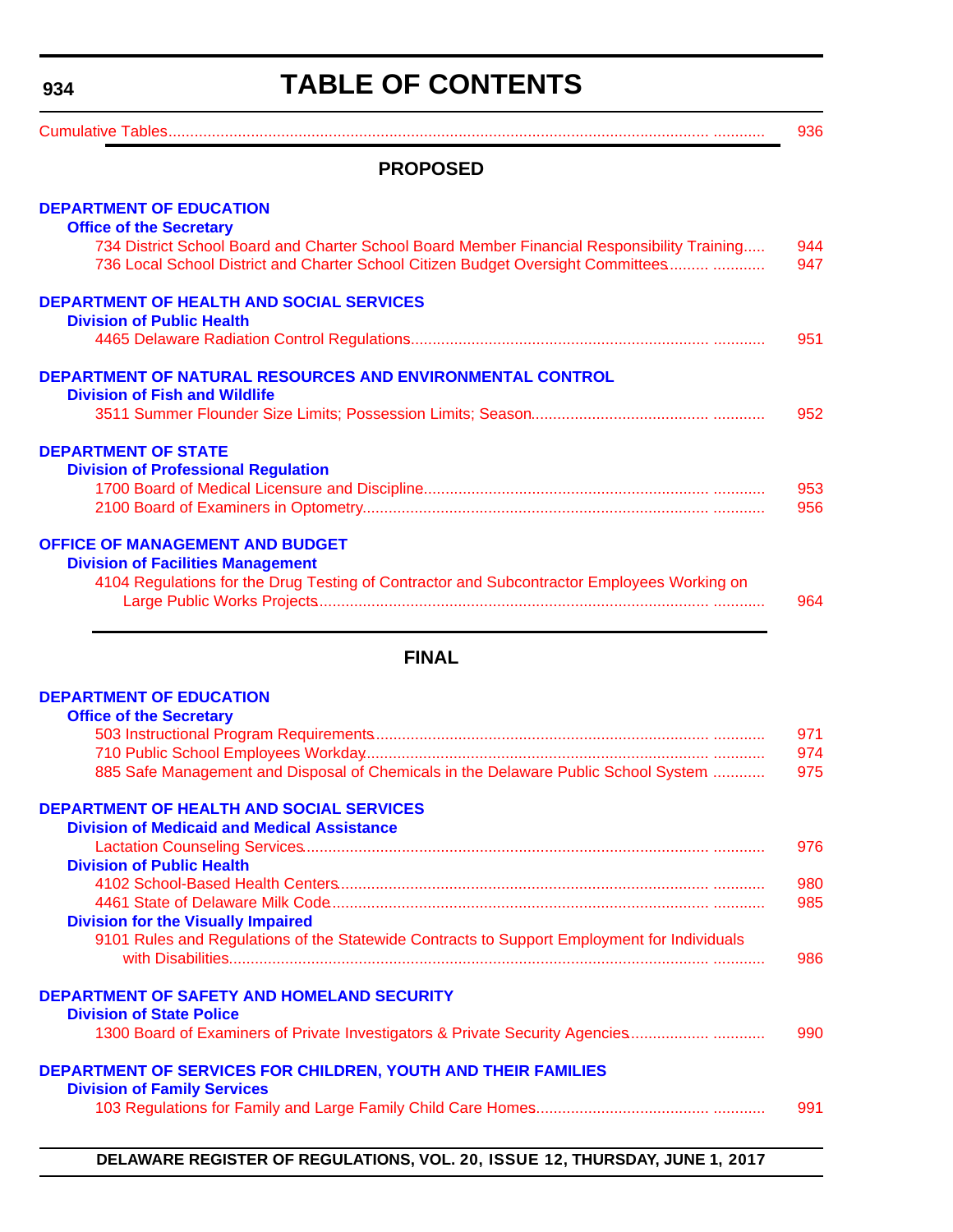# TABLE OF CONTENTS

Cumulative Tables ........................................................................ 936

## PROPOSED

### DEPARTMENT OF EDUCATION

**Office of the Secretary**

734 District School Board and Charter School Board Member Financial Responsibility Training ..... 944

736 Local School District and Charter School Citizen Budget Oversight Committees ..................... 947

### DEPARTMENT OF HEALTH AND SOCIAL SERVICES

**Division of Public Health**

4465 Delaware Radiation Control Regulations ........................................ 951

### DEPARTMENT OF NATURAL RESOURCES AND ENVIRONMENTAL CONTROL

**Division of Fish and Wildlife**

3511 Summer Flounder Size Limits; Possession Limits; Season ........................ 952

### DEPARTMENT OF STATE

**Division of Professional Regulation**

1700 Board of Medical Licensure and Discipline ...................................... 953

2100 Board of Examiners in Optometry ................................................ 956

### OFFICE OF MANAGEMENT AND BUDGET

**Division of Facilities Management**

4104 Regulations for the Drug Testing of Contractor and Subcontractor Employees Working on Large Public Works Projects ........................................................ 964

## FINAL

### DEPARTMENT OF EDUCATION

**Office of the Secretary**

503 Instructional Program Requirements ............................................... 971

710 Public School Employees Workday ................................................. 974

885 Safe Management and Disposal of Chemicals in the Delaware Public School System ............ 975

### DEPARTMENT OF HEALTH AND SOCIAL SERVICES

**Division of Medicaid and Medical Assistance**

Lactation Counseling Services ........................................................ 976

**Division of Public Health**

4102 School-Based Health Centers .................................................... 980

4461 State of Delaware Milk Code .................................................... 985

**Division for the Visually Impaired**

9101 Rules and Regulations of the Statewide Contracts to Support Employment for Individuals with Disabilities ......................................................................... 986

### DEPARTMENT OF SAFETY AND HOMELAND SECURITY

**Division of State Police**

1300 Board of Examiners of Private Investigators & Private Security Agencies ................. 990

### DEPARTMENT OF SERVICES FOR CHILDREN, YOUTH AND THEIR FAMILIES

**Division of Family Services**

103 Regulations for Family and Large Family Child Care Homes ............................ 991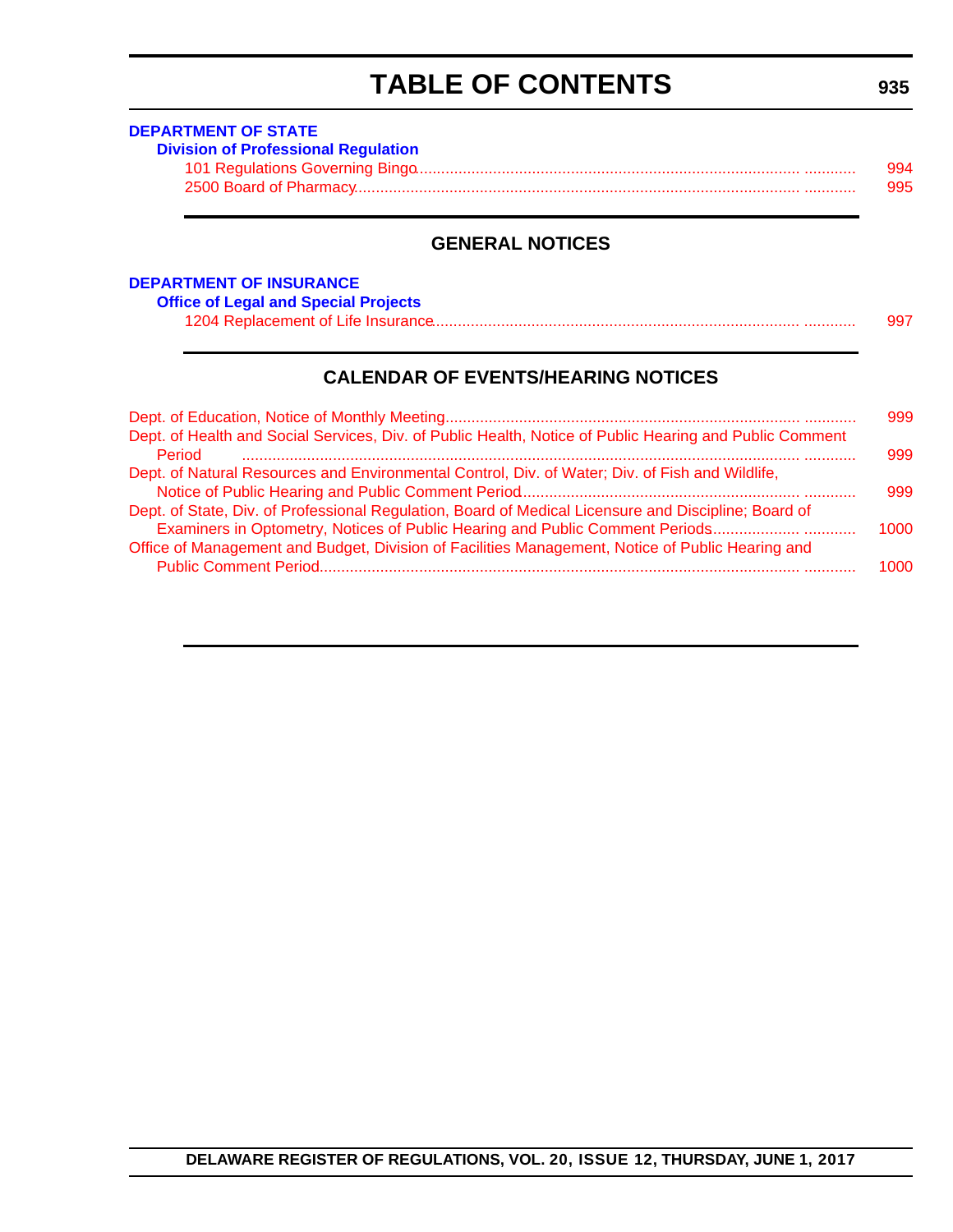# TABLE OF CONTENTS

**DEPARTMENT OF STATE**

**Division of Professional Regulation**

101 Regulations Governing Bingo ........................................ 994
2500 Board of Pharmacy ........................................ 995

## GENERAL NOTICES

**DEPARTMENT OF INSURANCE**

**Office of Legal and Special Projects**

1204 Replacement of Life Insurance ........................................ 997

## CALENDAR OF EVENTS/HEARING NOTICES

Dept. of Education, Notice of Monthly Meeting ........................................ 999

Dept. of Health and Social Services, Div. of Public Health, Notice of Public Hearing and Public Comment Period ........................................ 999

Dept. of Natural Resources and Environmental Control, Div. of Water; Div. of Fish and Wildlife, Notice of Public Hearing and Public Comment Period ........................................ 999

Dept. of State, Div. of Professional Regulation, Board of Medical Licensure and Discipline; Board of Examiners in Optometry, Notices of Public Hearing and Public Comment Periods ........................................ 1000

Office of Management and Budget, Division of Facilities Management, Notice of Public Hearing and Public Comment Period ........................................ 1000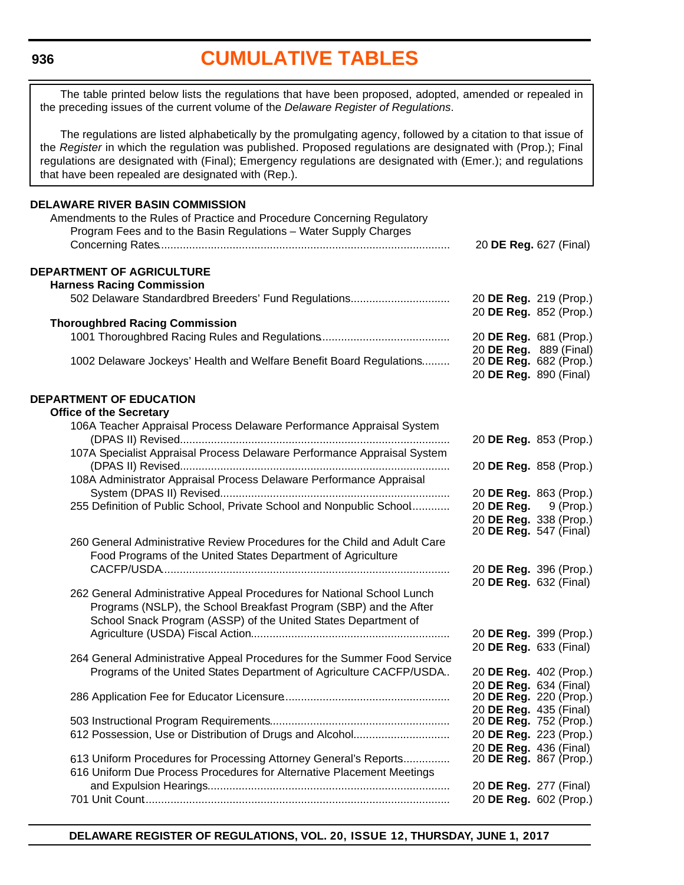# CUMULATIVE TABLES

The table printed below lists the regulations that have been proposed, adopted, amended or repealed in the preceding issues of the current volume of the *Delaware Register of Regulations*.

The regulations are listed alphabetically by the promulgating agency, followed by a citation to that issue of the *Register* in which the regulation was published. Proposed regulations are designated with (Prop.); Final regulations are designated with (Final); Emergency regulations are designated with (Emer.); and regulations that have been repealed are designated with (Rep.).

**DELAWARE RIVER BASIN COMMISSION**

Amendments to the Rules of Practice and Procedure Concerning Regulatory Program Fees and to the Basin Regulations – Water Supply Charges Concerning Rates ............ 20 **DE Reg.** 627 (Final)

**DEPARTMENT OF AGRICULTURE**

**Harness Racing Commission**

502 Delaware Standardbred Breeders' Fund Regulations ............ 20 **DE Reg.** 219 (Prop.)
20 **DE Reg.** 852 (Prop.)

**Thoroughbred Racing Commission**

1001 Thoroughbred Racing Rules and Regulations ............ 20 **DE Reg.** 681 (Prop.)
20 **DE Reg.** 889 (Final)

1002 Delaware Jockeys' Health and Welfare Benefit Board Regulations ............ 20 **DE Reg.** 682 (Prop.)
20 **DE Reg.** 890 (Final)

**DEPARTMENT OF EDUCATION**

**Office of the Secretary**

106A Teacher Appraisal Process Delaware Performance Appraisal System (DPAS II) Revised ............ 20 **DE Reg.** 853 (Prop.)

107A Specialist Appraisal Process Delaware Performance Appraisal System (DPAS II) Revised ............ 20 **DE Reg.** 858 (Prop.)

108A Administrator Appraisal Process Delaware Performance Appraisal System (DPAS II) Revised ............ 20 **DE Reg.** 863 (Prop.)

255 Definition of Public School, Private School and Nonpublic School ............ 20 **DE Reg.** 9 (Prop.)
20 **DE Reg.** 338 (Prop.)
20 **DE Reg.** 547 (Final)

260 General Administrative Review Procedures for the Child and Adult Care Food Programs of the United States Department of Agriculture CACFP/USDA ............ 20 **DE Reg.** 396 (Prop.)
20 **DE Reg.** 632 (Final)

262 General Administrative Appeal Procedures for National School Lunch Programs (NSLP), the School Breakfast Program (SBP) and the After School Snack Program (ASSP) of the United States Department of Agriculture (USDA) Fiscal Action ............ 20 **DE Reg.** 399 (Prop.)
20 **DE Reg.** 633 (Final)

264 General Administrative Appeal Procedures for the Summer Food Service Programs of the United States Department of Agriculture CACFP/USDA ............ 20 **DE Reg.** 402 (Prop.)
20 **DE Reg.** 634 (Final)

286 Application Fee for Educator Licensure ............ 20 **DE Reg.** 220 (Prop.)
20 **DE Reg.** 435 (Final)

503 Instructional Program Requirements ............ 20 **DE Reg.** 752 (Prop.)

612 Possession, Use or Distribution of Drugs and Alcohol ............ 20 **DE Reg.** 223 (Prop.)
20 **DE Reg.** 436 (Final)

613 Uniform Procedures for Processing Attorney General's Reports ............ 20 **DE Reg.** 867 (Prop.)

616 Uniform Due Process Procedures for Alternative Placement Meetings and Expulsion Hearings ............ 20 **DE Reg.** 277 (Final)

701 Unit Count ............ 20 **DE Reg.** 602 (Prop.)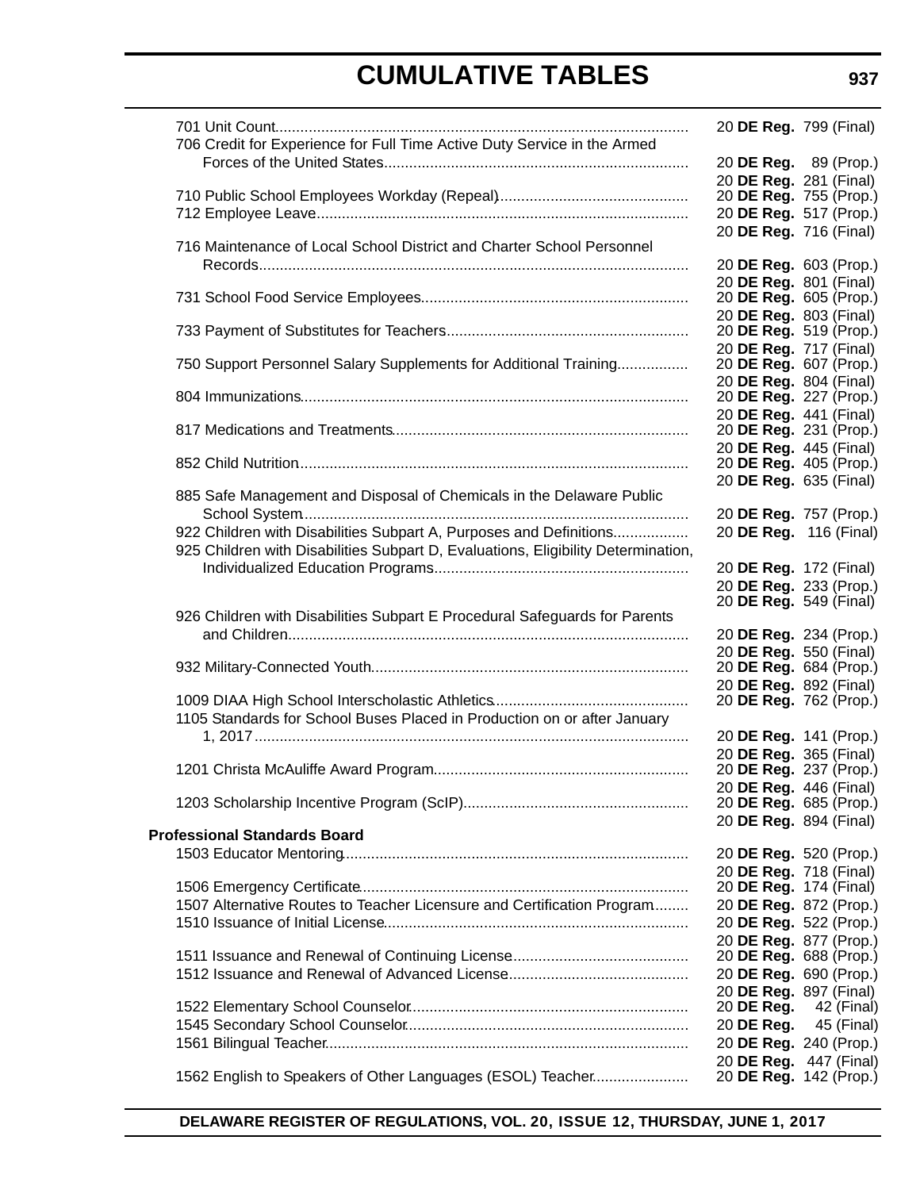# CUMULATIVE TABLES

| Regulation | Citation |
|---|---|
| 701 Unit Count | 20 **DE Reg.** 799 (Final) |
| 706 Credit for Experience for Full Time Active Duty Service in the Armed Forces of the United States | 20 **DE Reg.** 89 (Prop.) |
| | 20 **DE Reg.** 281 (Final) |
| 710 Public School Employees Workday (Repeal) | 20 **DE Reg.** 755 (Prop.) |
| 712 Employee Leave | 20 **DE Reg.** 517 (Prop.) |
| | 20 **DE Reg.** 716 (Final) |
| 716 Maintenance of Local School District and Charter School Personnel Records | 20 **DE Reg.** 603 (Prop.) |
| | 20 **DE Reg.** 801 (Final) |
| 731 School Food Service Employees | 20 **DE Reg.** 605 (Prop.) |
| | 20 **DE Reg.** 803 (Final) |
| 733 Payment of Substitutes for Teachers | 20 **DE Reg.** 519 (Prop.) |
| | 20 **DE Reg.** 717 (Final) |
| 750 Support Personnel Salary Supplements for Additional Training | 20 **DE Reg.** 607 (Prop.) |
| | 20 **DE Reg.** 804 (Final) |
| 804 Immunizations | 20 **DE Reg.** 227 (Prop.) |
| | 20 **DE Reg.** 441 (Final) |
| 817 Medications and Treatments | 20 **DE Reg.** 231 (Prop.) |
| | 20 **DE Reg.** 445 (Final) |
| 852 Child Nutrition | 20 **DE Reg.** 405 (Prop.) |
| | 20 **DE Reg.** 635 (Final) |
| 885 Safe Management and Disposal of Chemicals in the Delaware Public School System | 20 **DE Reg.** 757 (Prop.) |
| 922 Children with Disabilities Subpart A, Purposes and Definitions | 20 **DE Reg.** 116 (Final) |
| 925 Children with Disabilities Subpart D, Evaluations, Eligibility Determination, Individualized Education Programs | 20 **DE Reg.** 172 (Final) |
| | 20 **DE Reg.** 233 (Prop.) |
| | 20 **DE Reg.** 549 (Final) |
| 926 Children with Disabilities Subpart E Procedural Safeguards for Parents and Children | 20 **DE Reg.** 234 (Prop.) |
| | 20 **DE Reg.** 550 (Final) |
| 932 Military-Connected Youth | 20 **DE Reg.** 684 (Prop.) |
| | 20 **DE Reg.** 892 (Final) |
| 1009 DIAA High School Interscholastic Athletics | 20 **DE Reg.** 762 (Prop.) |
| 1105 Standards for School Buses Placed in Production on or after January 1, 2017 | 20 **DE Reg.** 141 (Prop.) |
| | 20 **DE Reg.** 365 (Final) |
| 1201 Christa McAuliffe Award Program | 20 **DE Reg.** 237 (Prop.) |
| | 20 **DE Reg.** 446 (Final) |
| 1203 Scholarship Incentive Program (ScIP) | 20 **DE Reg.** 685 (Prop.) |
| | 20 **DE Reg.** 894 (Final) |
| **Professional Standards Board** | |
| 1503 Educator Mentoring | 20 **DE Reg.** 520 (Prop.) |
| | 20 **DE Reg.** 718 (Final) |
| 1506 Emergency Certificate | 20 **DE Reg.** 174 (Final) |
| 1507 Alternative Routes to Teacher Licensure and Certification Program | 20 **DE Reg.** 872 (Prop.) |
| 1510 Issuance of Initial License | 20 **DE Reg.** 522 (Prop.) |
| | 20 **DE Reg.** 877 (Prop.) |
| 1511 Issuance and Renewal of Continuing License | 20 **DE Reg.** 688 (Prop.) |
| 1512 Issuance and Renewal of Advanced License | 20 **DE Reg.** 690 (Prop.) |
| | 20 **DE Reg.** 897 (Final) |
| 1522 Elementary School Counselor | 20 **DE Reg.** 42 (Final) |
| 1545 Secondary School Counselor | 20 **DE Reg.** 45 (Final) |
| 1561 Bilingual Teacher | 20 **DE Reg.** 240 (Prop.) |
| | 20 **DE Reg.** 447 (Final) |
| 1562 English to Speakers of Other Languages (ESOL) Teacher | 20 **DE Reg.** 142 (Prop.) |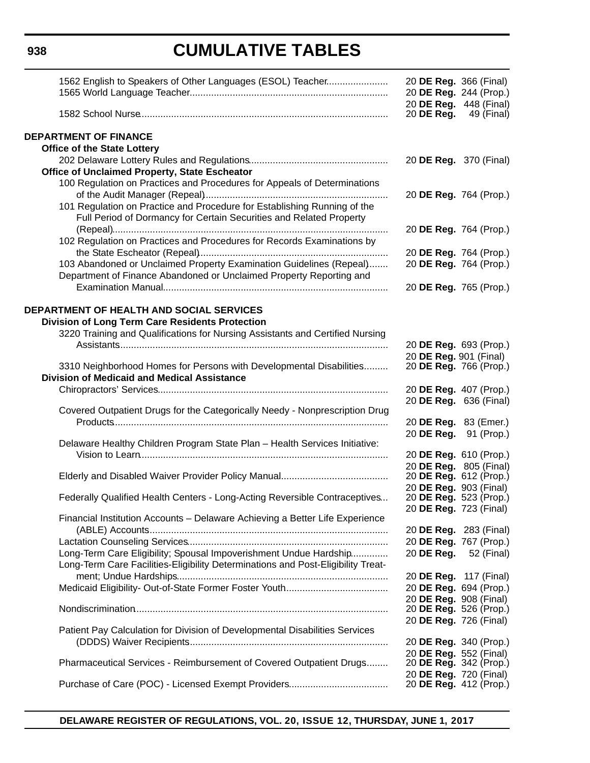# CUMULATIVE TABLES

1562 English to Speakers of Other Languages (ESOL) Teacher....................... 20 **DE Reg.** 366 (Final)
1565 World Language Teacher.......................................................................... 20 **DE Reg.** 244 (Prop.)
20 **DE Reg.** 448 (Final)
1582 School Nurse............................................................................................ 20 **DE Reg.** 49 (Final)

**DEPARTMENT OF FINANCE**

**Office of the State Lottery**

202 Delaware Lottery Rules and Regulations.................................................... 20 **DE Reg.** 370 (Final)

**Office of Unclaimed Property, State Escheator**

100 Regulation on Practices and Procedures for Appeals of Determinations of the Audit Manager (Repeal)..................................................................... 20 **DE Reg.** 764 (Prop.)
101 Regulation on Practice and Procedure for Establishing Running of the Full Period of Dormancy for Certain Securities and Related Property (Repeal)....................................................................................................... 20 **DE Reg.** 764 (Prop.)
102 Regulation on Practices and Procedures for Records Examinations by the State Escheator (Repeal)...................................................................... 20 **DE Reg.** 764 (Prop.)
103 Abandoned or Unclaimed Property Examination Guidelines (Repeal)....... 20 **DE Reg.** 764 (Prop.)
Department of Finance Abandoned or Unclaimed Property Reporting and Examination Manual.................................................................................... 20 **DE Reg.** 765 (Prop.)

**DEPARTMENT OF HEALTH AND SOCIAL SERVICES**

**Division of Long Term Care Residents Protection**

3220 Training and Qualifications for Nursing Assistants and Certified Nursing Assistants.................................................................................................... 20 **DE Reg.** 693 (Prop.)
20 **DE Reg.** 901 (Final)
3310 Neighborhood Homes for Persons with Developmental Disabilities......... 20 **DE Reg.** 766 (Prop.)

**Division of Medicaid and Medical Assistance**

Chiropractors' Services...................................................................................... 20 **DE Reg.** 407 (Prop.)
20 **DE Reg.** 636 (Final)
Covered Outpatient Drugs for the Categorically Needy - Nonprescription Drug Products...................................................................................................... 20 **DE Reg.** 83 (Emer.)
20 **DE Reg.** 91 (Prop.)
Delaware Healthy Children Program State Plan – Health Services Initiative: Vision to Learn............................................................................................ 20 **DE Reg.** 610 (Prop.)
20 **DE Reg.** 805 (Final)
Elderly and Disabled Waiver Provider Policy Manual........................................ 20 **DE Reg.** 612 (Prop.)
20 **DE Reg.** 903 (Final)
Federally Qualified Health Centers - Long-Acting Reversible Contraceptives... 20 **DE Reg.** 523 (Prop.)
20 **DE Reg.** 723 (Final)
Financial Institution Accounts – Delaware Achieving a Better Life Experience (ABLE) Accounts......................................................................................... 20 **DE Reg.** 283 (Final)
Lactation Counseling Services........................................................................... 20 **DE Reg.** 767 (Prop.)
Long-Term Care Eligibility; Spousal Impoverishment Undue Hardship............. 20 **DE Reg.** 52 (Final)
Long-Term Care Facilities-Eligibility Determinations and Post-Eligibility Treatment; Undue Hardships.............................................................................. 20 **DE Reg.** 117 (Final)
Medicaid Eligibility- Out-of-State Former Foster Youth...................................... 20 **DE Reg.** 694 (Prop.)
20 **DE Reg.** 908 (Final)
Nondiscrimination.............................................................................................. 20 **DE Reg.** 526 (Prop.)
20 **DE Reg.** 726 (Final)
Patient Pay Calculation for Division of Developmental Disabilities Services (DDDS) Waiver Recipients.......................................................................... 20 **DE Reg.** 340 (Prop.)
20 **DE Reg.** 552 (Final)
Pharmaceutical Services - Reimbursement of Covered Outpatient Drugs........ 20 **DE Reg.** 342 (Prop.)
20 **DE Reg.** 720 (Final)
Purchase of Care (POC) - Licensed Exempt Providers..................................... 20 **DE Reg.** 412 (Prop.)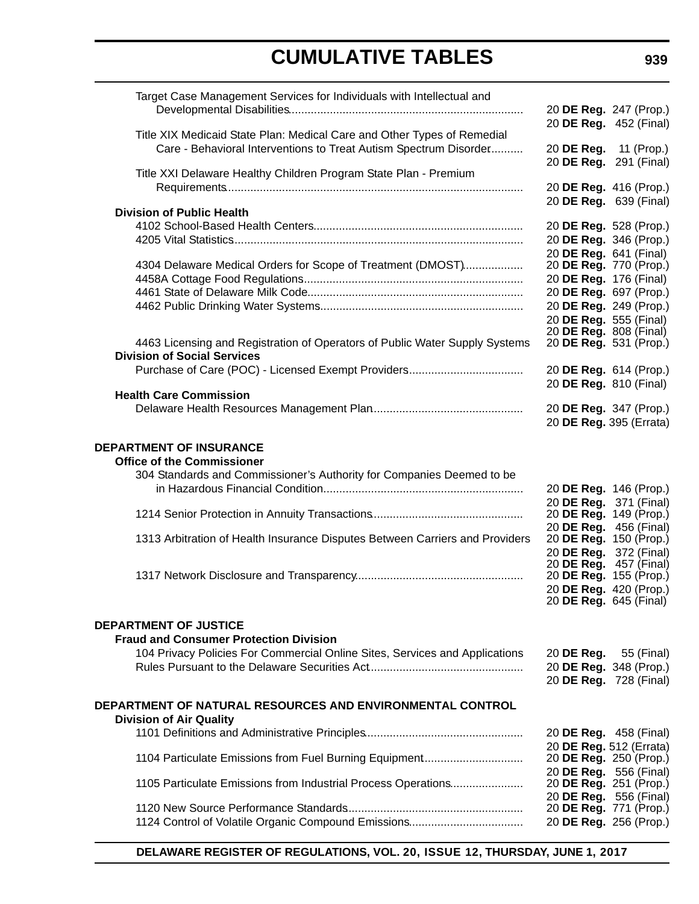Target Case Management Services for Individuals with Intellectual and Developmental Disabilities ........ 20 **DE Reg.** 247 (Prop.)
20 **DE Reg.** 452 (Final)

Title XIX Medicaid State Plan: Medical Care and Other Types of Remedial Care - Behavioral Interventions to Treat Autism Spectrum Disorder ........ 20 **DE Reg.** 11 (Prop.)
20 **DE Reg.** 291 (Final)

Title XXI Delaware Healthy Children Program State Plan - Premium Requirements ........ 20 **DE Reg.** 416 (Prop.)
20 **DE Reg.** 639 (Final)

**Division of Public Health**

4102 School-Based Health Centers ........ 20 **DE Reg.** 528 (Prop.)

4205 Vital Statistics ........ 20 **DE Reg.** 346 (Prop.)
20 **DE Reg.** 641 (Final)

4304 Delaware Medical Orders for Scope of Treatment (DMOST) ........ 20 **DE Reg.** 770 (Prop.)

4458A Cottage Food Regulations ........ 20 **DE Reg.** 176 (Final)

4461 State of Delaware Milk Code ........ 20 **DE Reg.** 697 (Prop.)

4462 Public Drinking Water Systems ........ 20 **DE Reg.** 249 (Prop.)
20 **DE Reg.** 555 (Final)
20 **DE Reg.** 808 (Final)

4463 Licensing and Registration of Operators of Public Water Supply Systems 20 **DE Reg.** 531 (Prop.)

**Division of Social Services**

Purchase of Care (POC) - Licensed Exempt Providers ........ 20 **DE Reg.** 614 (Prop.)
20 **DE Reg.** 810 (Final)

**Health Care Commission**

Delaware Health Resources Management Plan ........ 20 **DE Reg.** 347 (Prop.)
20 **DE Reg.** 395 (Errata)

**DEPARTMENT OF INSURANCE**

**Office of the Commissioner**

304 Standards and Commissioner's Authority for Companies Deemed to be in Hazardous Financial Condition ........ 20 **DE Reg.** 146 (Prop.)
20 **DE Reg.** 371 (Final)

1214 Senior Protection in Annuity Transactions ........ 20 **DE Reg.** 149 (Prop.)
20 **DE Reg.** 456 (Final)

1313 Arbitration of Health Insurance Disputes Between Carriers and Providers 20 **DE Reg.** 150 (Prop.)
20 **DE Reg.** 372 (Final)
20 **DE Reg.** 457 (Final)

1317 Network Disclosure and Transparency ........ 20 **DE Reg.** 155 (Prop.)
20 **DE Reg.** 420 (Prop.)
20 **DE Reg.** 645 (Final)

**DEPARTMENT OF JUSTICE**

**Fraud and Consumer Protection Division**

104 Privacy Policies For Commercial Online Sites, Services and Applications 20 **DE Reg.** 55 (Final)

Rules Pursuant to the Delaware Securities Act ........ 20 **DE Reg.** 348 (Prop.)
20 **DE Reg.** 728 (Final)

**DEPARTMENT OF NATURAL RESOURCES AND ENVIRONMENTAL CONTROL**

**Division of Air Quality**

1101 Definitions and Administrative Principles ........ 20 **DE Reg.** 458 (Final)
20 **DE Reg.** 512 (Errata)

1104 Particulate Emissions from Fuel Burning Equipment ........ 20 **DE Reg.** 250 (Prop.)
20 **DE Reg.** 556 (Final)

1105 Particulate Emissions from Industrial Process Operations ........ 20 **DE Reg.** 251 (Prop.)
20 **DE Reg.** 556 (Final)

1120 New Source Performance Standards ........ 20 **DE Reg.** 771 (Prop.)

1124 Control of Volatile Organic Compound Emissions ........ 20 **DE Reg.** 256 (Prop.)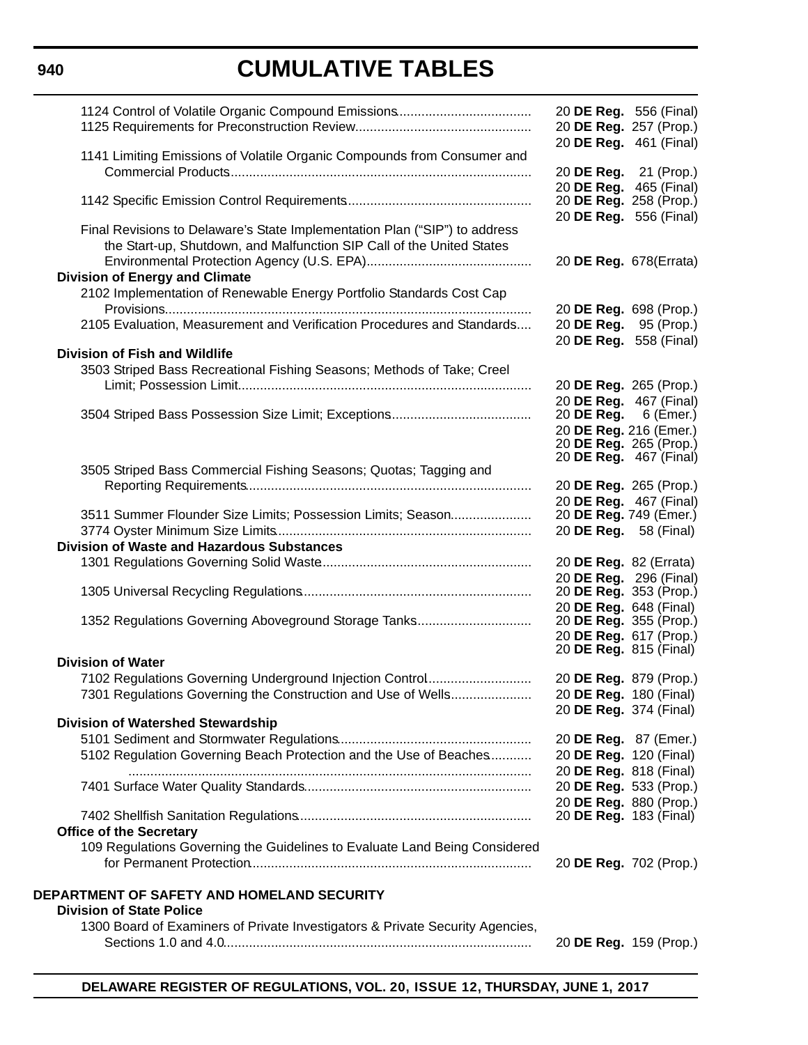# CUMULATIVE TABLES

| | |
|---|---|
| 1124 Control of Volatile Organic Compound Emissions | 20 **DE Reg.** 556 (Final) |
| 1125 Requirements for Preconstruction Review | 20 **DE Reg.** 257 (Prop.) |
| | 20 **DE Reg.** 461 (Final) |
| 1141 Limiting Emissions of Volatile Organic Compounds from Consumer and Commercial Products | 20 **DE Reg.** 21 (Prop.) |
| | 20 **DE Reg.** 465 (Final) |
| 1142 Specific Emission Control Requirements | 20 **DE Reg.** 258 (Prop.) |
| | 20 **DE Reg.** 556 (Final) |
| Final Revisions to Delaware's State Implementation Plan ("SIP") to address the Start-up, Shutdown, and Malfunction SIP Call of the United States Environmental Protection Agency (U.S. EPA) | 20 **DE Reg.** 678(Errata) |
| **Division of Energy and Climate** | |
| 2102 Implementation of Renewable Energy Portfolio Standards Cost Cap Provisions | 20 **DE Reg.** 698 (Prop.) |
| 2105 Evaluation, Measurement and Verification Procedures and Standards | 20 **DE Reg.** 95 (Prop.) |
| | 20 **DE Reg.** 558 (Final) |
| **Division of Fish and Wildlife** | |
| 3503 Striped Bass Recreational Fishing Seasons; Methods of Take; Creel Limit; Possession Limit | 20 **DE Reg.** 265 (Prop.) |
| | 20 **DE Reg.** 467 (Final) |
| 3504 Striped Bass Possession Size Limit; Exceptions | 20 **DE Reg.** 6 (Emer.) |
| | 20 **DE Reg.** 216 (Emer.) |
| | 20 **DE Reg.** 265 (Prop.) |
| | 20 **DE Reg.** 467 (Final) |
| 3505 Striped Bass Commercial Fishing Seasons; Quotas; Tagging and Reporting Requirements | 20 **DE Reg.** 265 (Prop.) |
| | 20 **DE Reg.** 467 (Final) |
| 3511 Summer Flounder Size Limits; Possession Limits; Season | 20 **DE Reg.** 749 (Emer.) |
| 3774 Oyster Minimum Size Limits | 20 **DE Reg.** 58 (Final) |
| **Division of Waste and Hazardous Substances** | |
| 1301 Regulations Governing Solid Waste | 20 **DE Reg.** 82 (Errata) |
| | 20 **DE Reg.** 296 (Final) |
| 1305 Universal Recycling Regulations | 20 **DE Reg.** 353 (Prop.) |
| | 20 **DE Reg.** 648 (Final) |
| 1352 Regulations Governing Aboveground Storage Tanks | 20 **DE Reg.** 355 (Prop.) |
| | 20 **DE Reg.** 617 (Prop.) |
| | 20 **DE Reg.** 815 (Final) |
| **Division of Water** | |
| 7102 Regulations Governing Underground Injection Control | 20 **DE Reg.** 879 (Prop.) |
| 7301 Regulations Governing the Construction and Use of Wells | 20 **DE Reg.** 180 (Final) |
| | 20 **DE Reg.** 374 (Final) |
| **Division of Watershed Stewardship** | |
| 5101 Sediment and Stormwater Regulations | 20 **DE Reg.** 87 (Emer.) |
| 5102 Regulation Governing Beach Protection and the Use of Beaches | 20 **DE Reg.** 120 (Final) |
| | 20 **DE Reg.** 818 (Final) |
| 7401 Surface Water Quality Standards | 20 **DE Reg.** 533 (Prop.) |
| | 20 **DE Reg.** 880 (Prop.) |
| 7402 Shellfish Sanitation Regulations | 20 **DE Reg.** 183 (Final) |
| **Office of the Secretary** | |
| 109 Regulations Governing the Guidelines to Evaluate Land Being Considered for Permanent Protection | 20 **DE Reg.** 702 (Prop.) |

## DEPARTMENT OF SAFETY AND HOMELAND SECURITY

| | |
|---|---|
| **Division of State Police** | |
| 1300 Board of Examiners of Private Investigators & Private Security Agencies, Sections 1.0 and 4.0 | 20 **DE Reg.** 159 (Prop.) |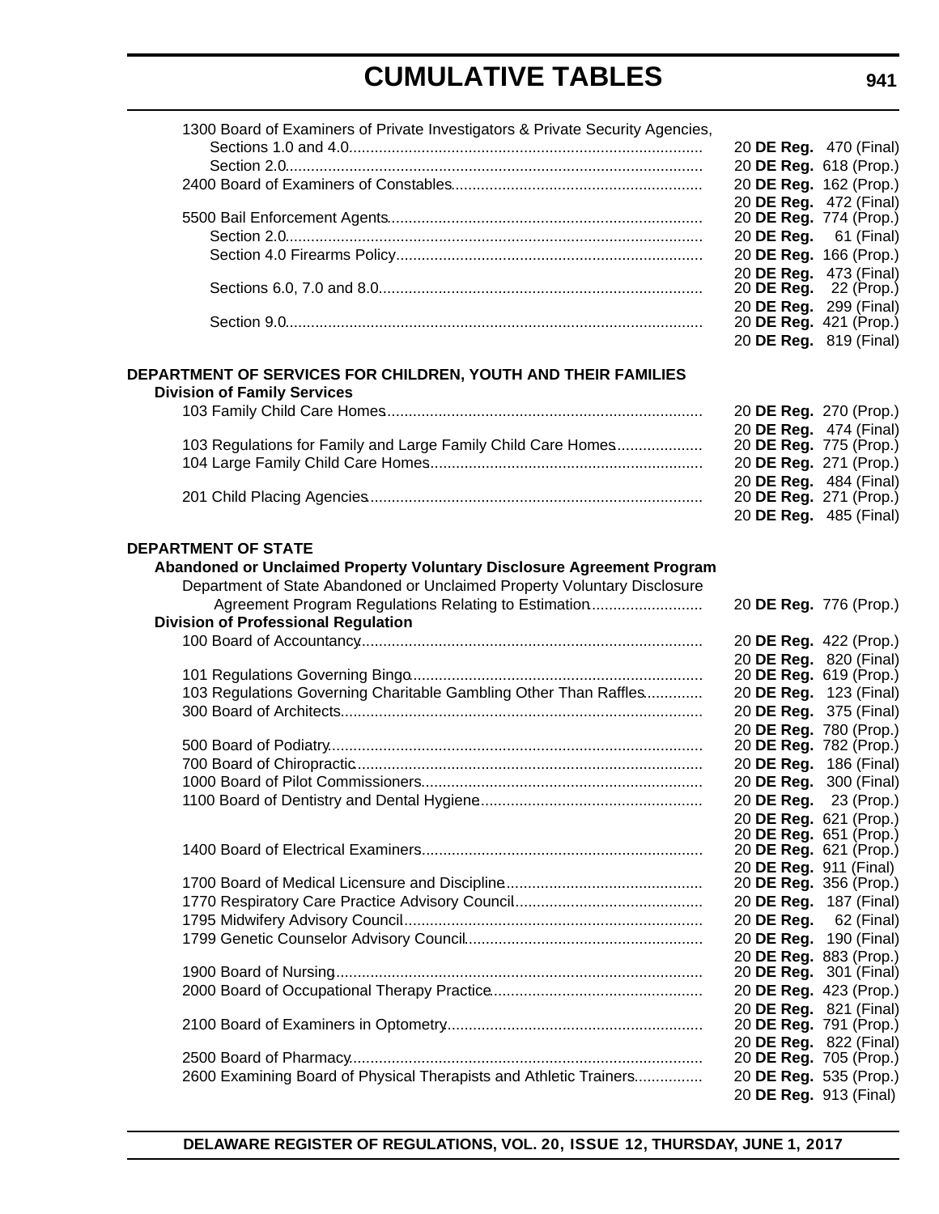1300 Board of Examiners of Private Investigators & Private Security Agencies,

| Entry | Citation |
|---|---|
| Sections 1.0 and 4.0 | 20 **DE Reg.** 470 (Final) |
| Section 2.0 | 20 **DE Reg.** 618 (Prop.) |
| 2400 Board of Examiners of Constables | 20 **DE Reg.** 162 (Prop.) |
| | 20 **DE Reg.** 472 (Final) |
| 5500 Bail Enforcement Agents | 20 **DE Reg.** 774 (Prop.) |
| Section 2.0 | 20 **DE Reg.** 61 (Final) |
| Section 4.0 Firearms Policy | 20 **DE Reg.** 166 (Prop.) |
| | 20 **DE Reg.** 473 (Final) |
| Sections 6.0, 7.0 and 8.0 | 20 **DE Reg.** 22 (Prop.) |
| | 20 **DE Reg.** 299 (Final) |
| Section 9.0 | 20 **DE Reg.** 421 (Prop.) |
| | 20 **DE Reg.** 819 (Final) |

**DEPARTMENT OF SERVICES FOR CHILDREN, YOUTH AND THEIR FAMILIES**

**Division of Family Services**

| Entry | Citation |
|---|---|
| 103 Family Child Care Homes | 20 **DE Reg.** 270 (Prop.) |
| | 20 **DE Reg.** 474 (Final) |
| 103 Regulations for Family and Large Family Child Care Homes | 20 **DE Reg.** 775 (Prop.) |
| 104 Large Family Child Care Homes | 20 **DE Reg.** 271 (Prop.) |
| | 20 **DE Reg.** 484 (Final) |
| 201 Child Placing Agencies | 20 **DE Reg.** 271 (Prop.) |
| | 20 **DE Reg.** 485 (Final) |

**DEPARTMENT OF STATE**

**Abandoned or Unclaimed Property Voluntary Disclosure Agreement Program**

| Entry | Citation |
|---|---|
| Department of State Abandoned or Unclaimed Property Voluntary Disclosure Agreement Program Regulations Relating to Estimation | 20 **DE Reg.** 776 (Prop.) |

**Division of Professional Regulation**

| Entry | Citation |
|---|---|
| 100 Board of Accountancy | 20 **DE Reg.** 422 (Prop.) |
| | 20 **DE Reg.** 820 (Final) |
| 101 Regulations Governing Bingo | 20 **DE Reg.** 619 (Prop.) |
| 103 Regulations Governing Charitable Gambling Other Than Raffles | 20 **DE Reg.** 123 (Final) |
| 300 Board of Architects | 20 **DE Reg.** 375 (Final) |
| | 20 **DE Reg.** 780 (Prop.) |
| 500 Board of Podiatry | 20 **DE Reg.** 782 (Prop.) |
| 700 Board of Chiropractic | 20 **DE Reg.** 186 (Final) |
| 1000 Board of Pilot Commissioners | 20 **DE Reg.** 300 (Final) |
| 1100 Board of Dentistry and Dental Hygiene | 20 **DE Reg.** 23 (Prop.) |
| | 20 **DE Reg.** 621 (Prop.) |
| | 20 **DE Reg.** 651 (Prop.) |
| 1400 Board of Electrical Examiners | 20 **DE Reg.** 621 (Prop.) |
| | 20 **DE Reg.** 911 (Final) |
| 1700 Board of Medical Licensure and Discipline | 20 **DE Reg.** 356 (Prop.) |
| 1770 Respiratory Care Practice Advisory Council | 20 **DE Reg.** 187 (Final) |
| 1795 Midwifery Advisory Council | 20 **DE Reg.** 62 (Final) |
| 1799 Genetic Counselor Advisory Council | 20 **DE Reg.** 190 (Final) |
| | 20 **DE Reg.** 883 (Prop.) |
| 1900 Board of Nursing | 20 **DE Reg.** 301 (Final) |
| 2000 Board of Occupational Therapy Practice | 20 **DE Reg.** 423 (Prop.) |
| | 20 **DE Reg.** 821 (Final) |
| 2100 Board of Examiners in Optometry | 20 **DE Reg.** 791 (Prop.) |
| | 20 **DE Reg.** 822 (Final) |
| 2500 Board of Pharmacy | 20 **DE Reg.** 705 (Prop.) |
| 2600 Examining Board of Physical Therapists and Athletic Trainers | 20 **DE Reg.** 535 (Prop.) |
| | 20 **DE Reg.** 913 (Final) |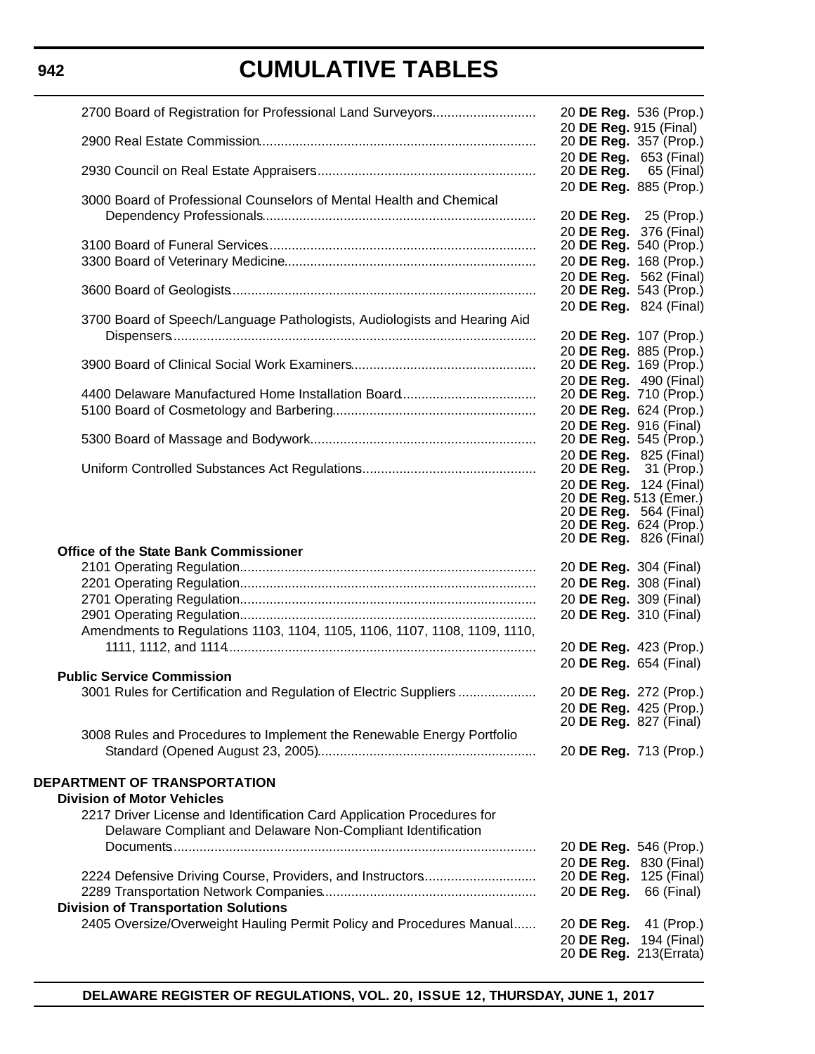# CUMULATIVE TABLES

| | |
|---|---|
| 2700 Board of Registration for Professional Land Surveyors | 20 **DE Reg.** 536 (Prop.) |
| | 20 **DE Reg.** 915 (Final) |
| 2900 Real Estate Commission | 20 **DE Reg.** 357 (Prop.) |
| | 20 **DE Reg.** 653 (Final) |
| 2930 Council on Real Estate Appraisers | 20 **DE Reg.** 65 (Final) |
| | 20 **DE Reg.** 885 (Prop.) |
| 3000 Board of Professional Counselors of Mental Health and Chemical Dependency Professionals | 20 **DE Reg.** 25 (Prop.) |
| | 20 **DE Reg.** 376 (Final) |
| 3100 Board of Funeral Services | 20 **DE Reg.** 540 (Prop.) |
| 3300 Board of Veterinary Medicine | 20 **DE Reg.** 168 (Prop.) |
| | 20 **DE Reg.** 562 (Final) |
| 3600 Board of Geologists | 20 **DE Reg.** 543 (Prop.) |
| | 20 **DE Reg.** 824 (Final) |
| 3700 Board of Speech/Language Pathologists, Audiologists and Hearing Aid Dispensers | 20 **DE Reg.** 107 (Prop.) |
| | 20 **DE Reg.** 885 (Prop.) |
| 3900 Board of Clinical Social Work Examiners | 20 **DE Reg.** 169 (Prop.) |
| | 20 **DE Reg.** 490 (Final) |
| 4400 Delaware Manufactured Home Installation Board | 20 **DE Reg.** 710 (Prop.) |
| 5100 Board of Cosmetology and Barbering | 20 **DE Reg.** 624 (Prop.) |
| | 20 **DE Reg.** 916 (Final) |
| 5300 Board of Massage and Bodywork | 20 **DE Reg.** 545 (Prop.) |
| | 20 **DE Reg.** 825 (Final) |
| Uniform Controlled Substances Act Regulations | 20 **DE Reg.** 31 (Prop.) |
| | 20 **DE Reg.** 124 (Final) |
| | 20 **DE Reg.** 513 (Emer.) |
| | 20 **DE Reg.** 564 (Final) |
| | 20 **DE Reg.** 624 (Prop.) |
| | 20 **DE Reg.** 826 (Final) |

**Office of the State Bank Commissioner**

| | |
|---|---|
| 2101 Operating Regulation | 20 **DE Reg.** 304 (Final) |
| 2201 Operating Regulation | 20 **DE Reg.** 308 (Final) |
| 2701 Operating Regulation | 20 **DE Reg.** 309 (Final) |
| 2901 Operating Regulation | 20 **DE Reg.** 310 (Final) |
| Amendments to Regulations 1103, 1104, 1105, 1106, 1107, 1108, 1109, 1110, 1111, 1112, and 1114 | 20 **DE Reg.** 423 (Prop.) |
| | 20 **DE Reg.** 654 (Final) |

**Public Service Commission**

| | |
|---|---|
| 3001 Rules for Certification and Regulation of Electric Suppliers | 20 **DE Reg.** 272 (Prop.) |
| | 20 **DE Reg.** 425 (Prop.) |
| | 20 **DE Reg.** 827 (Final) |
| 3008 Rules and Procedures to Implement the Renewable Energy Portfolio Standard (Opened August 23, 2005) | 20 **DE Reg.** 713 (Prop.) |

**DEPARTMENT OF TRANSPORTATION**

**Division of Motor Vehicles**

| | |
|---|---|
| 2217 Driver License and Identification Card Application Procedures for Delaware Compliant and Delaware Non-Compliant Identification Documents | 20 **DE Reg.** 546 (Prop.) |
| | 20 **DE Reg.** 830 (Final) |
| 2224 Defensive Driving Course, Providers, and Instructors | 20 **DE Reg.** 125 (Final) |
| 2289 Transportation Network Companies | 20 **DE Reg.** 66 (Final) |

**Division of Transportation Solutions**

| | |
|---|---|
| 2405 Oversize/Overweight Hauling Permit Policy and Procedures Manual | 20 **DE Reg.** 41 (Prop.) |
| | 20 **DE Reg.** 194 (Final) |
| | 20 **DE Reg.** 213(Errata) |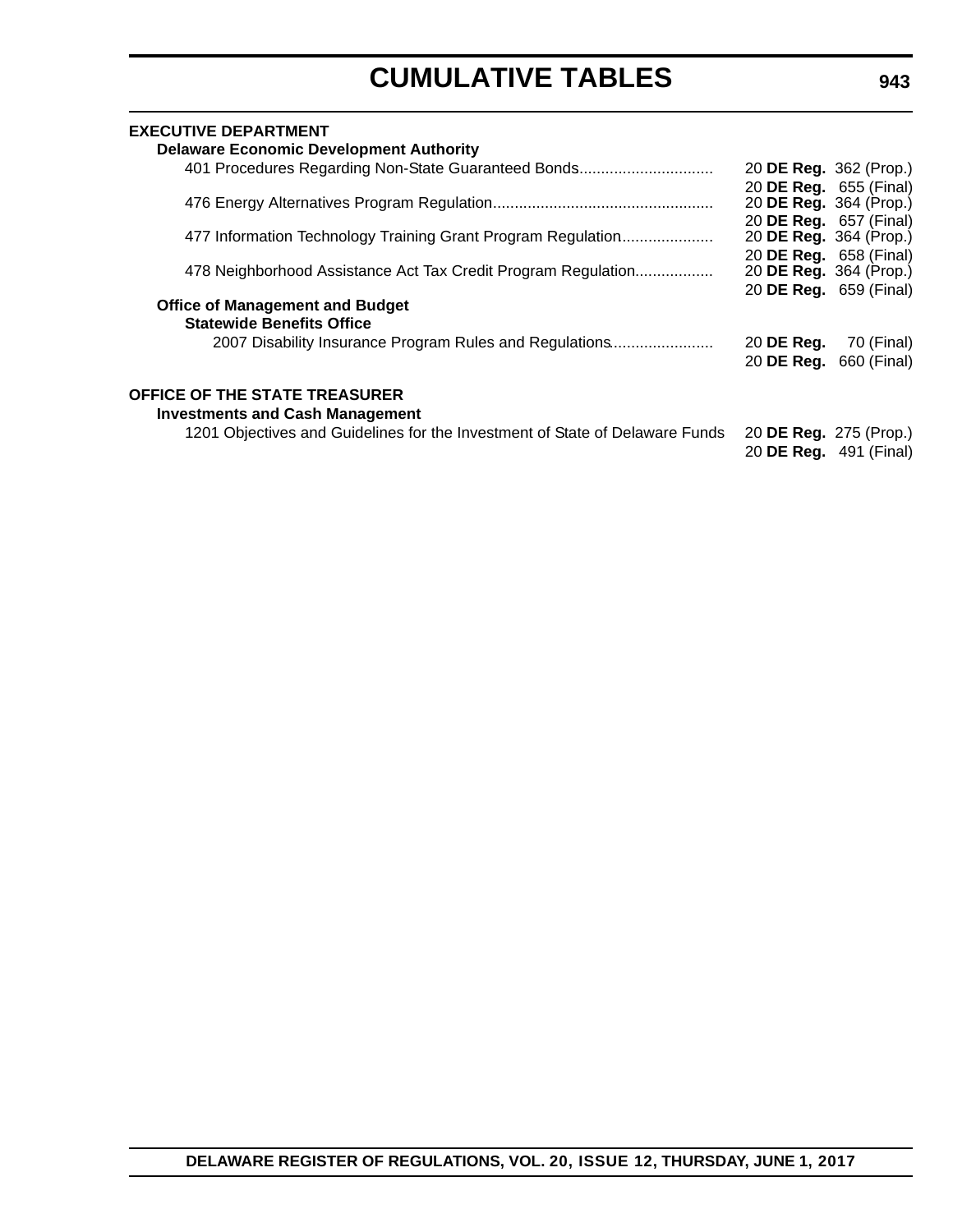# CUMULATIVE TABLES

**EXECUTIVE DEPARTMENT**

**Delaware Economic Development Authority**

| | |
|---|---|
| 401 Procedures Regarding Non-State Guaranteed Bonds | 20 **DE Reg.** 362 (Prop.) |
| | 20 **DE Reg.** 655 (Final) |
| 476 Energy Alternatives Program Regulation | 20 **DE Reg.** 364 (Prop.) |
| | 20 **DE Reg.** 657 (Final) |
| 477 Information Technology Training Grant Program Regulation | 20 **DE Reg.** 364 (Prop.) |
| | 20 **DE Reg.** 658 (Final) |
| 478 Neighborhood Assistance Act Tax Credit Program Regulation | 20 **DE Reg.** 364 (Prop.) |
| | 20 **DE Reg.** 659 (Final) |

**Office of Management and Budget**

**Statewide Benefits Office**

| | |
|---|---|
| 2007 Disability Insurance Program Rules and Regulations | 20 **DE Reg.** 70 (Final) |
| | 20 **DE Reg.** 660 (Final) |

**OFFICE OF THE STATE TREASURER**

**Investments and Cash Management**

| | |
|---|---|
| 1201 Objectives and Guidelines for the Investment of State of Delaware Funds | 20 **DE Reg.** 275 (Prop.) |
| | 20 **DE Reg.** 491 (Final) |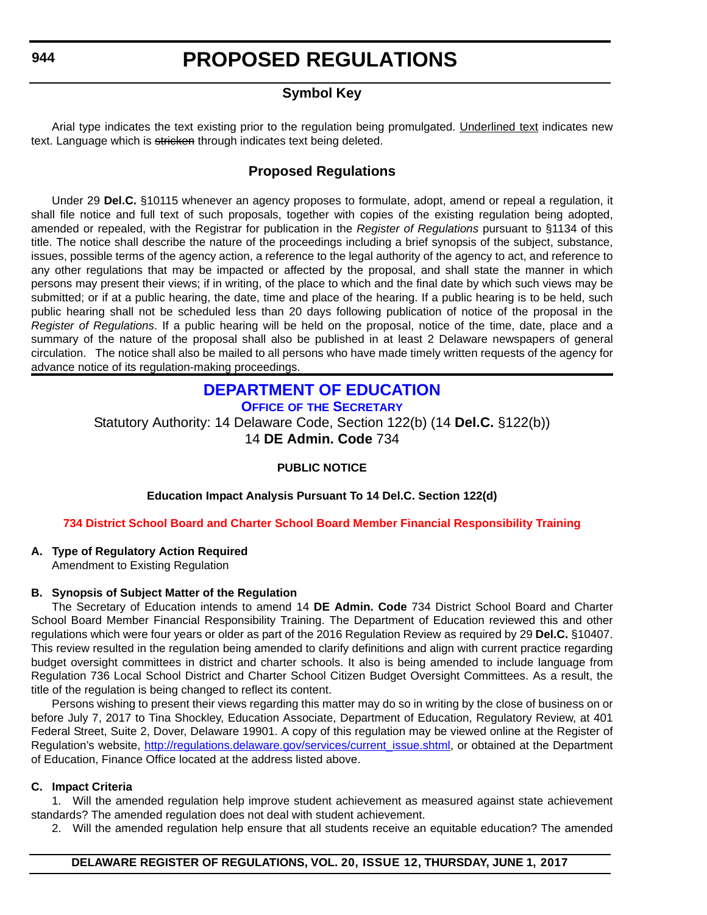# PROPOSED REGULATIONS

## Symbol Key

Arial type indicates the text existing prior to the regulation being promulgated. Underlined text indicates new text. Language which is ~~stricken~~ through indicates text being deleted.

## Proposed Regulations

Under 29 **Del.C.** §10115 whenever an agency proposes to formulate, adopt, amend or repeal a regulation, it shall file notice and full text of such proposals, together with copies of the existing regulation being adopted, amended or repealed, with the Registrar for publication in the *Register of Regulations* pursuant to §1134 of this title. The notice shall describe the nature of the proceedings including a brief synopsis of the subject, substance, issues, possible terms of the agency action, a reference to the legal authority of the agency to act, and reference to any other regulations that may be impacted or affected by the proposal, and shall state the manner in which persons may present their views; if in writing, of the place to which and the final date by which such views may be submitted; or if at a public hearing, the date, time and place of the hearing. If a public hearing is to be held, such public hearing shall not be scheduled less than 20 days following publication of notice of the proposal in the *Register of Regulations*. If a public hearing will be held on the proposal, notice of the time, date, place and a summary of the nature of the proposal shall also be published in at least 2 Delaware newspapers of general circulation. The notice shall also be mailed to all persons who have made timely written requests of the agency for advance notice of its regulation-making proceedings.

## DEPARTMENT OF EDUCATION

### OFFICE OF THE SECRETARY

Statutory Authority: 14 Delaware Code, Section 122(b) (14 **Del.C.** §122(b))
14 **DE Admin. Code** 734

**PUBLIC NOTICE**

**Education Impact Analysis Pursuant To 14 Del.C. Section 122(d)**

**734 District School Board and Charter School Board Member Financial Responsibility Training**

**A. Type of Regulatory Action Required**

Amendment to Existing Regulation

**B. Synopsis of Subject Matter of the Regulation**

The Secretary of Education intends to amend 14 **DE Admin. Code** 734 District School Board and Charter School Board Member Financial Responsibility Training. The Department of Education reviewed this and other regulations which were four years or older as part of the 2016 Regulation Review as required by 29 **Del.C.** §10407. This review resulted in the regulation being amended to clarify definitions and align with current practice regarding budget oversight committees in district and charter schools. It also is being amended to include language from Regulation 736 Local School District and Charter School Citizen Budget Oversight Committees. As a result, the title of the regulation is being changed to reflect its content.

Persons wishing to present their views regarding this matter may do so in writing by the close of business on or before July 7, 2017 to Tina Shockley, Education Associate, Department of Education, Regulatory Review, at 401 Federal Street, Suite 2, Dover, Delaware 19901. A copy of this regulation may be viewed online at the Register of Regulation's website, http://regulations.delaware.gov/services/current_issue.shtml, or obtained at the Department of Education, Finance Office located at the address listed above.

**C. Impact Criteria**

1. Will the amended regulation help improve student achievement as measured against state achievement standards? The amended regulation does not deal with student achievement.

2. Will the amended regulation help ensure that all students receive an equitable education? The amended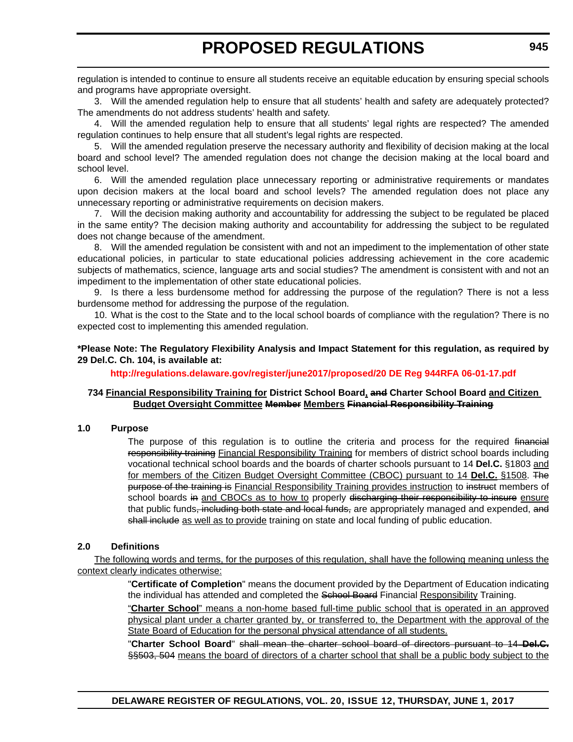regulation is intended to continue to ensure all students receive an equitable education by ensuring special schools and programs have appropriate oversight.

3. Will the amended regulation help to ensure that all students' health and safety are adequately protected? The amendments do not address students' health and safety.

4. Will the amended regulation help to ensure that all students' legal rights are respected? The amended regulation continues to help ensure that all student's legal rights are respected.

5. Will the amended regulation preserve the necessary authority and flexibility of decision making at the local board and school level? The amended regulation does not change the decision making at the local board and school level.

6. Will the amended regulation place unnecessary reporting or administrative requirements or mandates upon decision makers at the local board and school levels? The amended regulation does not place any unnecessary reporting or administrative requirements on decision makers.

7. Will the decision making authority and accountability for addressing the subject to be regulated be placed in the same entity? The decision making authority and accountability for addressing the subject to be regulated does not change because of the amendment.

8. Will the amended regulation be consistent with and not an impediment to the implementation of other state educational policies, in particular to state educational policies addressing achievement in the core academic subjects of mathematics, science, language arts and social studies? The amendment is consistent with and not an impediment to the implementation of other state educational policies.

9. Is there a less burdensome method for addressing the purpose of the regulation? There is not a less burdensome method for addressing the purpose of the regulation.

10. What is the cost to the State and to the local school boards of compliance with the regulation? There is no expected cost to implementing this amended regulation.

**\*Please Note: The Regulatory Flexibility Analysis and Impact Statement for this regulation, as required by 29 Del.C. Ch. 104, is available at:**

**http://regulations.delaware.gov/register/june2017/proposed/20 DE Reg 944RFA 06-01-17.pdf**

### 734 <u>Financial Responsibility Training for</u> District School Board<u>,</u> ~~and~~ Charter School Board <u>and Citizen Budget Oversight Committee</u> ~~Member~~ <u>Members</u> ~~Financial Responsibility Training~~

**1.0 Purpose**

The purpose of this regulation is to outline the criteria and process for the required ~~financial responsibility training~~ <u>Financial Responsibility Training</u> for members of district school boards including vocational technical school boards and the boards of charter schools pursuant to 14 **Del.C.** §1803 <u>and for members of the Citizen Budget Oversight Committee (CBOC) pursuant to 14</u> **<u>Del.C.</u>** <u>§1508</u>. ~~The purpose of the training is~~ <u>Financial Responsibility Training provides instruction</u> to ~~instruct~~ members of school boards ~~in~~ <u>and CBOCs as to how to</u> properly ~~discharging their responsibility to insure~~ <u>ensure</u> that public funds~~, including both state and local funds,~~ are appropriately managed and expended, ~~and shall include~~ <u>as well as to provide</u> training on state and local funding of public education.

**2.0 Definitions**

<u>The following words and terms, for the purposes of this regulation, shall have the following meaning unless the context clearly indicates otherwise:</u>

"**Certificate of Completion**" means the document provided by the Department of Education indicating the individual has attended and completed the ~~School Board~~ Financial <u>Responsibility</u> Training.

<u>"**Charter School**" means a non-home based full-time public school that is operated in an approved physical plant under a charter granted by, or transferred to, the Department with the approval of the State Board of Education for the personal physical attendance of all students.</u>

"**Charter School Board**" ~~shall mean the charter school board of directors pursuant to 14 **Del.C.** §§503, 504~~ <u>means the board of directors of a charter school that shall be a public body subject to the</u>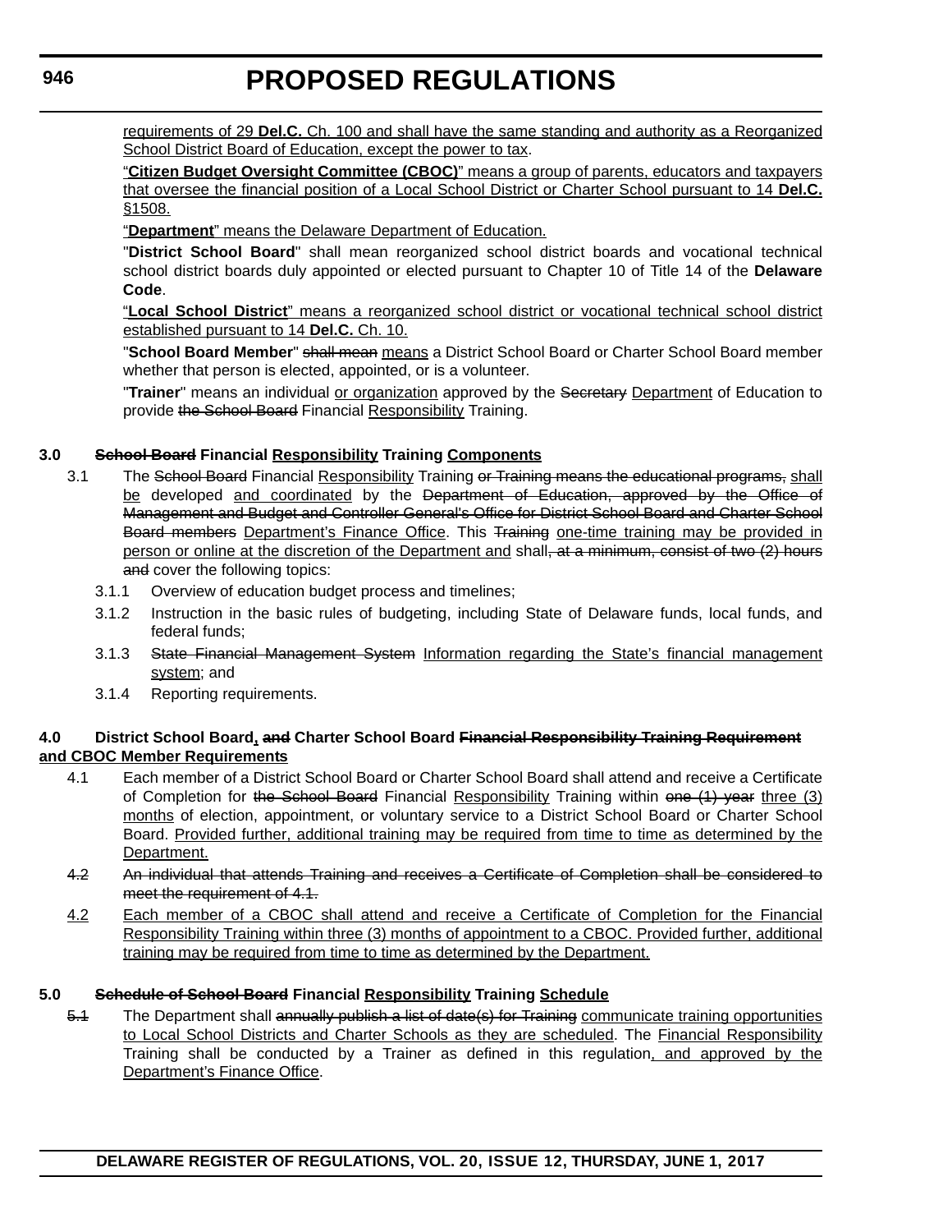<u>requirements of 29 **Del.C.** Ch. 100 and shall have the same standing and authority as a Reorganized School District Board of Education, except the power to tax</u>.

<u>"**Citizen Budget Oversight Committee (CBOC)**" means a group of parents, educators and taxpayers that oversee the financial position of a Local School District or Charter School pursuant to 14 **Del.C.** §1508.</u>

<u>"**Department**" means the Delaware Department of Education.</u>

"**District School Board**" shall mean reorganized school district boards and vocational technical school district boards duly appointed or elected pursuant to Chapter 10 of Title 14 of the **Delaware Code**.

<u>"**Local School District**" means a reorganized school district or vocational technical school district established pursuant to 14 **Del.C.** Ch. 10.</u>

"**School Board Member**" ~~shall mean~~ <u>means</u> a District School Board or Charter School Board member whether that person is elected, appointed, or is a volunteer.

"**Trainer**" means an individual <u>or organization</u> approved by the ~~Secretary~~ <u>Department</u> of Education to provide ~~the School Board~~ Financial <u>Responsibility</u> Training.

**3.0 ~~School Board~~ Financial <u>Responsibility</u> Training <u>Components</u>**

3.1 The ~~School Board~~ Financial <u>Responsibility</u> Training ~~or Training means the educational programs,~~ <u>shall be</u> developed <u>and coordinated</u> by the ~~Department of Education, approved by the Office of Management and Budget and Controller General's Office for District School Board and Charter School Board members~~ <u>Department's Finance Office</u>. This ~~Training~~ <u>one-time training may be provided in person or online at the discretion of the Department and</u> shall~~, at a minimum, consist of two (2) hours and~~ cover the following topics:

3.1.1 Overview of education budget process and timelines;

3.1.2 Instruction in the basic rules of budgeting, including State of Delaware funds, local funds, and federal funds;

3.1.3 ~~State Financial Management System~~ <u>Information regarding the State's financial management system</u>; and

3.1.4 Reporting requirements.

**4.0 District School Board<u>,</u> ~~and~~ Charter School Board ~~Financial Responsibility Training Requirement~~ <u>and CBOC Member Requirements</u>**

4.1 Each member of a District School Board or Charter School Board shall attend and receive a Certificate of Completion for ~~the School Board~~ Financial <u>Responsibility</u> Training within ~~one (1) year~~ <u>three (3) months</u> of election, appointment, or voluntary service to a District School Board or Charter School Board. <u>Provided further, additional training may be required from time to time as determined by the Department.</u>

~~4.2 An individual that attends Training and receives a Certificate of Completion shall be considered to meet the requirement of 4.1.~~

<u>4.2 Each member of a CBOC shall attend and receive a Certificate of Completion for the Financial Responsibility Training within three (3) months of appointment to a CBOC. Provided further, additional training may be required from time to time as determined by the Department.</u>

**5.0 ~~Schedule of School Board~~ Financial <u>Responsibility</u> Training <u>Schedule</u>**

~~5.1~~ The Department shall ~~annually publish a list of date(s) for Training~~ <u>communicate training opportunities to Local School Districts and Charter Schools as they are scheduled</u>. The <u>Financial Responsibility</u> Training shall be conducted by a Trainer as defined in this regulation<u>, and approved by the Department's Finance Office</u>.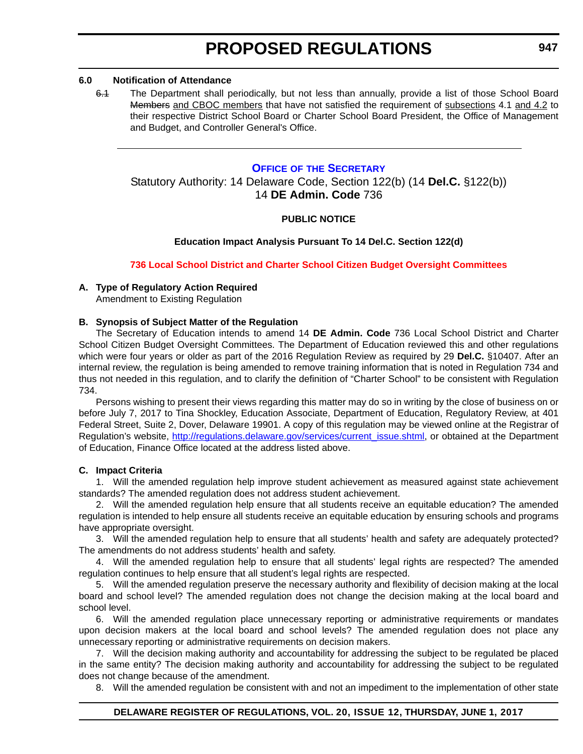**6.0 Notification of Attendance**

~~6.1~~ The Department shall periodically, but not less than annually, provide a list of those School Board ~~Members~~ and CBOC members that have not satisfied the requirement of subsections 4.1 and 4.2 to their respective District School Board or Charter School Board President, the Office of Management and Budget, and Controller General's Office.

---

## OFFICE OF THE SECRETARY

Statutory Authority: 14 Delaware Code, Section 122(b) (14 **Del.C.** §122(b))
14 **DE Admin. Code** 736

**PUBLIC NOTICE**

**Education Impact Analysis Pursuant To 14 Del.C. Section 122(d)**

**736 Local School District and Charter School Citizen Budget Oversight Committees**

**A. Type of Regulatory Action Required**

Amendment to Existing Regulation

**B. Synopsis of Subject Matter of the Regulation**

The Secretary of Education intends to amend 14 **DE Admin. Code** 736 Local School District and Charter School Citizen Budget Oversight Committees. The Department of Education reviewed this and other regulations which were four years or older as part of the 2016 Regulation Review as required by 29 **Del.C.** §10407. After an internal review, the regulation is being amended to remove training information that is noted in Regulation 734 and thus not needed in this regulation, and to clarify the definition of "Charter School" to be consistent with Regulation 734.

Persons wishing to present their views regarding this matter may do so in writing by the close of business on or before July 7, 2017 to Tina Shockley, Education Associate, Department of Education, Regulatory Review, at 401 Federal Street, Suite 2, Dover, Delaware 19901. A copy of this regulation may be viewed online at the Registrar of Regulation's website, http://regulations.delaware.gov/services/current_issue.shtml, or obtained at the Department of Education, Finance Office located at the address listed above.

**C. Impact Criteria**

1. Will the amended regulation help improve student achievement as measured against state achievement standards? The amended regulation does not address student achievement.

2. Will the amended regulation help ensure that all students receive an equitable education? The amended regulation is intended to help ensure all students receive an equitable education by ensuring schools and programs have appropriate oversight.

3. Will the amended regulation help to ensure that all students' health and safety are adequately protected? The amendments do not address students' health and safety.

4. Will the amended regulation help to ensure that all students' legal rights are respected? The amended regulation continues to help ensure that all student's legal rights are respected.

5. Will the amended regulation preserve the necessary authority and flexibility of decision making at the local board and school level? The amended regulation does not change the decision making at the local board and school level.

6. Will the amended regulation place unnecessary reporting or administrative requirements or mandates upon decision makers at the local board and school levels? The amended regulation does not place any unnecessary reporting or administrative requirements on decision makers.

7. Will the decision making authority and accountability for addressing the subject to be regulated be placed in the same entity? The decision making authority and accountability for addressing the subject to be regulated does not change because of the amendment.

8. Will the amended regulation be consistent with and not an impediment to the implementation of other state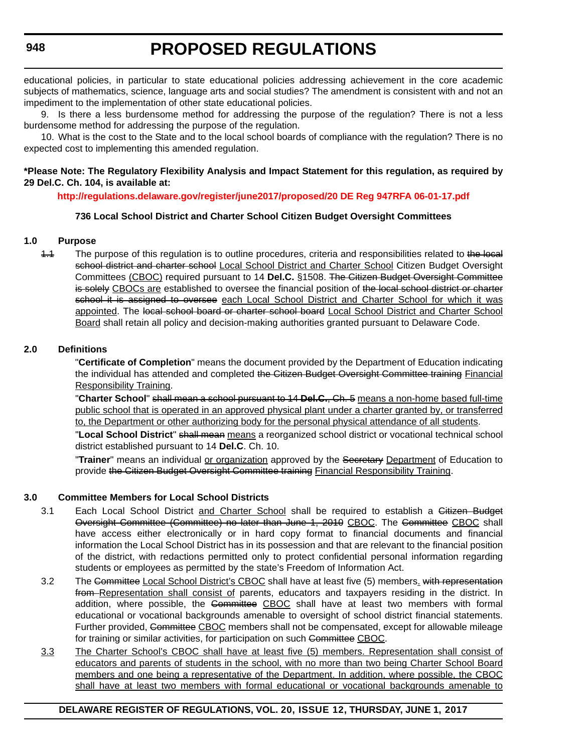educational policies, in particular to state educational policies addressing achievement in the core academic subjects of mathematics, science, language arts and social studies? The amendment is consistent with and not an impediment to the implementation of other state educational policies.

9. Is there a less burdensome method for addressing the purpose of the regulation? There is not a less burdensome method for addressing the purpose of the regulation.

10. What is the cost to the State and to the local school boards of compliance with the regulation? There is no expected cost to implementing this amended regulation.

**\*Please Note: The Regulatory Flexibility Analysis and Impact Statement for this regulation, as required by 29 Del.C. Ch. 104, is available at:**

**http://regulations.delaware.gov/register/june2017/proposed/20 DE Reg 947RFA 06-01-17.pdf**

**736 Local School District and Charter School Citizen Budget Oversight Committees**

**1.0 Purpose**

~~1.1~~ The purpose of this regulation is to outline procedures, criteria and responsibilities related to ~~the local school district and charter school~~ <u>Local School District and Charter School</u> Citizen Budget Oversight Committees <u>(CBOC)</u> required pursuant to 14 **Del.C.** §1508. ~~The Citizen Budget Oversight Committee is solely~~ <u>CBOCs are</u> established to oversee the financial position of ~~the local school district or charter school it is assigned to oversee~~ <u>each Local School District and Charter School for which it was appointed</u>. The ~~local school board or charter school board~~ <u>Local School District and Charter School Board</u> shall retain all policy and decision-making authorities granted pursuant to Delaware Code.

**2.0 Definitions**

"**Certificate of Completion**" means the document provided by the Department of Education indicating the individual has attended and completed ~~the Citizen Budget Oversight Committee training~~ <u>Financial Responsibility Training</u>.

"**Charter School**" ~~shall mean a school pursuant to 14 **Del.C.**, Ch. 5~~ <u>means a non-home based full-time public school that is operated in an approved physical plant under a charter granted by, or transferred to, the Department or other authorizing body for the personal physical attendance of all students</u>.

"**Local School District**" ~~shall mean~~ <u>means</u> a reorganized school district or vocational technical school district established pursuant to 14 **Del.C**. Ch. 10.

"**Trainer**" means an individual <u>or organization</u> approved by the ~~Secretary~~ <u>Department</u> of Education to provide ~~the Citizen Budget Oversight Committee training~~ <u>Financial Responsibility Training</u>.

**3.0 Committee Members for Local School Districts**

3.1 Each Local School District <u>and Charter School</u> shall be required to establish a ~~Citizen Budget Oversight Committee (Committee) no later than June 1, 2010~~ <u>CBOC</u>. The ~~Committee~~ <u>CBOC</u> shall have access either electronically or in hard copy format to financial documents and financial information the Local School District has in its possession and that are relevant to the financial position of the district, with redactions permitted only to protect confidential personal information regarding students or employees as permitted by the state's Freedom of Information Act.

3.2 The ~~Committee~~ <u>Local School District's CBOC</u> shall have at least five (5) members<u>.</u> ~~with representation from~~ <u>Representation shall consist of</u> parents, educators and taxpayers residing in the district. In addition, where possible, the ~~Committee~~ <u>CBOC</u> shall have at least two members with formal educational or vocational backgrounds amenable to oversight of school district financial statements. Further provided, ~~Committee~~ <u>CBOC</u> members shall not be compensated, except for allowable mileage for training or similar activities, for participation on such ~~Committee~~ <u>CBOC</u>.

<u>3.3</u> <u>The Charter School's CBOC shall have at least five (5) members. Representation shall consist of educators and parents of students in the school, with no more than two being Charter School Board members and one being a representative of the Department. In addition, where possible, the CBOC shall have at least two members with formal educational or vocational backgrounds amenable to</u>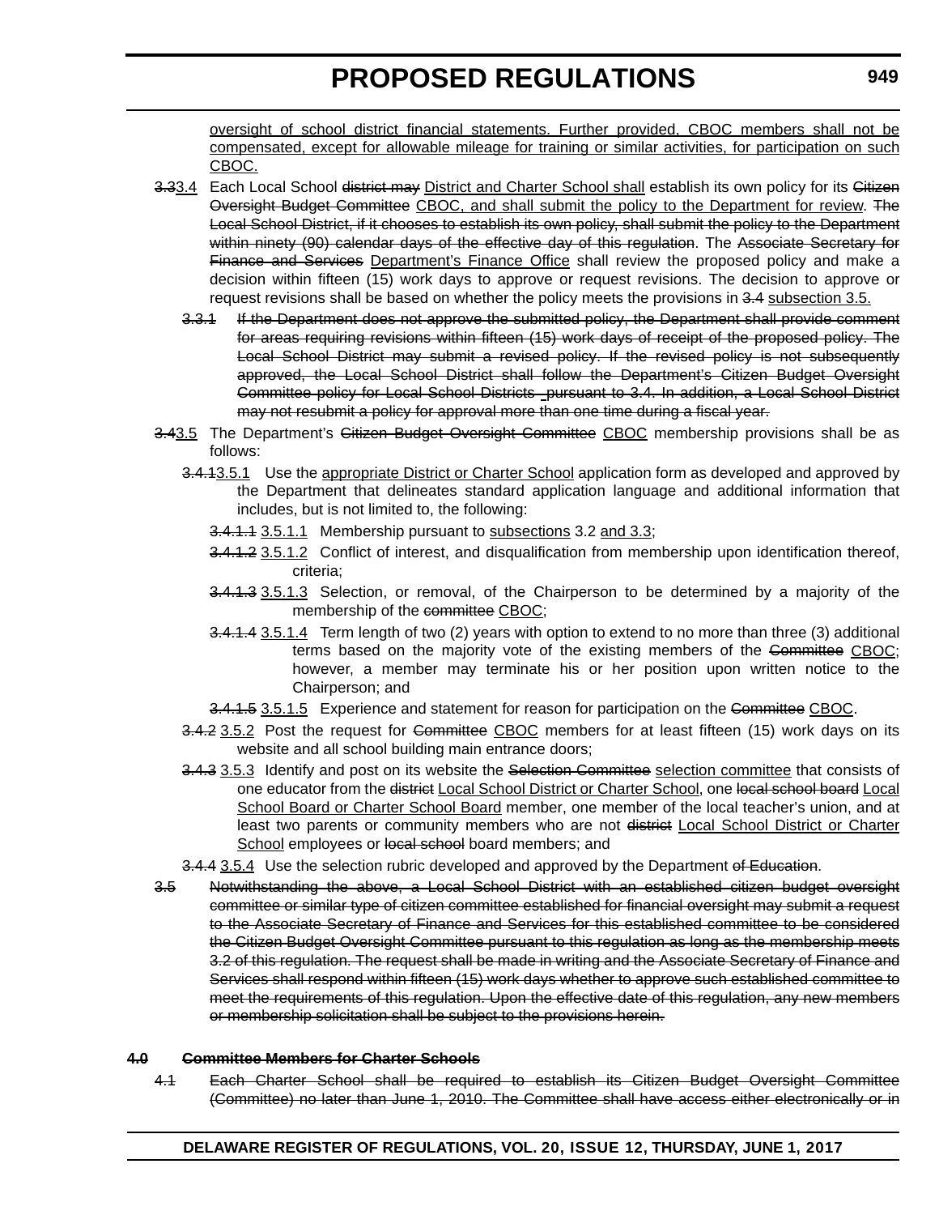<u>oversight of school district financial statements. Further provided, CBOC members shall not be compensated, except for allowable mileage for training or similar activities, for participation on such CBOC.</u>

~~3.3~~<u>3.4</u> Each Local School ~~district may~~ <u>District and Charter School shall</u> establish its own policy for its ~~Citizen Oversight Budget Committee~~ <u>CBOC, and shall submit the policy to the Department for review</u>. ~~The Local School District, if it chooses to establish its own policy, shall submit the policy to the Department within ninety (90) calendar days of the effective day of this regulation~~. The ~~Associate Secretary for Finance and Services~~ <u>Department's Finance Office</u> shall review the proposed policy and make a decision within fifteen (15) work days to approve or request revisions. The decision to approve or request revisions shall be based on whether the policy meets the provisions in ~~3.4~~ <u>subsection 3.5.</u>

~~3.3.1 If the Department does not approve the submitted policy, the Department shall provide comment for areas requiring revisions within fifteen (15) work days of receipt of the proposed policy. The Local School District may submit a revised policy. If the revised policy is not subsequently approved, the Local School District shall follow the Department's Citizen Budget Oversight Committee policy for Local School Districts pursuant to 3.4. In addition, a Local School District may not resubmit a policy for approval more than one time during a fiscal year.~~

~~3.4~~<u>3.5</u> The Department's ~~Citizen Budget Oversight Committee~~ <u>CBOC</u> membership provisions shall be as follows:

~~3.4.1~~<u>3.5.1</u> Use the <u>appropriate District or Charter School</u> application form as developed and approved by the Department that delineates standard application language and additional information that includes, but is not limited to, the following:

~~3.4.1.1~~ <u>3.5.1.1</u> Membership pursuant to <u>subsections</u> 3.2 <u>and 3.3</u>;

~~3.4.1.2~~ <u>3.5.1.2</u> Conflict of interest, and disqualification from membership upon identification thereof, criteria;

~~3.4.1.3~~ <u>3.5.1.3</u> Selection, or removal, of the Chairperson to be determined by a majority of the membership of the ~~committee~~ <u>CBOC</u>;

~~3.4.1.4~~ <u>3.5.1.4</u> Term length of two (2) years with option to extend to no more than three (3) additional terms based on the majority vote of the existing members of the ~~Committee~~ <u>CBOC</u>; however, a member may terminate his or her position upon written notice to the Chairperson; and

~~3.4.1.5~~ <u>3.5.1.5</u> Experience and statement for reason for participation on the ~~Committee~~ <u>CBOC</u>.

~~3.4.2~~ <u>3.5.2</u> Post the request for ~~Committee~~ <u>CBOC</u> members for at least fifteen (15) work days on its website and all school building main entrance doors;

~~3.4.3~~ <u>3.5.3</u> Identify and post on its website the ~~Selection Committee~~ <u>selection committee</u> that consists of one educator from the ~~district~~ <u>Local School District or Charter School</u>, one ~~local school board~~ <u>Local School Board or Charter School Board</u> member, one member of the local teacher's union, and at least two parents or community members who are not ~~district~~ <u>Local School District or Charter School</u> employees or ~~local school~~ board members; and

~~3.4.4~~ <u>3.5.4</u> Use the selection rubric developed and approved by the Department ~~of Education~~.

~~3.5 Notwithstanding the above, a Local School District with an established citizen budget oversight committee or similar type of citizen committee established for financial oversight may submit a request to the Associate Secretary of Finance and Services for this established committee to be considered the Citizen Budget Oversight Committee pursuant to this regulation as long as the membership meets 3.2 of this regulation. The request shall be made in writing and the Associate Secretary of Finance and Services shall respond within fifteen (15) work days whether to approve such established committee to meet the requirements of this regulation. Upon the effective date of this regulation, any new members or membership solicitation shall be subject to the provisions herein.~~

**~~4.0 Committee Members for Charter Schools~~**

~~4.1 Each Charter School shall be required to establish its Citizen Budget Oversight Committee (Committee) no later than June 1, 2010. The Committee shall have access either electronically or in~~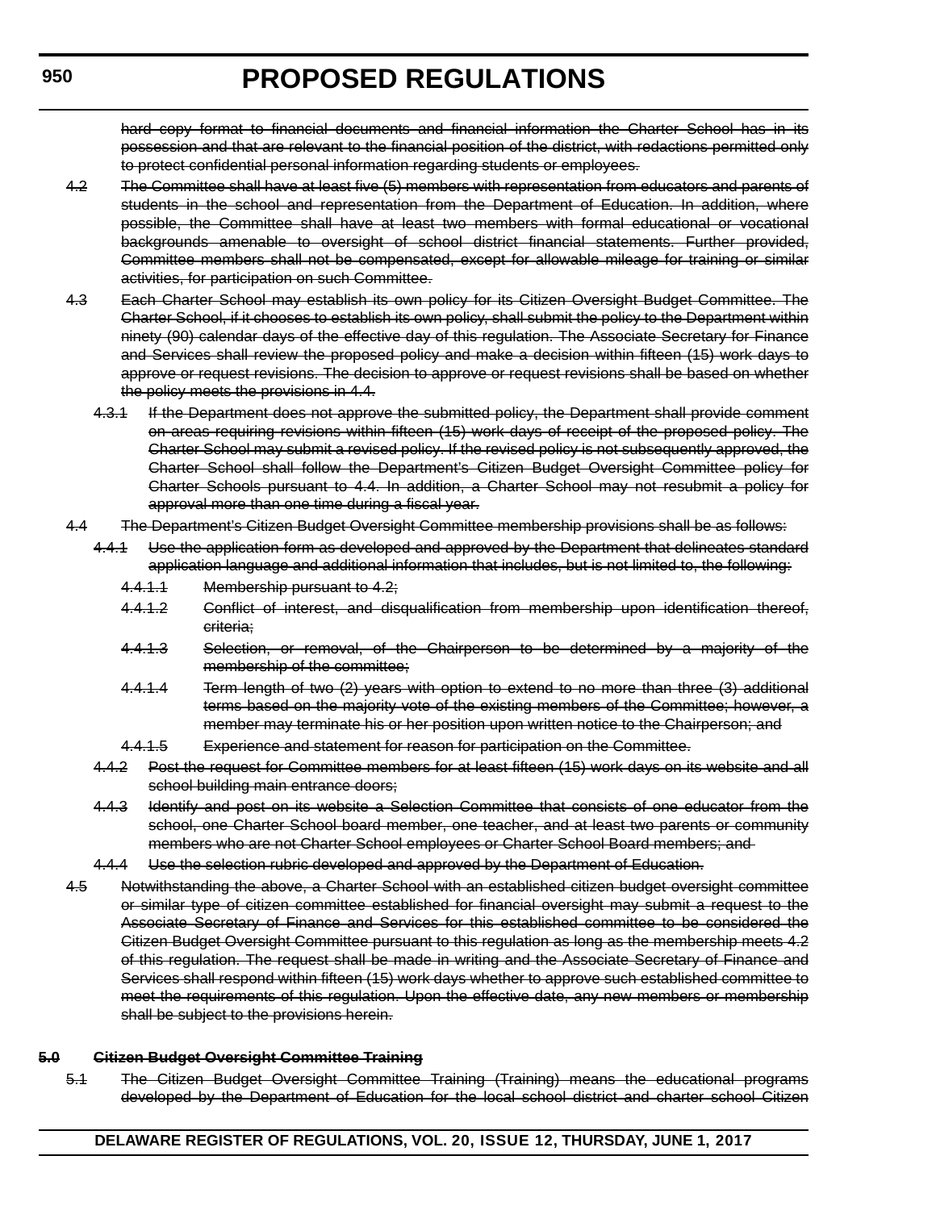~~hard copy format to financial documents and financial information the Charter School has in its possession and that are relevant to the financial position of the district, with redactions permitted only to protect confidential personal information regarding students or employees.~~

~~4.2~~ ~~The Committee shall have at least five (5) members with representation from educators and parents of students in the school and representation from the Department of Education. In addition, where possible, the Committee shall have at least two members with formal educational or vocational backgrounds amenable to oversight of school district financial statements. Further provided, Committee members shall not be compensated, except for allowable mileage for training or similar activities, for participation on such Committee.~~

~~4.3~~ ~~Each Charter School may establish its own policy for its Citizen Oversight Budget Committee. The Charter School, if it chooses to establish its own policy, shall submit the policy to the Department within ninety (90) calendar days of the effective day of this regulation. The Associate Secretary for Finance and Services shall review the proposed policy and make a decision within fifteen (15) work days to approve or request revisions. The decision to approve or request revisions shall be based on whether the policy meets the provisions in 4.4.~~

~~4.3.1~~ ~~If the Department does not approve the submitted policy, the Department shall provide comment on areas requiring revisions within fifteen (15) work days of receipt of the proposed policy. The Charter School may submit a revised policy. If the revised policy is not subsequently approved, the Charter School shall follow the Department's Citizen Budget Oversight Committee policy for Charter Schools pursuant to 4.4. In addition, a Charter School may not resubmit a policy for approval more than one time during a fiscal year.~~

~~4.4~~ ~~The Department's Citizen Budget Oversight Committee membership provisions shall be as follows:~~

~~4.4.1~~ ~~Use the application form as developed and approved by the Department that delineates standard application language and additional information that includes, but is not limited to, the following:~~

~~4.4.1.1~~ ~~Membership pursuant to 4.2;~~

~~4.4.1.2~~ ~~Conflict of interest, and disqualification from membership upon identification thereof, criteria;~~

~~4.4.1.3~~ ~~Selection, or removal, of the Chairperson to be determined by a majority of the membership of the committee;~~

~~4.4.1.4~~ ~~Term length of two (2) years with option to extend to no more than three (3) additional terms based on the majority vote of the existing members of the Committee; however, a member may terminate his or her position upon written notice to the Chairperson; and~~

~~4.4.1.5~~ ~~Experience and statement for reason for participation on the Committee.~~

~~4.4.2~~ ~~Post the request for Committee members for at least fifteen (15) work days on its website and all school building main entrance doors;~~

~~4.4.3~~ ~~Identify and post on its website a Selection Committee that consists of one educator from the school, one Charter School board member, one teacher, and at least two parents or community members who are not Charter School employees or Charter School Board members; and~~

~~4.4.4~~ ~~Use the selection rubric developed and approved by the Department of Education.~~

~~4.5~~ ~~Notwithstanding the above, a Charter School with an established citizen budget oversight committee or similar type of citizen committee established for financial oversight may submit a request to the Associate Secretary of Finance and Services for this established committee to be considered the Citizen Budget Oversight Committee pursuant to this regulation as long as the membership meets 4.2 of this regulation. The request shall be made in writing and the Associate Secretary of Finance and Services shall respond within fifteen (15) work days whether to approve such established committee to meet the requirements of this regulation. Upon the effective date, any new members or membership shall be subject to the provisions herein.~~

~~**5.0**~~ ~~**Citizen Budget Oversight Committee Training**~~

~~5.1~~ ~~The Citizen Budget Oversight Committee Training (Training) means the educational programs developed by the Department of Education for the local school district and charter school Citizen~~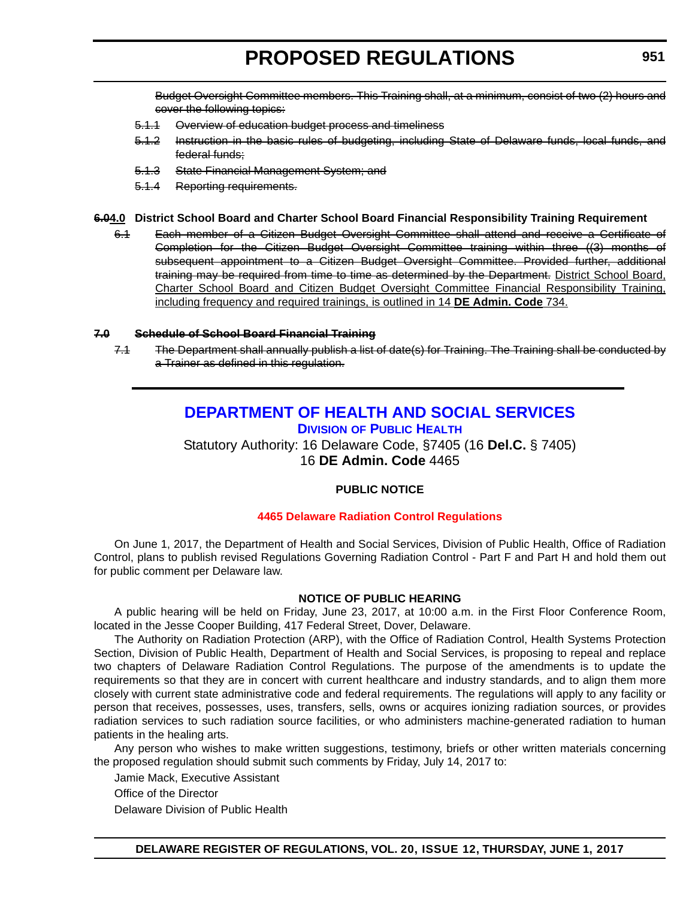~~Budget Oversight Committee members. This Training shall, at a minimum, consist of two (2) hours and cover the following topics:~~

~~5.1.1 Overview of education budget process and timeliness~~

~~5.1.2 Instruction in the basic rules of budgeting, including State of Delaware funds, local funds, and federal funds;~~

~~5.1.3 State Financial Management System; and~~

~~5.1.4 Reporting requirements.~~

**~~6.0~~4.0 District School Board and Charter School Board Financial Responsibility Training Requirement**

~~6.1~~ ~~Each member of a Citizen Budget Oversight Committee shall attend and receive a Certificate of Completion for the Citizen Budget Oversight Committee training within three ((3) months of subsequent appointment to a Citizen Budget Oversight Committee. Provided further, additional training may be required from time to time as determined by the Department.~~ District School Board, Charter School Board and Citizen Budget Oversight Committee Financial Responsibility Training, including frequency and required trainings, is outlined in 14 **DE Admin. Code** 734.

**~~7.0 Schedule of School Board Financial Training~~**

~~7.1 The Department shall annually publish a list of date(s) for Training. The Training shall be conducted by a Trainer as defined in this regulation.~~

---

## DEPARTMENT OF HEALTH AND SOCIAL SERVICES

### DIVISION OF PUBLIC HEALTH

Statutory Authority: 16 Delaware Code, §7405 (16 **Del.C.** § 7405)
16 **DE Admin. Code** 4465

**PUBLIC NOTICE**

**4465 Delaware Radiation Control Regulations**

On June 1, 2017, the Department of Health and Social Services, Division of Public Health, Office of Radiation Control, plans to publish revised Regulations Governing Radiation Control - Part F and Part H and hold them out for public comment per Delaware law.

**NOTICE OF PUBLIC HEARING**

A public hearing will be held on Friday, June 23, 2017, at 10:00 a.m. in the First Floor Conference Room, located in the Jesse Cooper Building, 417 Federal Street, Dover, Delaware.

The Authority on Radiation Protection (ARP), with the Office of Radiation Control, Health Systems Protection Section, Division of Public Health, Department of Health and Social Services, is proposing to repeal and replace two chapters of Delaware Radiation Control Regulations. The purpose of the amendments is to update the requirements so that they are in concert with current healthcare and industry standards, and to align them more closely with current state administrative code and federal requirements. The regulations will apply to any facility or person that receives, possesses, uses, transfers, sells, owns or acquires ionizing radiation sources, or provides radiation services to such radiation source facilities, or who administers machine-generated radiation to human patients in the healing arts.

Any person who wishes to make written suggestions, testimony, briefs or other written materials concerning the proposed regulation should submit such comments by Friday, July 14, 2017 to:

Jamie Mack, Executive Assistant

Office of the Director

Delaware Division of Public Health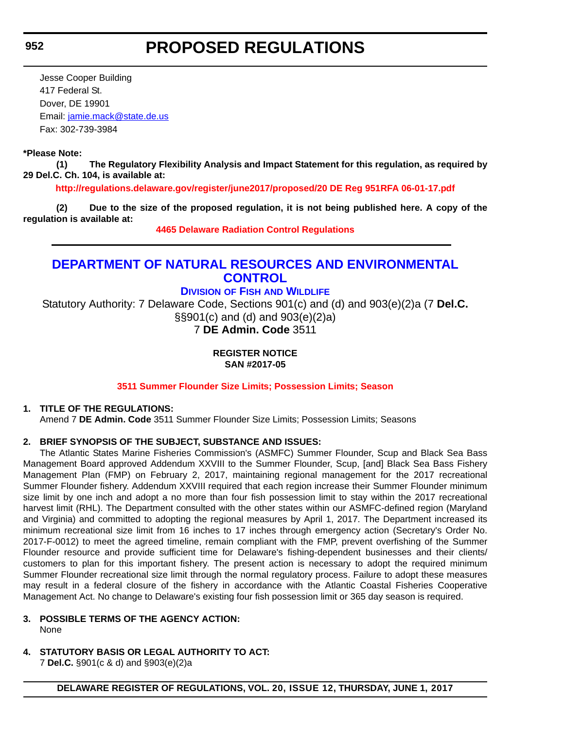Jesse Cooper Building
417 Federal St.
Dover, DE 19901
Email: jamie.mack@state.de.us
Fax: 302-739-3984

**\*Please Note:**

**(1) The Regulatory Flexibility Analysis and Impact Statement for this regulation, as required by 29 Del.C. Ch. 104, is available at:**

**http://regulations.delaware.gov/register/june2017/proposed/20 DE Reg 951RFA 06-01-17.pdf**

**(2) Due to the size of the proposed regulation, it is not being published here. A copy of the regulation is available at:**

**4465 Delaware Radiation Control Regulations**

---

# DEPARTMENT OF NATURAL RESOURCES AND ENVIRONMENTAL CONTROL

## Division of Fish and Wildlife

Statutory Authority: 7 Delaware Code, Sections 901(c) and (d) and 903(e)(2)a (7 **Del.C.** §§901(c) and (d) and 903(e)(2)a)
7 **DE Admin. Code** 3511

**REGISTER NOTICE**
**SAN #2017-05**

**3511 Summer Flounder Size Limits; Possession Limits; Season**

**1. TITLE OF THE REGULATIONS:**

Amend 7 **DE Admin. Code** 3511 Summer Flounder Size Limits; Possession Limits; Seasons

**2. BRIEF SYNOPSIS OF THE SUBJECT, SUBSTANCE AND ISSUES:**

The Atlantic States Marine Fisheries Commission's (ASMFC) Summer Flounder, Scup and Black Sea Bass Management Board approved Addendum XXVIII to the Summer Flounder, Scup, [and] Black Sea Bass Fishery Management Plan (FMP) on February 2, 2017, maintaining regional management for the 2017 recreational Summer Flounder fishery. Addendum XXVIII required that each region increase their Summer Flounder minimum size limit by one inch and adopt a no more than four fish possession limit to stay within the 2017 recreational harvest limit (RHL). The Department consulted with the other states within our ASMFC-defined region (Maryland and Virginia) and committed to adopting the regional measures by April 1, 2017. The Department increased its minimum recreational size limit from 16 inches to 17 inches through emergency action (Secretary's Order No. 2017-F-0012) to meet the agreed timeline, remain compliant with the FMP, prevent overfishing of the Summer Flounder resource and provide sufficient time for Delaware's fishing-dependent businesses and their clients/customers to plan for this important fishery. The present action is necessary to adopt the required minimum Summer Flounder recreational size limit through the normal regulatory process. Failure to adopt these measures may result in a federal closure of the fishery in accordance with the Atlantic Coastal Fisheries Cooperative Management Act. No change to Delaware's existing four fish possession limit or 365 day season is required.

**3. POSSIBLE TERMS OF THE AGENCY ACTION:**

None

**4. STATUTORY BASIS OR LEGAL AUTHORITY TO ACT:**

7 **Del.C.** §901(c & d) and §903(e)(2)a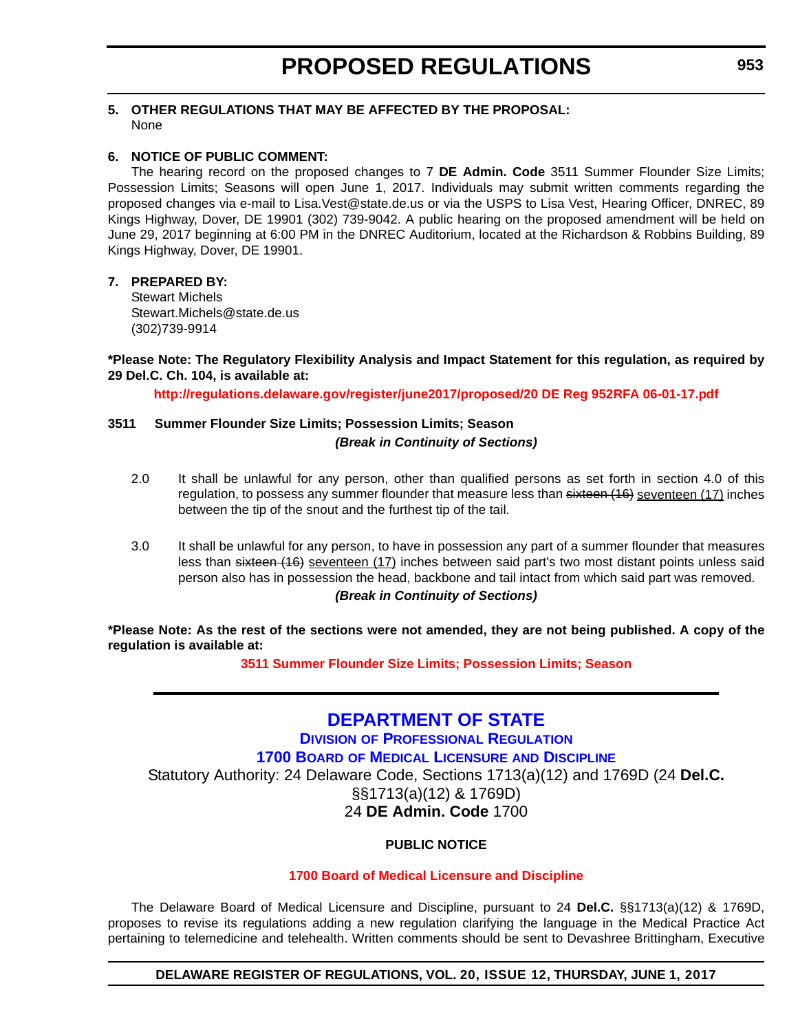**5. OTHER REGULATIONS THAT MAY BE AFFECTED BY THE PROPOSAL:**

None

**6. NOTICE OF PUBLIC COMMENT:**

The hearing record on the proposed changes to 7 **DE Admin. Code** 3511 Summer Flounder Size Limits; Possession Limits; Seasons will open June 1, 2017. Individuals may submit written comments regarding the proposed changes via e-mail to Lisa.Vest@state.de.us or via the USPS to Lisa Vest, Hearing Officer, DNREC, 89 Kings Highway, Dover, DE 19901 (302) 739-9042. A public hearing on the proposed amendment will be held on June 29, 2017 beginning at 6:00 PM in the DNREC Auditorium, located at the Richardson & Robbins Building, 89 Kings Highway, Dover, DE 19901.

**7. PREPARED BY:**

Stewart Michels
Stewart.Michels@state.de.us
(302)739-9914

**\*Please Note: The Regulatory Flexibility Analysis and Impact Statement for this regulation, as required by 29 Del.C. Ch. 104, is available at:**

**http://regulations.delaware.gov/register/june2017/proposed/20 DE Reg 952RFA 06-01-17.pdf**

**3511 Summer Flounder Size Limits; Possession Limits; Season**

***(Break in Continuity of Sections)***

2.0 It shall be unlawful for any person, other than qualified persons as set forth in section 4.0 of this regulation, to possess any summer flounder that measure less than ~~sixteen (16)~~ seventeen (17) inches between the tip of the snout and the furthest tip of the tail.

3.0 It shall be unlawful for any person, to have in possession any part of a summer flounder that measures less than ~~sixteen (16)~~ seventeen (17) inches between said part's two most distant points unless said person also has in possession the head, backbone and tail intact from which said part was removed.

***(Break in Continuity of Sections)***

**\*Please Note: As the rest of the sections were not amended, they are not being published. A copy of the regulation is available at:**

**3511 Summer Flounder Size Limits; Possession Limits; Season**

---

## DEPARTMENT OF STATE

### DIVISION OF PROFESSIONAL REGULATION

### 1700 BOARD OF MEDICAL LICENSURE AND DISCIPLINE

Statutory Authority: 24 Delaware Code, Sections 1713(a)(12) and 1769D (24 **Del.C.** §§1713(a)(12) & 1769D)
24 **DE Admin. Code** 1700

**PUBLIC NOTICE**

**1700 Board of Medical Licensure and Discipline**

The Delaware Board of Medical Licensure and Discipline, pursuant to 24 **Del.C.** §§1713(a)(12) & 1769D, proposes to revise its regulations adding a new regulation clarifying the language in the Medical Practice Act pertaining to telemedicine and telehealth. Written comments should be sent to Devashree Brittingham, Executive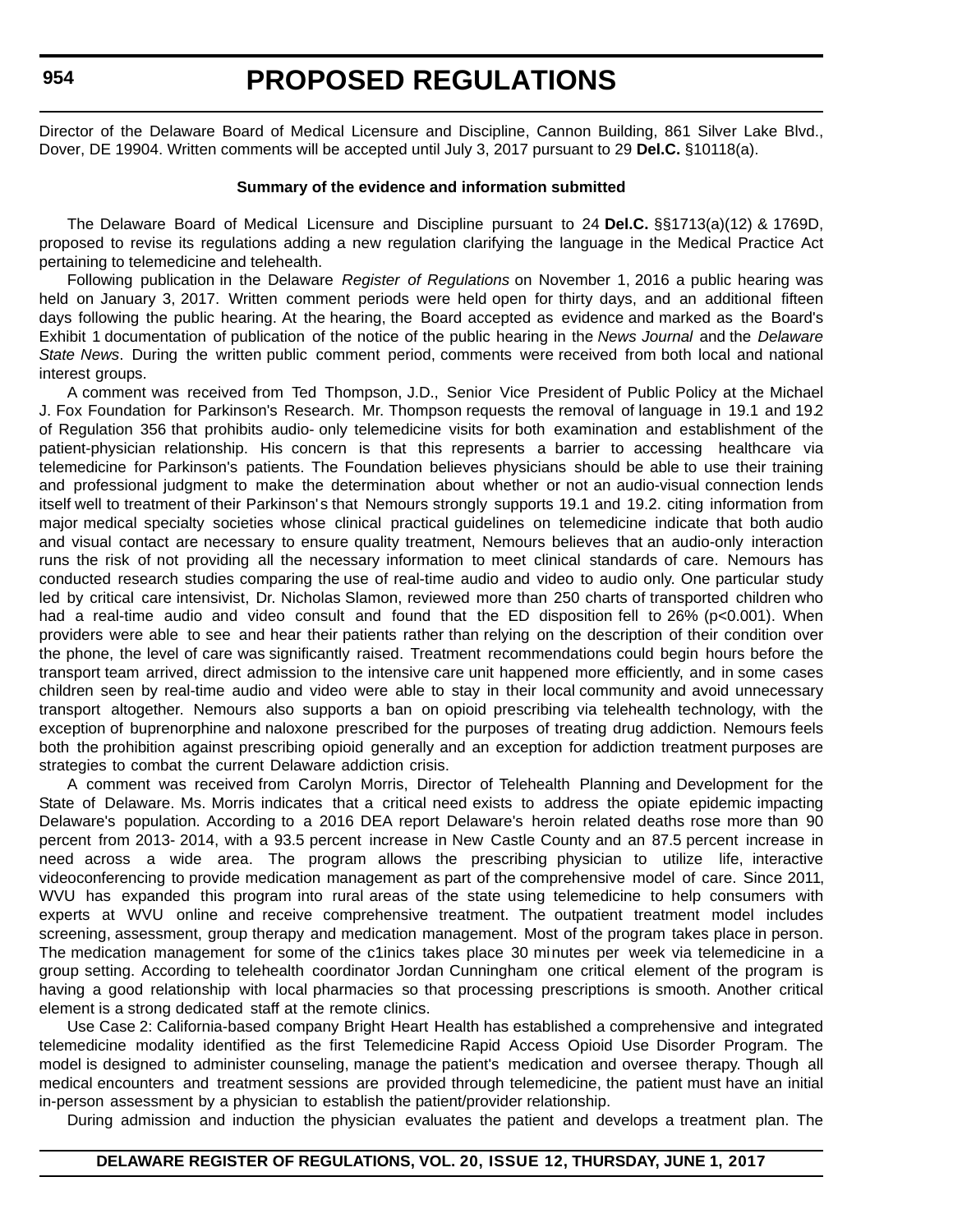Director of the Delaware Board of Medical Licensure and Discipline, Cannon Building, 861 Silver Lake Blvd., Dover, DE 19904. Written comments will be accepted until July 3, 2017 pursuant to 29 **Del.C.** §10118(a).

**Summary of the evidence and information submitted**

The Delaware Board of Medical Licensure and Discipline pursuant to 24 **Del.C.** §§1713(a)(12) & 1769D, proposed to revise its regulations adding a new regulation clarifying the language in the Medical Practice Act pertaining to telemedicine and telehealth.

Following publication in the Delaware *Register of Regulations* on November 1, 2016 a public hearing was held on January 3, 2017. Written comment periods were held open for thirty days, and an additional fifteen days following the public hearing. At the hearing, the Board accepted as evidence and marked as the Board's Exhibit 1 documentation of publication of the notice of the public hearing in the *News Journal* and the *Delaware State News*. During the written public comment period, comments were received from both local and national interest groups.

A comment was received from Ted Thompson, J.D., Senior Vice President of Public Policy at the Michael J. Fox Foundation for Parkinson's Research. Mr. Thompson requests the removal of language in 19.1 and 19.2 of Regulation 356 that prohibits audio- only telemedicine visits for both examination and establishment of the patient-physician relationship. His concern is that this represents a barrier to accessing healthcare via telemedicine for Parkinson's patients. The Foundation believes physicians should be able to use their training and professional judgment to make the determination about whether or not an audio-visual connection lends itself well to treatment of their Parkinson' s that Nemours strongly supports 19.1 and 19.2. citing information from major medical specialty societies whose clinical practical guidelines on telemedicine indicate that both audio and visual contact are necessary to ensure quality treatment, Nemours believes that an audio-only interaction runs the risk of not providing all the necessary information to meet clinical standards of care. Nemours has conducted research studies comparing the use of real-time audio and video to audio only. One particular study led by critical care intensivist, Dr. Nicholas Slamon, reviewed more than 250 charts of transported children who had a real-time audio and video consult and found that the ED disposition fell to 26% ($p<0.001$). When providers were able to see and hear their patients rather than relying on the description of their condition over the phone, the level of care was significantly raised. Treatment recommendations could begin hours before the transport team arrived, direct admission to the intensive care unit happened more efficiently, and in some cases children seen by real-time audio and video were able to stay in their local community and avoid unnecessary transport altogether. Nemours also supports a ban on opioid prescribing via telehealth technology, with the exception of buprenorphine and naloxone prescribed for the purposes of treating drug addiction. Nemours feels both the prohibition against prescribing opioid generally and an exception for addiction treatment purposes are strategies to combat the current Delaware addiction crisis.

A comment was received from Carolyn Morris, Director of Telehealth Planning and Development for the State of Delaware. Ms. Morris indicates that a critical need exists to address the opiate epidemic impacting Delaware's population. According to a 2016 DEA report Delaware's heroin related deaths rose more than 90 percent from 2013- 2014, with a 93.5 percent increase in New Castle County and an 87.5 percent increase in need across a wide area. The program allows the prescribing physician to utilize life, interactive videoconferencing to provide medication management as part of the comprehensive model of care. Since 2011, WVU has expanded this program into rural areas of the state using telemedicine to help consumers with experts at WVU online and receive comprehensive treatment. The outpatient treatment model includes screening, assessment, group therapy and medication management. Most of the program takes place in person. The medication management for some of the c1inics takes place 30 minutes per week via telemedicine in a group setting. According to telehealth coordinator Jordan Cunningham one critical element of the program is having a good relationship with local pharmacies so that processing prescriptions is smooth. Another critical element is a strong dedicated staff at the remote clinics.

Use Case 2: California-based company Bright Heart Health has established a comprehensive and integrated telemedicine modality identified as the first Telemedicine Rapid Access Opioid Use Disorder Program. The model is designed to administer counseling, manage the patient's medication and oversee therapy. Though all medical encounters and treatment sessions are provided through telemedicine, the patient must have an initial in-person assessment by a physician to establish the patient/provider relationship.

During admission and induction the physician evaluates the patient and develops a treatment plan. The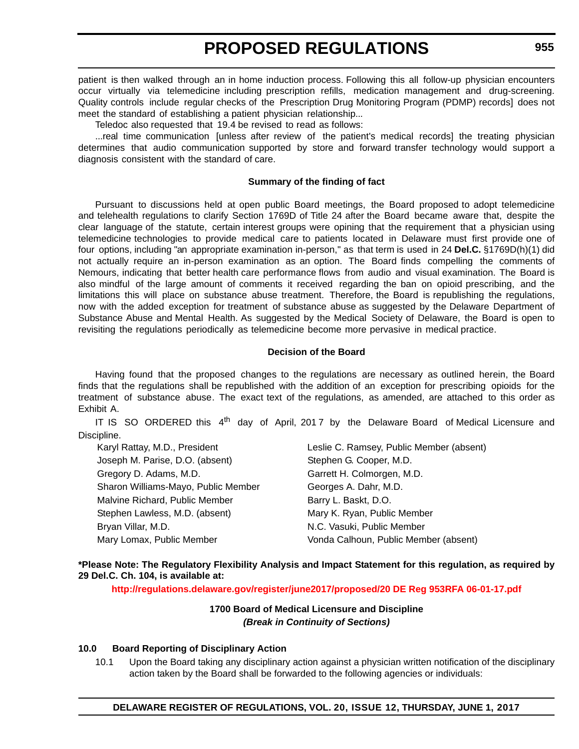patient is then walked through an in home induction process. Following this all follow-up physician encounters occur virtually via telemedicine including prescription refills, medication management and drug-screening. Quality controls include regular checks of the Prescription Drug Monitoring Program (PDMP) records] does not meet the standard of establishing a patient physician relationship...

Teledoc also requested that 19.4 be revised to read as follows:

...real time communication [unless after review of the patient's medical records] the treating physician determines that audio communication supported by store and forward transfer technology would support a diagnosis consistent with the standard of care.

**Summary of the finding of fact**

Pursuant to discussions held at open public Board meetings, the Board proposed to adopt telemedicine and telehealth regulations to clarify Section 1769D of Title 24 after the Board became aware that, despite the clear language of the statute, certain interest groups were opining that the requirement that a physician using telemedicine technologies to provide medical care to patients located in Delaware must first provide one of four options, including "an appropriate examination in-person," as that term is used in 24 **Del.C.** §1769D(h)(1) did not actually require an in-person examination as an option. The Board finds compelling the comments of Nemours, indicating that better health care performance flows from audio and visual examination. The Board is also mindful of the large amount of comments it received regarding the ban on opioid prescribing, and the limitations this will place on substance abuse treatment. Therefore, the Board is republishing the regulations, now with the added exception for treatment of substance abuse as suggested by the Delaware Department of Substance Abuse and Mental Health. As suggested by the Medical Society of Delaware, the Board is open to revisiting the regulations periodically as telemedicine become more pervasive in medical practice.

**Decision of the Board**

Having found that the proposed changes to the regulations are necessary as outlined herein, the Board finds that the regulations shall be republished with the addition of an exception for prescribing opioids for the treatment of substance abuse. The exact text of the regulations, as amended, are attached to this order as Exhibit A.

IT IS SO ORDERED this 4th day of April, 2017 by the Delaware Board of Medical Licensure and Discipline.

Karyl Rattay, M.D., President
Joseph M. Parise, D.O. (absent)
Gregory D. Adams, M.D.
Sharon Williams-Mayo, Public Member
Malvine Richard, Public Member
Stephen Lawless, M.D. (absent)
Bryan Villar, M.D.
Mary Lomax, Public Member
Leslie C. Ramsey, Public Member (absent)
Stephen G. Cooper, M.D.
Garrett H. Colmorgen, M.D.
Georges A. Dahr, M.D.
Barry L. Baskt, D.O.
Mary K. Ryan, Public Member
N.C. Vasuki, Public Member
Vonda Calhoun, Public Member (absent)

**\*Please Note: The Regulatory Flexibility Analysis and Impact Statement for this regulation, as required by 29 Del.C. Ch. 104, is available at:**

**http://regulations.delaware.gov/register/june2017/proposed/20 DE Reg 953RFA 06-01-17.pdf**

**1700 Board of Medical Licensure and Discipline**
***(Break in Continuity of Sections)***

**10.0 Board Reporting of Disciplinary Action**

10.1 Upon the Board taking any disciplinary action against a physician written notification of the disciplinary action taken by the Board shall be forwarded to the following agencies or individuals: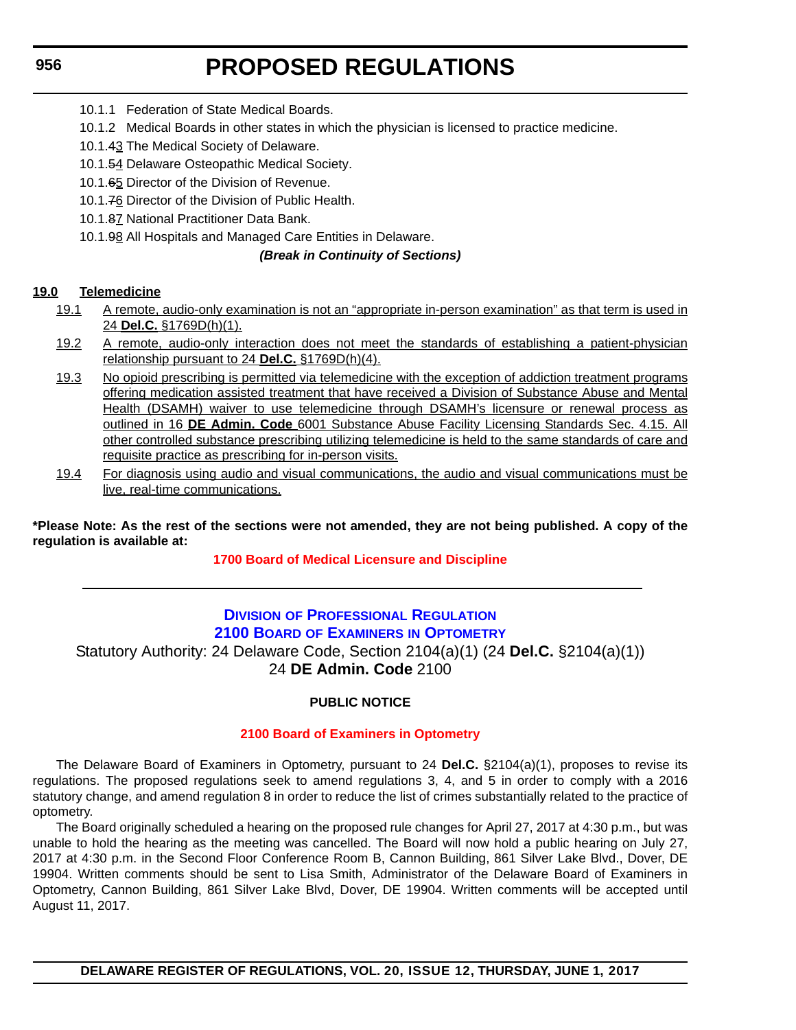10.1.1 Federation of State Medical Boards.

10.1.2 Medical Boards in other states in which the physician is licensed to practice medicine.

10.1.~~4~~3 The Medical Society of Delaware.

10.1.~~5~~4 Delaware Osteopathic Medical Society.

10.1.~~6~~5 Director of the Division of Revenue.

10.1.~~7~~6 Director of the Division of Public Health.

10.1.~~8~~7 National Practitioner Data Bank.

10.1.~~9~~8 All Hospitals and Managed Care Entities in Delaware.

***(Break in Continuity of Sections)***

**19.0 Telemedicine**

19.1 A remote, audio-only examination is not an "appropriate in-person examination" as that term is used in 24 **Del.C.** §1769D(h)(1).

19.2 A remote, audio-only interaction does not meet the standards of establishing a patient-physician relationship pursuant to 24 **Del.C.** §1769D(h)(4).

19.3 No opioid prescribing is permitted via telemedicine with the exception of addiction treatment programs offering medication assisted treatment that have received a Division of Substance Abuse and Mental Health (DSAMH) waiver to use telemedicine through DSAMH's licensure or renewal process as outlined in 16 **DE Admin. Code** 6001 Substance Abuse Facility Licensing Standards Sec. 4.15. All other controlled substance prescribing utilizing telemedicine is held to the same standards of care and requisite practice as prescribing for in-person visits.

19.4 For diagnosis using audio and visual communications, the audio and visual communications must be live, real-time communications.

**\*Please Note: As the rest of the sections were not amended, they are not being published. A copy of the regulation is available at:**

**1700 Board of Medical Licensure and Discipline**

---

## Division of Professional Regulation
## 2100 Board of Examiners in Optometry

Statutory Authority: 24 Delaware Code, Section 2104(a)(1) (24 **Del.C.** §2104(a)(1))
24 **DE Admin. Code** 2100

**PUBLIC NOTICE**

**2100 Board of Examiners in Optometry**

The Delaware Board of Examiners in Optometry, pursuant to 24 **Del.C.** §2104(a)(1), proposes to revise its regulations. The proposed regulations seek to amend regulations 3, 4, and 5 in order to comply with a 2016 statutory change, and amend regulation 8 in order to reduce the list of crimes substantially related to the practice of optometry.

The Board originally scheduled a hearing on the proposed rule changes for April 27, 2017 at 4:30 p.m., but was unable to hold the hearing as the meeting was cancelled. The Board will now hold a public hearing on July 27, 2017 at 4:30 p.m. in the Second Floor Conference Room B, Cannon Building, 861 Silver Lake Blvd., Dover, DE 19904. Written comments should be sent to Lisa Smith, Administrator of the Delaware Board of Examiners in Optometry, Cannon Building, 861 Silver Lake Blvd, Dover, DE 19904. Written comments will be accepted until August 11, 2017.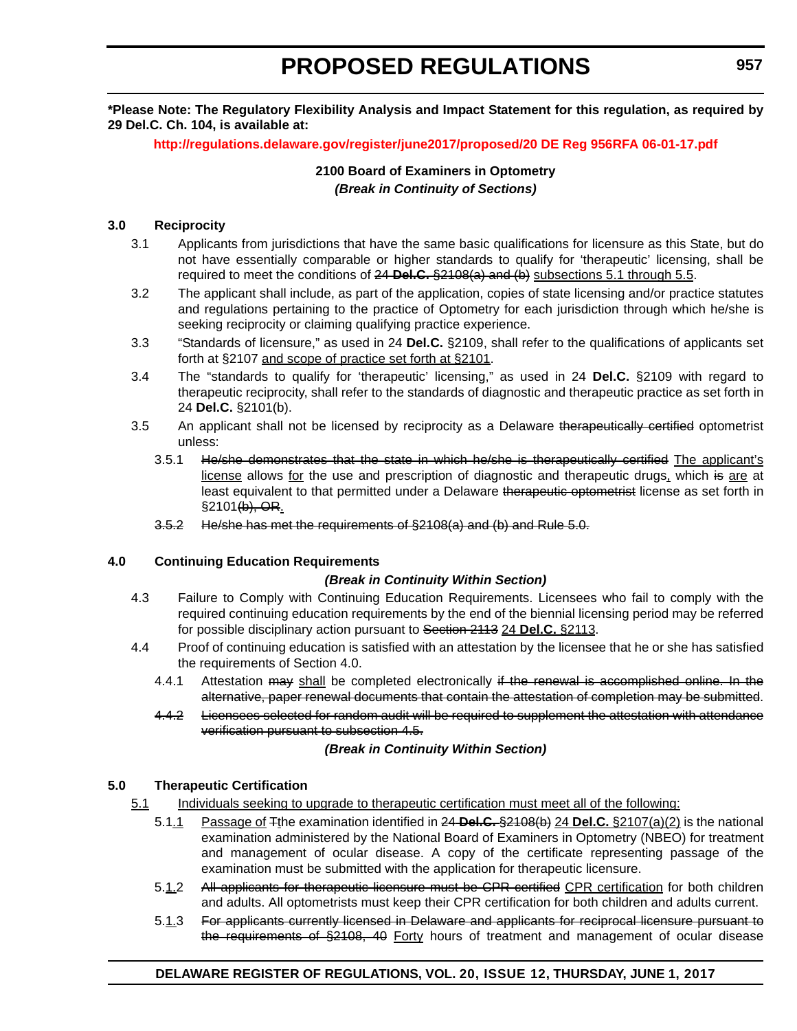**\*Please Note: The Regulatory Flexibility Analysis and Impact Statement for this regulation, as required by 29 Del.C. Ch. 104, is available at:**

**http://regulations.delaware.gov/register/june2017/proposed/20 DE Reg 956RFA 06-01-17.pdf**

**2100 Board of Examiners in Optometry**

***(Break in Continuity of Sections)***

**3.0 Reciprocity**

3.1 Applicants from jurisdictions that have the same basic qualifications for licensure as this State, but do not have essentially comparable or higher standards to qualify for 'therapeutic' licensing, shall be required to meet the conditions of ~~24 **Del.C.** §2108(a) and (b)~~ <u>subsections 5.1 through 5.5</u>.

3.2 The applicant shall include, as part of the application, copies of state licensing and/or practice statutes and regulations pertaining to the practice of Optometry for each jurisdiction through which he/she is seeking reciprocity or claiming qualifying practice experience.

3.3 "Standards of licensure," as used in 24 **Del.C.** §2109, shall refer to the qualifications of applicants set forth at §2107 <u>and scope of practice set forth at §2101</u>.

3.4 The "standards to qualify for 'therapeutic' licensing," as used in 24 **Del.C.** §2109 with regard to therapeutic reciprocity, shall refer to the standards of diagnostic and therapeutic practice as set forth in 24 **Del.C.** §2101(b).

3.5 An applicant shall not be licensed by reciprocity as a Delaware ~~therapeutically certified~~ optometrist unless:

3.5.1 ~~He/she demonstrates that the state in which he/she is therapeutically certified~~ <u>The applicant's license</u> allows <u>for</u> the use and prescription of diagnostic and therapeutic drugs<u>,</u> which ~~is~~ <u>are</u> at least equivalent to that permitted under a Delaware ~~therapeutic optometrist~~ license as set forth in §2101~~(b), OR~~<u>.</u>

~~3.5.2 He/she has met the requirements of §2108(a) and (b) and Rule 5.0.~~

**4.0 Continuing Education Requirements**

***(Break in Continuity Within Section)***

4.3 Failure to Comply with Continuing Education Requirements. Licensees who fail to comply with the required continuing education requirements by the end of the biennial licensing period may be referred for possible disciplinary action pursuant to ~~Section 2113~~ <u>24 **Del.C.** §2113</u>.

4.4 Proof of continuing education is satisfied with an attestation by the licensee that he or she has satisfied the requirements of Section 4.0.

4.4.1 Attestation ~~may~~ <u>shall</u> be completed electronically ~~if the renewal is accomplished online. In the alternative, paper renewal documents that contain the attestation of completion may be submitted~~.

~~4.4.2 Licensees selected for random audit will be required to supplement the attestation with attendance verification pursuant to subsection 4.5.~~

***(Break in Continuity Within Section)***

**5.0 Therapeutic Certification**

<u>5.1</u> <u>Individuals seeking to upgrade to therapeutic certification must meet all of the following:</u>

5.1<u>.1</u> <u>Passage of</u> ~~T~~the examination identified in ~~24 **Del.C.** §2108(b)~~ <u>24 **Del.C.** §2107(a)(2)</u> is the national examination administered by the National Board of Examiners in Optometry (NBEO) for treatment and management of ocular disease. A copy of the certificate representing passage of the examination must be submitted with the application for therapeutic licensure.

5.<u>1.</u>2 ~~All applicants for therapeutic licensure must be CPR certified~~ <u>CPR certification</u> for both children and adults. All optometrists must keep their CPR certification for both children and adults current.

5.<u>1.</u>3 ~~For applicants currently licensed in Delaware and applicants for reciprocal licensure pursuant to the requirements of §2108, 40~~ <u>Forty</u> hours of treatment and management of ocular disease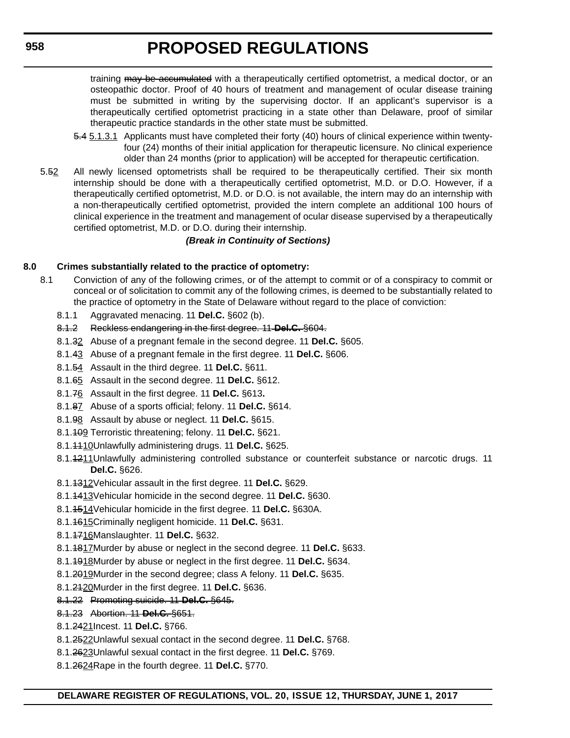training ~~may be accumulated~~ with a therapeutically certified optometrist, a medical doctor, or an osteopathic doctor. Proof of 40 hours of treatment and management of ocular disease training must be submitted in writing by the supervising doctor. If an applicant's supervisor is a therapeutically certified optometrist practicing in a state other than Delaware, proof of similar therapeutic practice standards in the other state must be submitted.

~~5.4~~ 5.1.3.1 Applicants must have completed their forty (40) hours of clinical experience within twenty-four (24) months of their initial application for therapeutic licensure. No clinical experience older than 24 months (prior to application) will be accepted for therapeutic certification.

5.~~5~~2 All newly licensed optometrists shall be required to be therapeutically certified. Their six month internship should be done with a therapeutically certified optometrist, M.D. or D.O. However, if a therapeutically certified optometrist, M.D. or D.O. is not available, the intern may do an internship with a non-therapeutically certified optometrist, provided the intern complete an additional 100 hours of clinical experience in the treatment and management of ocular disease supervised by a therapeutically certified optometrist, M.D. or D.O. during their internship.

***(Break in Continuity of Sections)***

**8.0 Crimes substantially related to the practice of optometry:**

8.1 Conviction of any of the following crimes, or of the attempt to commit or of a conspiracy to commit or conceal or of solicitation to commit any of the following crimes, is deemed to be substantially related to the practice of optometry in the State of Delaware without regard to the place of conviction:

8.1.1 Aggravated menacing. 11 **Del.C.** §602 (b).

~~8.1.2 Reckless endangering in the first degree. 11 **Del.C.** §604.~~

8.1.~~3~~2 Abuse of a pregnant female in the second degree. 11 **Del.C.** §605.

8.1.~~4~~3 Abuse of a pregnant female in the first degree. 11 **Del.C.** §606.

8.1.~~5~~4 Assault in the third degree. 11 **Del.C.** §611.

8.1.~~6~~5 Assault in the second degree. 11 **Del.C.** §612.

8.1.~~7~~6 Assault in the first degree. 11 **Del.C.** §613**.**

8.1.~~8~~7 Abuse of a sports official; felony. 11 **Del.C.** §614.

8.1.~~9~~8 Assault by abuse or neglect. 11 **Del.C.** §615.

8.1.~~10~~9 Terroristic threatening; felony. 11 **Del.C.** §621.

8.1.~~11~~10 Unlawfully administering drugs. 11 **Del.C.** §625.

8.1.~~12~~11 Unlawfully administering controlled substance or counterfeit substance or narcotic drugs. 11 **Del.C.** §626.

8.1.~~13~~12 Vehicular assault in the first degree. 11 **Del.C.** §629.

8.1.~~14~~13 Vehicular homicide in the second degree. 11 **Del.C.** §630.

8.1.~~15~~14 Vehicular homicide in the first degree. 11 **Del.C.** §630A.

8.1.~~16~~15 Criminally negligent homicide. 11 **Del.C.** §631.

8.1.~~17~~16 Manslaughter. 11 **Del.C.** §632.

8.1.~~18~~17 Murder by abuse or neglect in the second degree. 11 **Del.C.** §633.

8.1.~~19~~18 Murder by abuse or neglect in the first degree. 11 **Del.C.** §634.

8.1.~~20~~19 Murder in the second degree; class A felony. 11 **Del.C.** §635.

8.1.~~21~~20 Murder in the first degree. 11 **Del.C.** §636.

~~8.1.22 Promoting suicide. 11 **Del.C.** §645.~~

~~8.1.23 Abortion. 11 **Del.C.** §651.~~

8.1.~~24~~21 Incest. 11 **Del.C.** §766.

8.1.~~25~~22 Unlawful sexual contact in the second degree. 11 **Del.C.** §768.

8.1.~~26~~23 Unlawful sexual contact in the first degree. 11 **Del.C.** §769.

8.1.~~26~~24 Rape in the fourth degree. 11 **Del.C.** §770.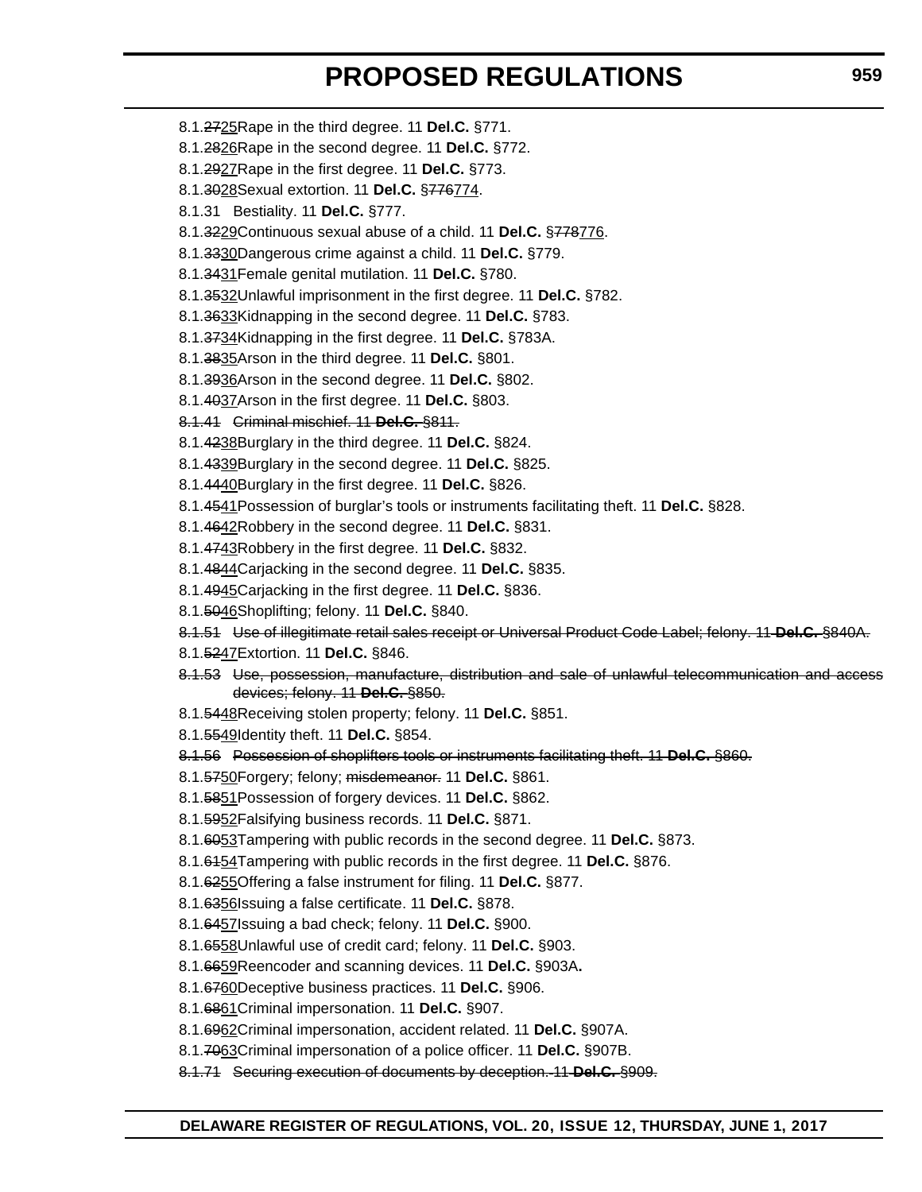8.1.~~27~~25Rape in the third degree. 11 **Del.C.** §771.

8.1.~~28~~26Rape in the second degree. 11 **Del.C.** §772.

8.1.~~29~~27Rape in the first degree. 11 **Del.C.** §773.

8.1.~~30~~28Sexual extortion. 11 **Del.C.** §~~776~~774.

8.1.31 Bestiality. 11 **Del.C.** §777.

8.1.~~32~~29Continuous sexual abuse of a child. 11 **Del.C.** §~~778~~776.

8.1.~~33~~30Dangerous crime against a child. 11 **Del.C.** §779.

8.1.~~34~~31Female genital mutilation. 11 **Del.C.** §780.

8.1.~~35~~32Unlawful imprisonment in the first degree. 11 **Del.C.** §782.

8.1.~~36~~33Kidnapping in the second degree. 11 **Del.C.** §783.

8.1.~~37~~34Kidnapping in the first degree. 11 **Del.C.** §783A.

8.1.~~38~~35Arson in the third degree. 11 **Del.C.** §801.

8.1.~~39~~36Arson in the second degree. 11 **Del.C.** §802.

8.1.~~40~~37Arson in the first degree. 11 **Del.C.** §803.

~~8.1.41 Criminal mischief. 11 **Del.C.** §811.~~

8.1.~~42~~38Burglary in the third degree. 11 **Del.C.** §824.

8.1.~~43~~39Burglary in the second degree. 11 **Del.C.** §825.

8.1.~~44~~40Burglary in the first degree. 11 **Del.C.** §826.

8.1.~~45~~41Possession of burglar's tools or instruments facilitating theft. 11 **Del.C.** §828.

8.1.~~46~~42Robbery in the second degree. 11 **Del.C.** §831.

8.1.~~47~~43Robbery in the first degree. 11 **Del.C.** §832.

8.1.~~48~~44Carjacking in the second degree. 11 **Del.C.** §835.

8.1.~~49~~45Carjacking in the first degree. 11 **Del.C.** §836.

8.1.~~50~~46Shoplifting; felony. 11 **Del.C.** §840.

~~8.1.51 Use of illegitimate retail sales receipt or Universal Product Code Label; felony. 11 **Del.C.** §840A.~~

8.1.~~52~~47Extortion. 11 **Del.C.** §846.

~~8.1.53 Use, possession, manufacture, distribution and sale of unlawful telecommunication and access devices; felony. 11 **Del.C.** §850.~~

8.1.~~54~~48Receiving stolen property; felony. 11 **Del.C.** §851.

8.1.~~55~~49Identity theft. 11 **Del.C.** §854.

~~8.1.56 Possession of shoplifters tools or instruments facilitating theft. 11 **Del.C.** §860.~~

8.1.~~57~~50Forgery; felony; ~~misdemeanor.~~ 11 **Del.C.** §861.

8.1.~~58~~51Possession of forgery devices. 11 **Del.C.** §862.

8.1.~~59~~52Falsifying business records. 11 **Del.C.** §871.

8.1.~~60~~53Tampering with public records in the second degree. 11 **Del.C.** §873.

8.1.~~61~~54Tampering with public records in the first degree. 11 **Del.C.** §876.

8.1.~~62~~55Offering a false instrument for filing. 11 **Del.C.** §877.

8.1.~~63~~56Issuing a false certificate. 11 **Del.C.** §878.

8.1.~~64~~57Issuing a bad check; felony. 11 **Del.C.** §900.

8.1.~~65~~58Unlawful use of credit card; felony. 11 **Del.C.** §903.

8.1.~~66~~59Reencoder and scanning devices. 11 **Del.C.** §903A**.**

8.1.~~67~~60Deceptive business practices. 11 **Del.C.** §906.

8.1.~~68~~61Criminal impersonation. 11 **Del.C.** §907.

8.1.~~69~~62Criminal impersonation, accident related. 11 **Del.C.** §907A.

8.1.~~70~~63Criminal impersonation of a police officer. 11 **Del.C.** §907B.

~~8.1.71 Securing execution of documents by deception. 11 **Del.C.** §909.~~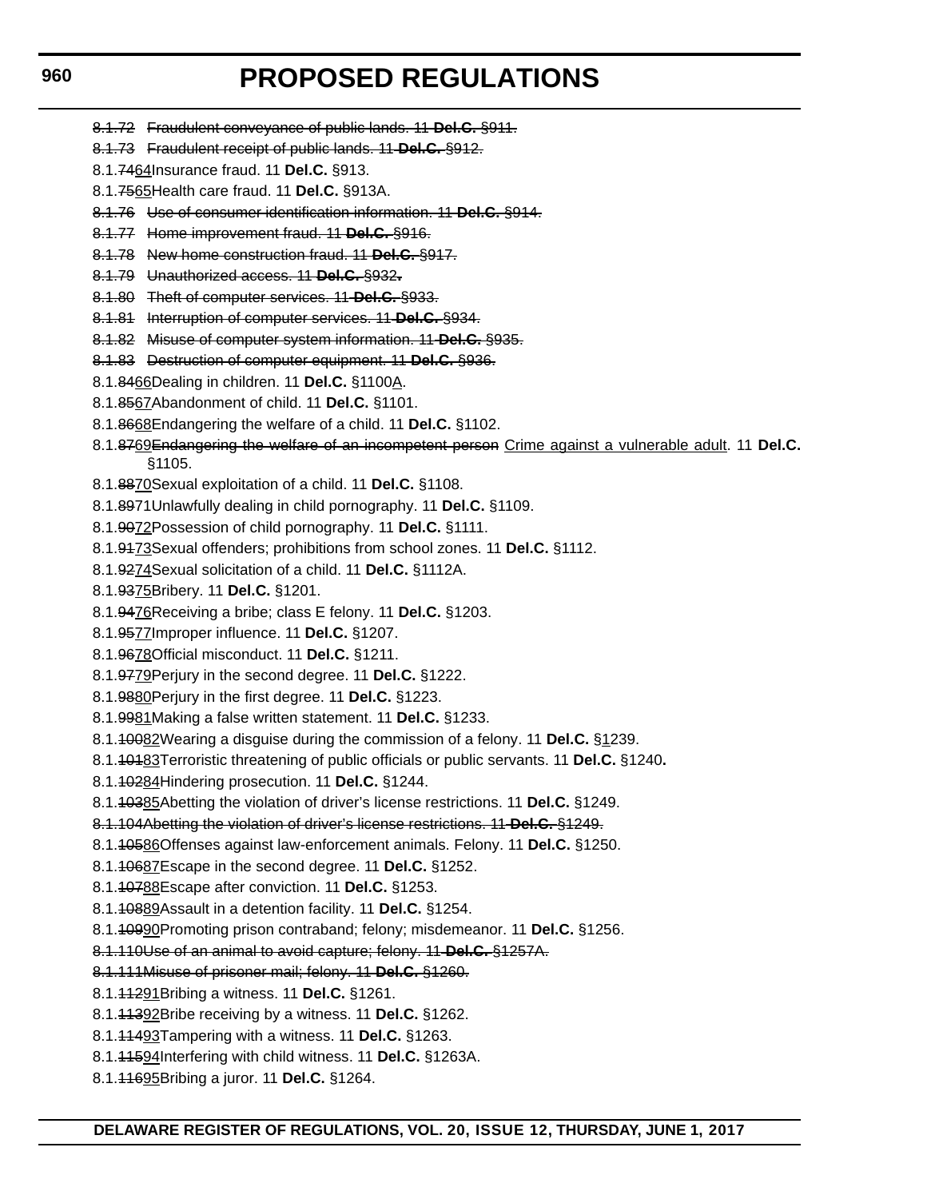~~8.1.72 Fraudulent conveyance of public lands. 11 **Del.C.** §911.~~

~~8.1.73 Fraudulent receipt of public lands. 11 **Del.C.** §912.~~

8.1.~~74~~64Insurance fraud. 11 **Del.C.** §913.

8.1.~~75~~65Health care fraud. 11 **Del.C.** §913A.

~~8.1.76 Use of consumer identification information. 11 **Del.C.** §914.~~

~~8.1.77 Home improvement fraud. 11 **Del.C.** §916.~~

~~8.1.78 New home construction fraud. 11 **Del.C.** §917.~~

~~8.1.79 Unauthorized access. 11 **Del.C.** §932.~~

~~8.1.80 Theft of computer services. 11 **Del.C.** §933.~~

~~8.1.81 Interruption of computer services. 11 **Del.C.** §934.~~

~~8.1.82 Misuse of computer system information. 11 **Del.C.** §935.~~

~~8.1.83 Destruction of computer equipment. 11 **Del.C.** §936.~~

8.1.~~84~~66Dealing in children. 11 **Del.C.** §1100A.

8.1.~~85~~67Abandonment of child. 11 **Del.C.** §1101.

8.1.~~86~~68Endangering the welfare of a child. 11 **Del.C.** §1102.

8.1.~~87~~69~~Endangering the welfare of an incompetent person~~ Crime against a vulnerable adult. 11 **Del.C.** §1105.

8.1.~~88~~70Sexual exploitation of a child. 11 **Del.C.** §1108.

8.1.~~89~~71Unlawfully dealing in child pornography. 11 **Del.C.** §1109.

8.1.~~90~~72Possession of child pornography. 11 **Del.C.** §1111.

8.1.~~91~~73Sexual offenders; prohibitions from school zones. 11 **Del.C.** §1112.

8.1.~~92~~74Sexual solicitation of a child. 11 **Del.C.** §1112A.

8.1.~~93~~75Bribery. 11 **Del.C.** §1201.

8.1.~~94~~76Receiving a bribe; class E felony. 11 **Del.C.** §1203.

8.1.~~95~~77Improper influence. 11 **Del.C.** §1207.

8.1.~~96~~78Official misconduct. 11 **Del.C.** §1211.

8.1.~~97~~79Perjury in the second degree. 11 **Del.C.** §1222.

8.1.~~98~~80Perjury in the first degree. 11 **Del.C.** §1223.

8.1.~~99~~81Making a false written statement. 11 **Del.C.** §1233.

8.1.~~100~~82Wearing a disguise during the commission of a felony. 11 **Del.C.** §1239.

8.1.~~101~~83Terroristic threatening of public officials or public servants. 11 **Del.C.** §1240**.**

8.1.~~102~~84Hindering prosecution. 11 **Del.C.** §1244.

8.1.~~103~~85Abetting the violation of driver's license restrictions. 11 **Del.C.** §1249.

~~8.1.104Abetting the violation of driver's license restrictions. 11 **Del.C.** §1249.~~

8.1.~~105~~86Offenses against law-enforcement animals. Felony. 11 **Del.C.** §1250.

8.1.~~106~~87Escape in the second degree. 11 **Del.C.** §1252.

8.1.~~107~~88Escape after conviction. 11 **Del.C.** §1253.

8.1.~~108~~89Assault in a detention facility. 11 **Del.C.** §1254.

8.1.~~109~~90Promoting prison contraband; felony; misdemeanor. 11 **Del.C.** §1256.

~~8.1.110Use of an animal to avoid capture; felony. 11 **Del.C.** §1257A.~~

~~8.1.111Misuse of prisoner mail; felony. 11 **Del.C.** §1260.~~

8.1.~~112~~91Bribing a witness. 11 **Del.C.** §1261.

8.1.~~113~~92Bribe receiving by a witness. 11 **Del.C.** §1262.

8.1.~~114~~93Tampering with a witness. 11 **Del.C.** §1263.

8.1.~~115~~94Interfering with child witness. 11 **Del.C.** §1263A.

8.1.~~116~~95Bribing a juror. 11 **Del.C.** §1264.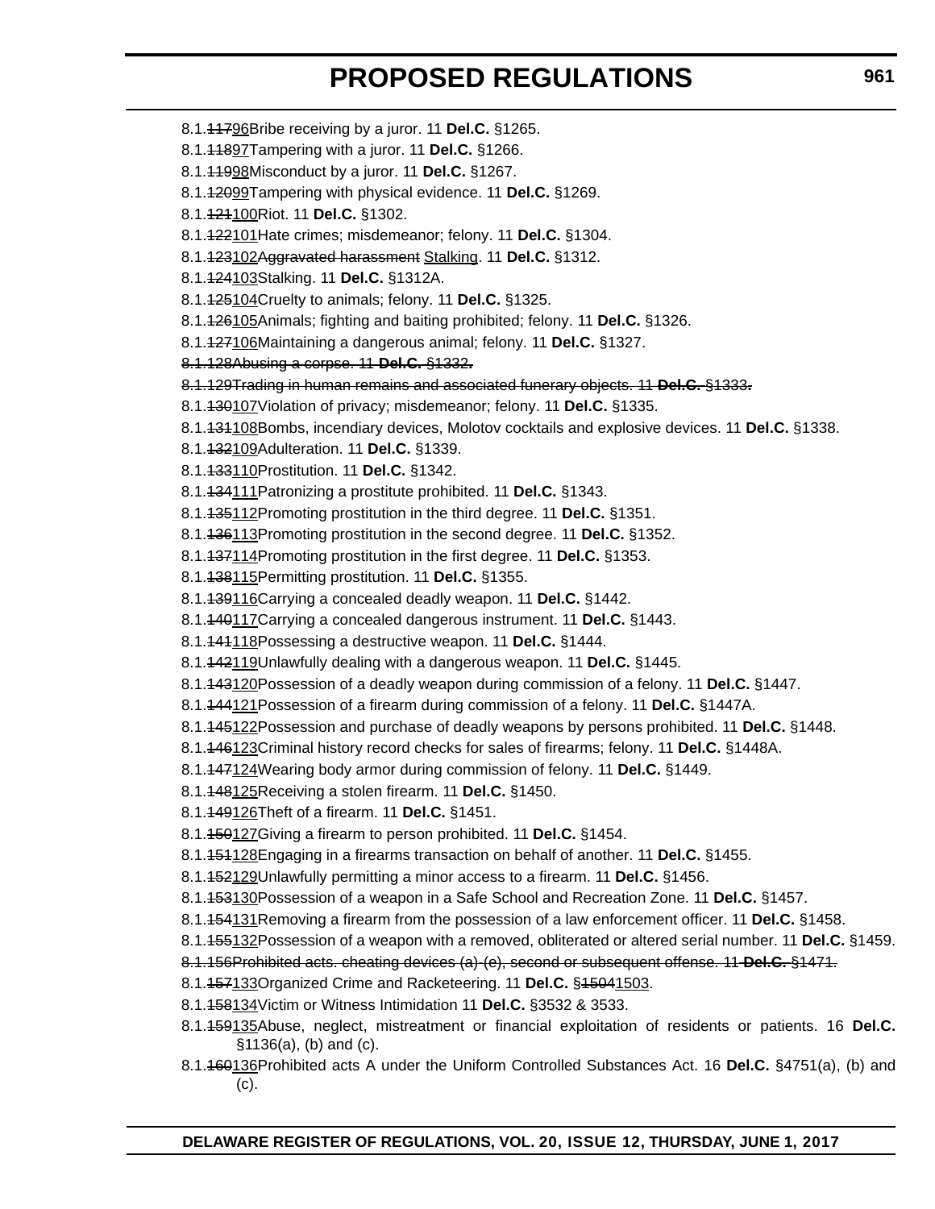8.1.~~117~~96Bribe receiving by a juror. 11 **Del.C.** §1265.

8.1.~~118~~97Tampering with a juror. 11 **Del.C.** §1266.

8.1.~~119~~98Misconduct by a juror. 11 **Del.C.** §1267.

8.1.~~120~~99Tampering with physical evidence. 11 **Del.C.** §1269.

8.1.~~121~~100Riot. 11 **Del.C.** §1302.

8.1.~~122~~101Hate crimes; misdemeanor; felony. 11 **Del.C.** §1304.

8.1.~~123~~102~~Aggravated harassment~~ Stalking. 11 **Del.C.** §1312.

8.1.~~124~~103Stalking. 11 **Del.C.** §1312A.

8.1.~~125~~104Cruelty to animals; felony. 11 **Del.C.** §1325.

8.1.~~126~~105Animals; fighting and baiting prohibited; felony. 11 **Del.C.** §1326.

8.1.~~127~~106Maintaining a dangerous animal; felony. 11 **Del.C.** §1327.

~~8.1.128Abusing a corpse. 11 **Del.C.** §1332.~~

~~8.1.129Trading in human remains and associated funerary objects. 11 **Del.C.** §1333.~~

8.1.~~130~~107Violation of privacy; misdemeanor; felony. 11 **Del.C.** §1335.

8.1.~~131~~108Bombs, incendiary devices, Molotov cocktails and explosive devices. 11 **Del.C.** §1338.

8.1.~~132~~109Adulteration. 11 **Del.C.** §1339.

8.1.~~133~~110Prostitution. 11 **Del.C.** §1342.

8.1.~~134~~111Patronizing a prostitute prohibited. 11 **Del.C.** §1343.

8.1.~~135~~112Promoting prostitution in the third degree. 11 **Del.C.** §1351.

8.1.~~136~~113Promoting prostitution in the second degree. 11 **Del.C.** §1352.

8.1.~~137~~114Promoting prostitution in the first degree. 11 **Del.C.** §1353.

8.1.~~138~~115Permitting prostitution. 11 **Del.C.** §1355.

8.1.~~139~~116Carrying a concealed deadly weapon. 11 **Del.C.** §1442.

8.1.~~140~~117Carrying a concealed dangerous instrument. 11 **Del.C.** §1443.

8.1.~~141~~118Possessing a destructive weapon. 11 **Del.C.** §1444.

8.1.~~142~~119Unlawfully dealing with a dangerous weapon. 11 **Del.C.** §1445.

8.1.~~143~~120Possession of a deadly weapon during commission of a felony. 11 **Del.C.** §1447.

8.1.~~144~~121Possession of a firearm during commission of a felony. 11 **Del.C.** §1447A.

8.1.~~145~~122Possession and purchase of deadly weapons by persons prohibited. 11 **Del.C.** §1448.

8.1.~~146~~123Criminal history record checks for sales of firearms; felony. 11 **Del.C.** §1448A.

8.1.~~147~~124Wearing body armor during commission of felony. 11 **Del.C.** §1449.

8.1.~~148~~125Receiving a stolen firearm. 11 **Del.C.** §1450.

8.1.~~149~~126Theft of a firearm. 11 **Del.C.** §1451.

8.1.~~150~~127Giving a firearm to person prohibited. 11 **Del.C.** §1454.

8.1.~~151~~128Engaging in a firearms transaction on behalf of another. 11 **Del.C.** §1455.

8.1.~~152~~129Unlawfully permitting a minor access to a firearm. 11 **Del.C.** §1456.

8.1.~~153~~130Possession of a weapon in a Safe School and Recreation Zone. 11 **Del.C.** §1457.

8.1.~~154~~131Removing a firearm from the possession of a law enforcement officer. 11 **Del.C.** §1458.

8.1.~~155~~132Possession of a weapon with a removed, obliterated or altered serial number. 11 **Del.C.** §1459.

~~8.1.156Prohibited acts. cheating devices (a)-(e), second or subsequent offense. 11 **Del.C.** §1471.~~

8.1.~~157~~133Organized Crime and Racketeering. 11 **Del.C.** §~~1504~~1503.

8.1.~~158~~134Victim or Witness Intimidation 11 **Del.C.** §3532 & 3533.

8.1.~~159~~135Abuse, neglect, mistreatment or financial exploitation of residents or patients. 16 **Del.C.** §1136(a), (b) and (c).

8.1.~~160~~136Prohibited acts A under the Uniform Controlled Substances Act. 16 **Del.C.** §4751(a), (b) and (c).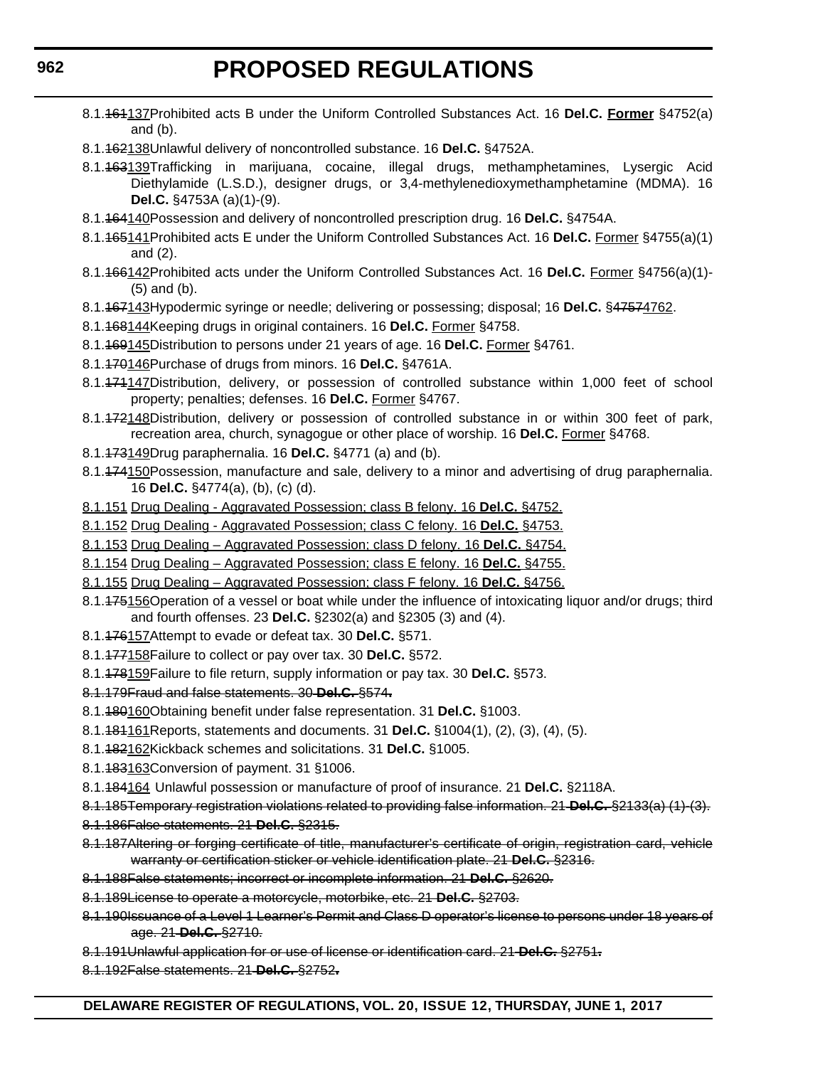8.1.~~161~~<u>137</u>Prohibited acts B under the Uniform Controlled Substances Act. 16 **Del.C.** <u>**Former**</u> §4752(a) and (b).

8.1.~~162~~<u>138</u>Unlawful delivery of noncontrolled substance. 16 **Del.C.** §4752A.

8.1.~~163~~<u>139</u>Trafficking in marijuana, cocaine, illegal drugs, methamphetamines, Lysergic Acid Diethylamide (L.S.D.), designer drugs, or 3,4-methylenedioxymethamphetamine (MDMA). 16 **Del.C.** §4753A (a)(1)-(9).

8.1.~~164~~<u>140</u>Possession and delivery of noncontrolled prescription drug. 16 **Del.C.** §4754A.

8.1.~~165~~<u>141</u>Prohibited acts E under the Uniform Controlled Substances Act. 16 **Del.C.** <u>Former</u> §4755(a)(1) and (2).

8.1.~~166~~<u>142</u>Prohibited acts under the Uniform Controlled Substances Act. 16 **Del.C.** <u>Former</u> §4756(a)(1)-(5) and (b).

8.1.~~167~~<u>143</u>Hypodermic syringe or needle; delivering or possessing; disposal; 16 **Del.C.** §~~4757~~<u>4762</u>.

8.1.~~168~~<u>144</u>Keeping drugs in original containers. 16 **Del.C.** <u>Former</u> §4758.

8.1.~~169~~<u>145</u>Distribution to persons under 21 years of age. 16 **Del.C.** <u>Former</u> §4761.

8.1.~~170~~<u>146</u>Purchase of drugs from minors. 16 **Del.C.** §4761A.

8.1.~~171~~<u>147</u>Distribution, delivery, or possession of controlled substance within 1,000 feet of school property; penalties; defenses. 16 **Del.C.** <u>Former</u> §4767.

8.1.~~172~~<u>148</u>Distribution, delivery or possession of controlled substance in or within 300 feet of park, recreation area, church, synagogue or other place of worship. 16 **Del.C.** <u>Former</u> §4768.

8.1.~~173~~<u>149</u>Drug paraphernalia. 16 **Del.C.** §4771 (a) and (b).

8.1.~~174~~<u>150</u>Possession, manufacture and sale, delivery to a minor and advertising of drug paraphernalia. 16 **Del.C.** §4774(a), (b), (c) (d).

<u>8.1.151 Drug Dealing - Aggravated Possession; class B felony. 16 **Del.C.** §4752.</u>

<u>8.1.152 Drug Dealing - Aggravated Possession; class C felony. 16 **Del.C.** §4753.</u>

<u>8.1.153 Drug Dealing – Aggravated Possession; class D felony. 16 **Del.C.** §4754.</u>

<u>8.1.154 Drug Dealing – Aggravated Possession; class E felony. 16 **Del.C.** §4755.</u>

<u>8.1.155 Drug Dealing – Aggravated Possession; class F felony. 16 **Del.C.** §4756.</u>

8.1.~~175~~<u>156</u>Operation of a vessel or boat while under the influence of intoxicating liquor and/or drugs; third and fourth offenses. 23 **Del.C.** §2302(a) and §2305 (3) and (4).

8.1.~~176~~<u>157</u>Attempt to evade or defeat tax. 30 **Del.C.** §571.

8.1.~~177~~<u>158</u>Failure to collect or pay over tax. 30 **Del.C.** §572.

8.1.~~178~~<u>159</u>Failure to file return, supply information or pay tax. 30 **Del.C.** §573.

~~8.1.179Fraud and false statements. 30 **Del.C.** §574.~~

8.1.~~180~~<u>160</u>Obtaining benefit under false representation. 31 **Del.C.** §1003.

8.1.~~181~~<u>161</u>Reports, statements and documents. 31 **Del.C.** §1004(1), (2), (3), (4), (5).

8.1.~~182~~<u>162</u>Kickback schemes and solicitations. 31 **Del.C.** §1005.

8.1.~~183~~<u>163</u>Conversion of payment. 31 §1006.

8.1.~~184~~<u>164</u> Unlawful possession or manufacture of proof of insurance. 21 **Del.C.** §2118A.

~~8.1.185Temporary registration violations related to providing false information. 21 **Del.C.** §2133(a) (1)-(3).~~

~~8.1.186False statements. 21 **Del.C.** §2315.~~

~~8.1.187Altering or forging certificate of title, manufacturer's certificate of origin, registration card, vehicle warranty or certification sticker or vehicle identification plate. 21 **Del.C.** §2316.~~

~~8.1.188False statements; incorrect or incomplete information. 21 **Del.C.** §2620.~~

~~8.1.189License to operate a motorcycle, motorbike, etc. 21 **Del.C.** §2703.~~

~~8.1.190Issuance of a Level 1 Learner's Permit and Class D operator's license to persons under 18 years of age. 21 **Del.C.** §2710.~~

~~8.1.191Unlawful application for or use of license or identification card. 21 **Del.C.** §2751.~~

~~8.1.192False statements. 21 **Del.C.** §2752.~~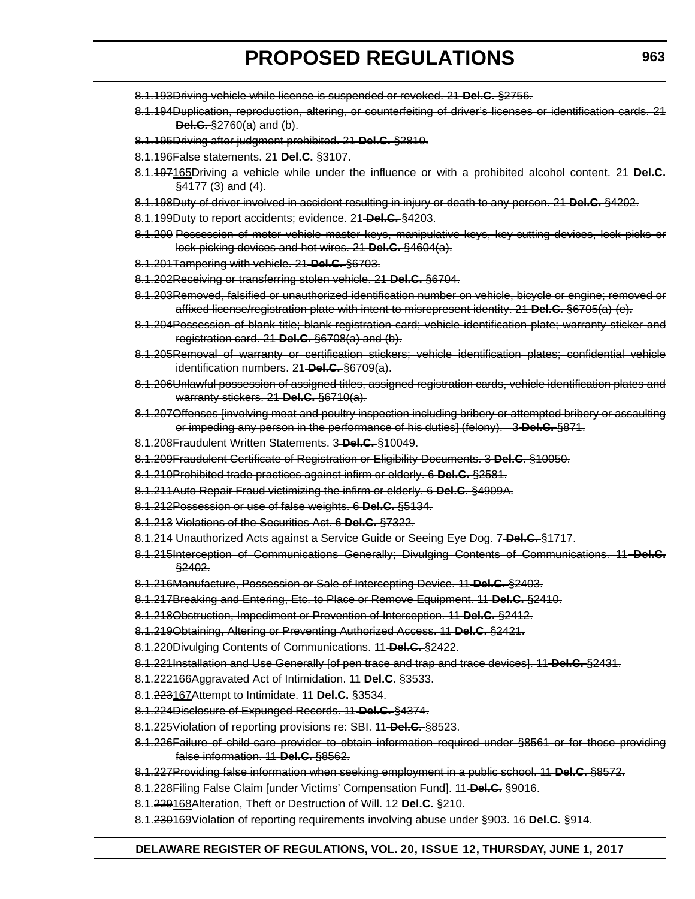~~8.1.193Driving vehicle while license is suspended or revoked. 21 **Del.C.** §2756.~~

~~8.1.194Duplication, reproduction, altering, or counterfeiting of driver's licenses or identification cards. 21 **Del.C.** §2760(a) and (b).~~

~~8.1.195Driving after judgment prohibited. 21 **Del.C.** §2810.~~

~~8.1.196False statements. 21 **Del.C.** §3107.~~

8.1.~~197~~165Driving a vehicle while under the influence or with a prohibited alcohol content. 21 **Del.C.** §4177 (3) and (4).

~~8.1.198Duty of driver involved in accident resulting in injury or death to any person. 21 **Del.C.** §4202.~~

~~8.1.199Duty to report accidents; evidence. 21 **Del.C.** §4203.~~

~~8.1.200 Possession of motor vehicle master keys, manipulative keys, key cutting devices, lock picks or lock picking devices and hot wires. 21 **Del.C.** §4604(a).~~

~~8.1.201Tampering with vehicle. 21 **Del.C.** §6703.~~

~~8.1.202Receiving or transferring stolen vehicle. 21 **Del.C.** §6704.~~

~~8.1.203Removed, falsified or unauthorized identification number on vehicle, bicycle or engine; removed or affixed license/registration plate with intent to misrepresent identity. 21 **Del.C.** §6705(a)-(e).~~

~~8.1.204Possession of blank title; blank registration card; vehicle identification plate; warranty sticker and registration card. 21 **Del.C.** §6708(a) and (b).~~

~~8.1.205Removal of warranty or certification stickers; vehicle identification plates; confidential vehicle identification numbers. 21 **Del.C.** §6709(a).~~

~~8.1.206Unlawful possession of assigned titles, assigned registration cards, vehicle identification plates and warranty stickers. 21 **Del.C.** §6710(a).~~

~~8.1.207Offenses [involving meat and poultry inspection including bribery or attempted bribery or assaulting or impeding any person in the performance of his duties] (felony). 3 **Del.C.** §871.~~

~~8.1.208Fraudulent Written Statements. 3 **Del.C.** §10049.~~

~~8.1.209Fraudulent Certificate of Registration or Eligibility Documents. 3 **Del.C.** §10050.~~

~~8.1.210Prohibited trade practices against infirm or elderly. 6 **Del.C.** §2581.~~

~~8.1.211Auto Repair Fraud victimizing the infirm or elderly. 6 **Del.C.** §4909A.~~

~~8.1.212Possession or use of false weights. 6 **Del.C.** §5134.~~

~~8.1.213 Violations of the Securities Act. 6 **Del.C.** §7322.~~

~~8.1.214 Unauthorized Acts against a Service Guide or Seeing Eye Dog. 7 **Del.C.** §1717.~~

~~8.1.215Interception of Communications Generally; Divulging Contents of Communications. 11 **Del.C.** §2402.~~

~~8.1.216Manufacture, Possession or Sale of Intercepting Device. 11 **Del.C.** §2403.~~

~~8.1.217Breaking and Entering, Etc. to Place or Remove Equipment. 11 **Del.C.** §2410.~~

~~8.1.218Obstruction, Impediment or Prevention of Interception. 11 **Del.C.** §2412.~~

~~8.1.219Obtaining, Altering or Preventing Authorized Access. 11 **Del.C.** §2421.~~

~~8.1.220Divulging Contents of Communications. 11 **Del.C.** §2422.~~

~~8.1.221Installation and Use Generally [of pen trace and trap and trace devices]. 11 **Del.C.** §2431.~~

8.1.~~222~~166Aggravated Act of Intimidation. 11 **Del.C.** §3533.

8.1.~~223~~167Attempt to Intimidate. 11 **Del.C.** §3534.

~~8.1.224Disclosure of Expunged Records. 11 **Del.C.** §4374.~~

~~8.1.225Violation of reporting provisions re: SBI. 11 **Del.C.** §8523.~~

~~8.1.226Failure of child-care provider to obtain information required under §8561 or for those providing false information. 11 **Del.C.** §8562.~~

~~8.1.227Providing false information when seeking employment in a public school. 11 **Del.C.** §8572.~~

~~8.1.228Filing False Claim [under Victims' Compensation Fund]. 11 **Del.C.** §9016.~~

8.1.~~229~~168Alteration, Theft or Destruction of Will. 12 **Del.C.** §210.

8.1.~~230~~169Violation of reporting requirements involving abuse under §903. 16 **Del.C.** §914.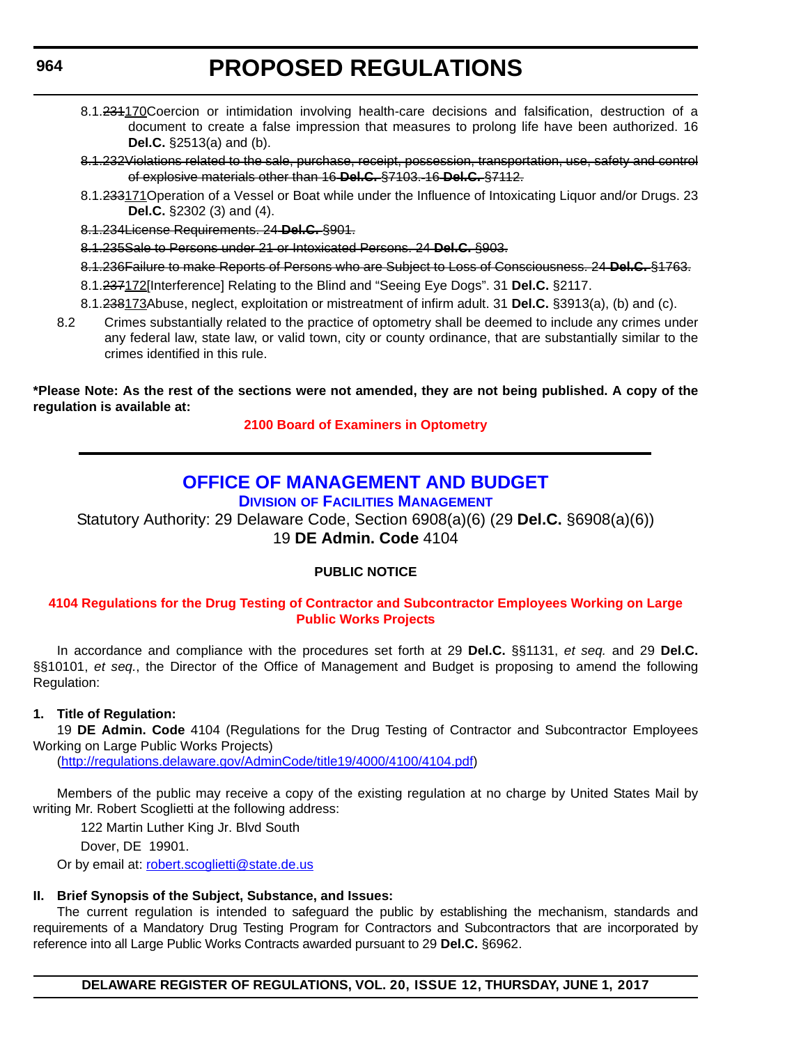8.1.~~231~~170Coercion or intimidation involving health-care decisions and falsification, destruction of a document to create a false impression that measures to prolong life have been authorized. 16 **Del.C.** §2513(a) and (b).

~~8.1.232Violations related to the sale, purchase, receipt, possession, transportation, use, safety and control of explosive materials other than 16 **Del.C.** §7103. 16 **Del.C.** §7112.~~

8.1.~~233~~171Operation of a Vessel or Boat while under the Influence of Intoxicating Liquor and/or Drugs. 23 **Del.C.** §2302 (3) and (4).

~~8.1.234License Requirements. 24 **Del.C.** §901.~~

~~8.1.235Sale to Persons under 21 or Intoxicated Persons. 24 **Del.C.** §903.~~

~~8.1.236Failure to make Reports of Persons who are Subject to Loss of Consciousness. 24 **Del.C.** §1763.~~

8.1.~~237~~172[Interference] Relating to the Blind and "Seeing Eye Dogs". 31 **Del.C.** §2117.

8.1.~~238~~173Abuse, neglect, exploitation or mistreatment of infirm adult. 31 **Del.C.** §3913(a), (b) and (c).

8.2 Crimes substantially related to the practice of optometry shall be deemed to include any crimes under any federal law, state law, or valid town, city or county ordinance, that are substantially similar to the crimes identified in this rule.

**\*Please Note: As the rest of the sections were not amended, they are not being published. A copy of the regulation is available at:**

**2100 Board of Examiners in Optometry**

---

# OFFICE OF MANAGEMENT AND BUDGET

## Division of Facilities Management

Statutory Authority: 29 Delaware Code, Section 6908(a)(6) (29 **Del.C.** §6908(a)(6))
19 **DE Admin. Code** 4104

**PUBLIC NOTICE**

**4104 Regulations for the Drug Testing of Contractor and Subcontractor Employees Working on Large Public Works Projects**

In accordance and compliance with the procedures set forth at 29 **Del.C.** §§1131, *et seq.* and 29 **Del.C.** §§10101, *et seq.*, the Director of the Office of Management and Budget is proposing to amend the following Regulation:

**1. Title of Regulation:**

19 **DE Admin. Code** 4104 (Regulations for the Drug Testing of Contractor and Subcontractor Employees Working on Large Public Works Projects)
(http://regulations.delaware.gov/AdminCode/title19/4000/4100/4104.pdf)

Members of the public may receive a copy of the existing regulation at no charge by United States Mail by writing Mr. Robert Scoglietti at the following address:

122 Martin Luther King Jr. Blvd South

Dover, DE 19901.

Or by email at: robert.scoglietti@state.de.us

**II. Brief Synopsis of the Subject, Substance, and Issues:**

The current regulation is intended to safeguard the public by establishing the mechanism, standards and requirements of a Mandatory Drug Testing Program for Contractors and Subcontractors that are incorporated by reference into all Large Public Works Contracts awarded pursuant to 29 **Del.C.** §6962.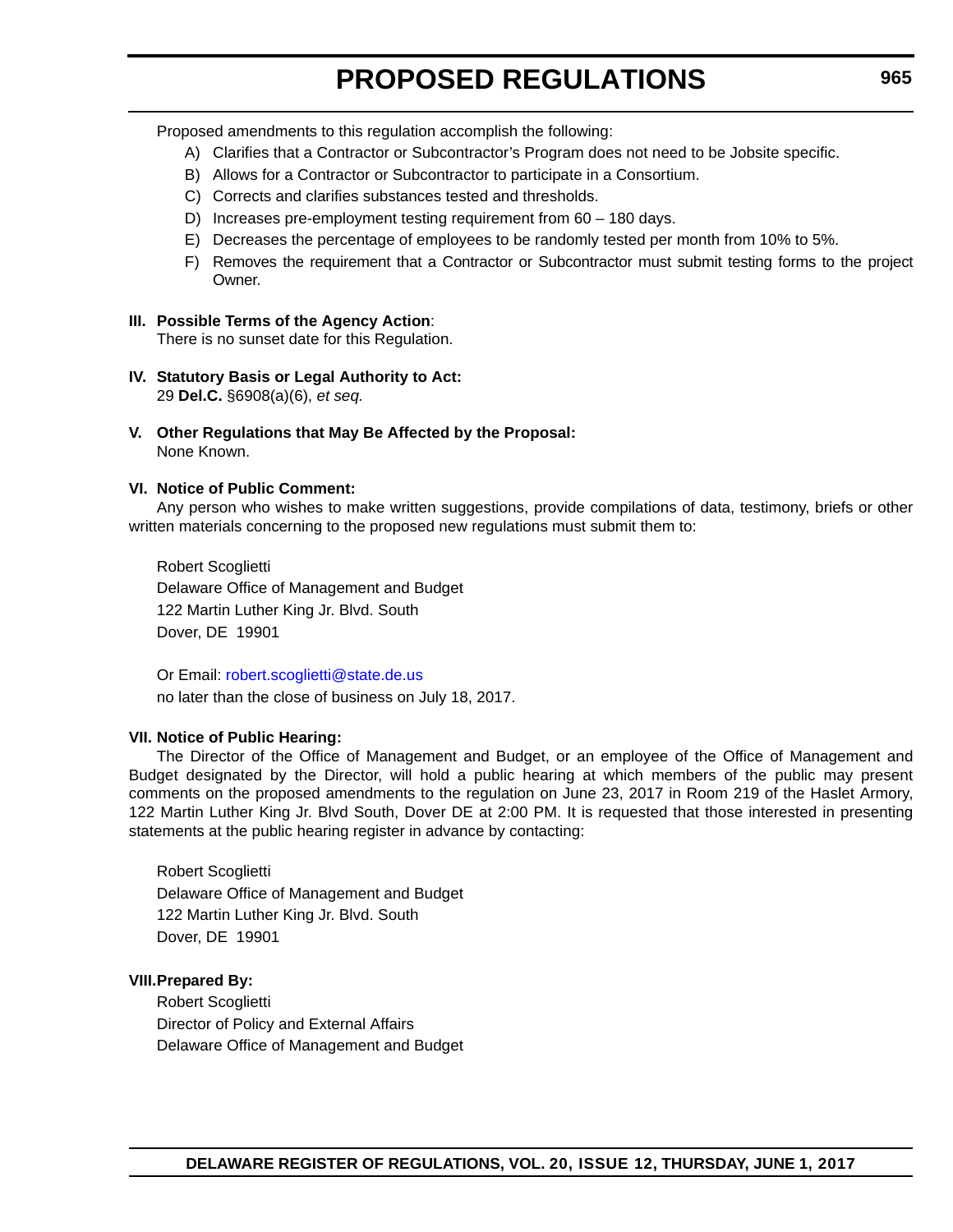Proposed amendments to this regulation accomplish the following:

A) Clarifies that a Contractor or Subcontractor's Program does not need to be Jobsite specific.
B) Allows for a Contractor or Subcontractor to participate in a Consortium.
C) Corrects and clarifies substances tested and thresholds.
D) Increases pre-employment testing requirement from 60 – 180 days.
E) Decreases the percentage of employees to be randomly tested per month from 10% to 5%.
F) Removes the requirement that a Contractor or Subcontractor must submit testing forms to the project Owner.

**III. Possible Terms of the Agency Action**:

There is no sunset date for this Regulation.

**IV. Statutory Basis or Legal Authority to Act:**

29 **Del.C.** §6908(a)(6), *et seq.*

**V. Other Regulations that May Be Affected by the Proposal:**

None Known.

**VI. Notice of Public Comment:**

Any person who wishes to make written suggestions, provide compilations of data, testimony, briefs or other written materials concerning to the proposed new regulations must submit them to:

Robert Scoglietti
Delaware Office of Management and Budget
122 Martin Luther King Jr. Blvd. South
Dover, DE 19901

Or Email: robert.scoglietti@state.de.us
no later than the close of business on July 18, 2017.

**VII. Notice of Public Hearing:**

The Director of the Office of Management and Budget, or an employee of the Office of Management and Budget designated by the Director, will hold a public hearing at which members of the public may present comments on the proposed amendments to the regulation on June 23, 2017 in Room 219 of the Haslet Armory, 122 Martin Luther King Jr. Blvd South, Dover DE at 2:00 PM. It is requested that those interested in presenting statements at the public hearing register in advance by contacting:

Robert Scoglietti
Delaware Office of Management and Budget
122 Martin Luther King Jr. Blvd. South
Dover, DE 19901

**VIII. Prepared By:**

Robert Scoglietti
Director of Policy and External Affairs
Delaware Office of Management and Budget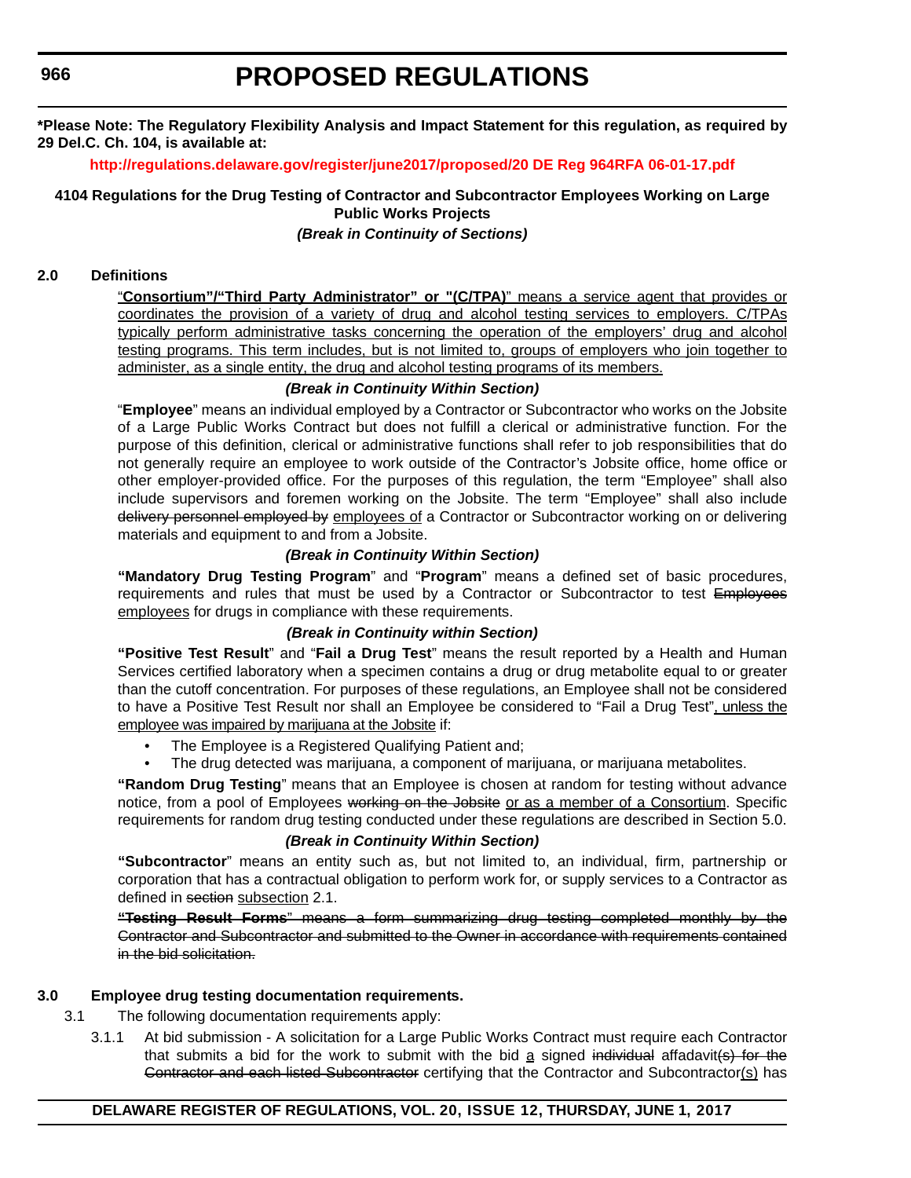**\*Please Note: The Regulatory Flexibility Analysis and Impact Statement for this regulation, as required by 29 Del.C. Ch. 104, is available at:**

**http://regulations.delaware.gov/register/june2017/proposed/20 DE Reg 964RFA 06-01-17.pdf**

**4104 Regulations for the Drug Testing of Contractor and Subcontractor Employees Working on Large Public Works Projects**

***(Break in Continuity of Sections)***

**2.0 Definitions**

<u>"**Consortium"/"Third Party Administrator" or "(C/TPA)**" means a service agent that provides or coordinates the provision of a variety of drug and alcohol testing services to employers. C/TPAs typically perform administrative tasks concerning the operation of the employers' drug and alcohol testing programs. This term includes, but is not limited to, groups of employers who join together to administer, as a single entity, the drug and alcohol testing programs of its members.</u>

***(Break in Continuity Within Section)***

"**Employee**" means an individual employed by a Contractor or Subcontractor who works on the Jobsite of a Large Public Works Contract but does not fulfill a clerical or administrative function. For the purpose of this definition, clerical or administrative functions shall refer to job responsibilities that do not generally require an employee to work outside of the Contractor's Jobsite office, home office or other employer-provided office. For the purposes of this regulation, the term "Employee" shall also include supervisors and foremen working on the Jobsite. The term "Employee" shall also include ~~delivery personnel employed by~~ <u>employees of</u> a Contractor or Subcontractor working on or delivering materials and equipment to and from a Jobsite.

***(Break in Continuity Within Section)***

"**Mandatory Drug Testing Program**" and "**Program**" means a defined set of basic procedures, requirements and rules that must be used by a Contractor or Subcontractor to test ~~Employees~~ <u>employees</u> for drugs in compliance with these requirements.

***(Break in Continuity within Section)***

"**Positive Test Result**" and "**Fail a Drug Test**" means the result reported by a Health and Human Services certified laboratory when a specimen contains a drug or drug metabolite equal to or greater than the cutoff concentration. For purposes of these regulations, an Employee shall not be considered to have a Positive Test Result nor shall an Employee be considered to "Fail a Drug Test"<u>, unless the employee was impaired by marijuana at the Jobsite</u> if:

- The Employee is a Registered Qualifying Patient and;
- The drug detected was marijuana, a component of marijuana, or marijuana metabolites.

"**Random Drug Testing**" means that an Employee is chosen at random for testing without advance notice, from a pool of Employees ~~working on the Jobsite~~ <u>or as a member of a Consortium</u>. Specific requirements for random drug testing conducted under these regulations are described in Section 5.0.

***(Break in Continuity Within Section)***

"**Subcontractor**" means an entity such as, but not limited to, an individual, firm, partnership or corporation that has a contractual obligation to perform work for, or supply services to a Contractor as defined in ~~section~~ <u>subsection</u> 2.1.

~~"**Testing Result Forms**" means a form summarizing drug testing completed monthly by the Contractor and Subcontractor and submitted to the Owner in accordance with requirements contained in the bid solicitation.~~

**3.0 Employee drug testing documentation requirements.**

3.1 The following documentation requirements apply:

3.1.1 At bid submission - A solicitation for a Large Public Works Contract must require each Contractor that submits a bid for the work to submit with the bid <u>a</u> signed ~~individual~~ affadavit~~(s) for the Contractor and each listed Subcontractor~~ certifying that the Contractor and Subcontractor<u>(s)</u> has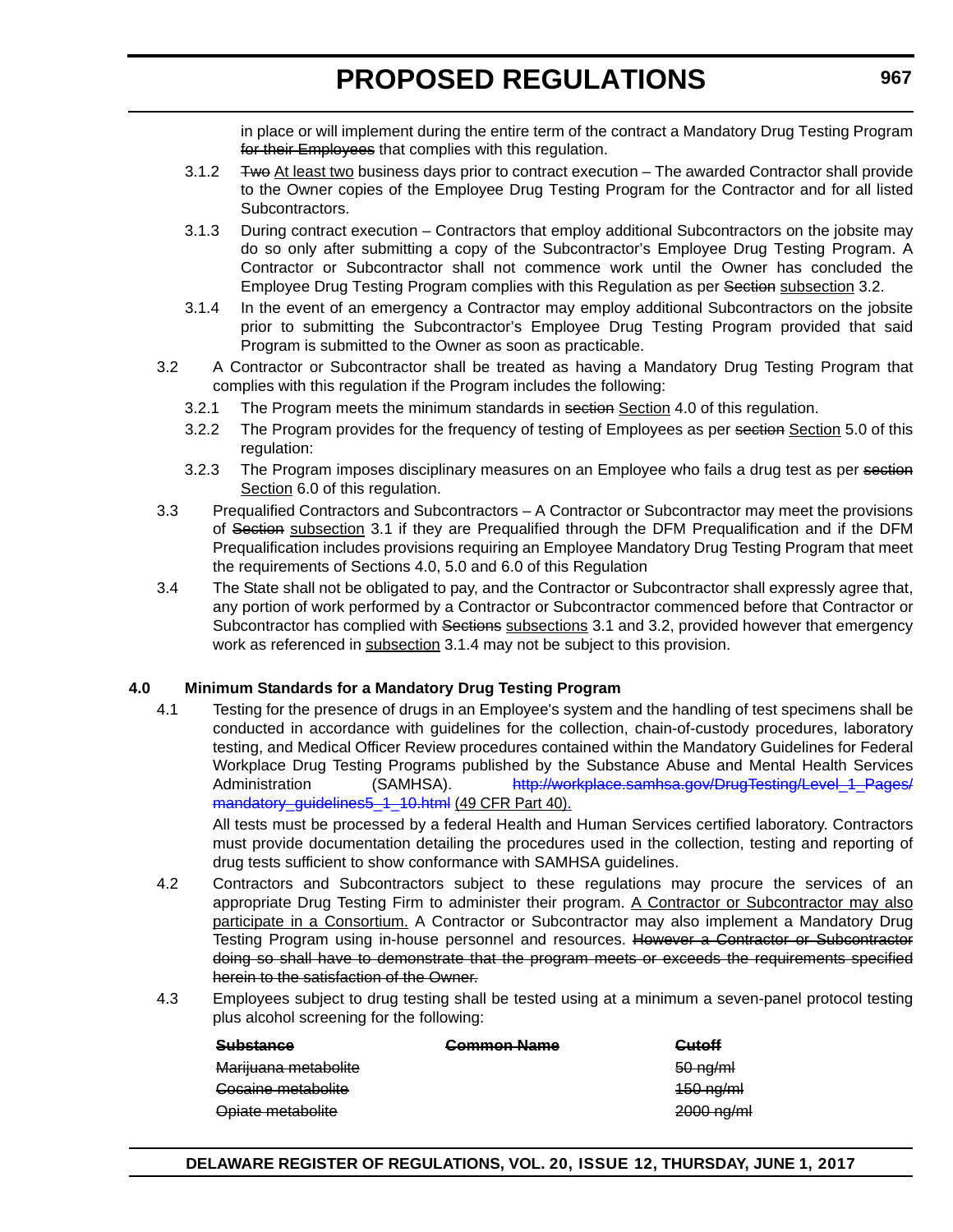in place or will implement during the entire term of the contract a Mandatory Drug Testing Program ~~for their Employees~~ that complies with this regulation.

3.1.2 ~~Two~~ At least two business days prior to contract execution – The awarded Contractor shall provide to the Owner copies of the Employee Drug Testing Program for the Contractor and for all listed Subcontractors.

3.1.3 During contract execution – Contractors that employ additional Subcontractors on the jobsite may do so only after submitting a copy of the Subcontractor's Employee Drug Testing Program. A Contractor or Subcontractor shall not commence work until the Owner has concluded the Employee Drug Testing Program complies with this Regulation as per ~~Section~~ subsection 3.2.

3.1.4 In the event of an emergency a Contractor may employ additional Subcontractors on the jobsite prior to submitting the Subcontractor's Employee Drug Testing Program provided that said Program is submitted to the Owner as soon as practicable.

3.2 A Contractor or Subcontractor shall be treated as having a Mandatory Drug Testing Program that complies with this regulation if the Program includes the following:

3.2.1 The Program meets the minimum standards in ~~section~~ Section 4.0 of this regulation.

3.2.2 The Program provides for the frequency of testing of Employees as per ~~section~~ Section 5.0 of this regulation:

3.2.3 The Program imposes disciplinary measures on an Employee who fails a drug test as per ~~section~~ Section 6.0 of this regulation.

3.3 Prequalified Contractors and Subcontractors – A Contractor or Subcontractor may meet the provisions of ~~Section~~ subsection 3.1 if they are Prequalified through the DFM Prequalification and if the DFM Prequalification includes provisions requiring an Employee Mandatory Drug Testing Program that meet the requirements of Sections 4.0, 5.0 and 6.0 of this Regulation

3.4 The State shall not be obligated to pay, and the Contractor or Subcontractor shall expressly agree that, any portion of work performed by a Contractor or Subcontractor commenced before that Contractor or Subcontractor has complied with ~~Sections~~ subsections 3.1 and 3.2, provided however that emergency work as referenced in subsection 3.1.4 may not be subject to this provision.

**4.0 Minimum Standards for a Mandatory Drug Testing Program**

4.1 Testing for the presence of drugs in an Employee's system and the handling of test specimens shall be conducted in accordance with guidelines for the collection, chain-of-custody procedures, laboratory testing, and Medical Officer Review procedures contained within the Mandatory Guidelines for Federal Workplace Drug Testing Programs published by the Substance Abuse and Mental Health Services Administration (SAMHSA). ~~http://workplace.samhsa.gov/DrugTesting/Level_1_Pages/mandatory_guidelines5_1_10.html~~ (49 CFR Part 40).

All tests must be processed by a federal Health and Human Services certified laboratory. Contractors must provide documentation detailing the procedures used in the collection, testing and reporting of drug tests sufficient to show conformance with SAMHSA guidelines.

4.2 Contractors and Subcontractors subject to these regulations may procure the services of an appropriate Testing Firm to administer their program. A Contractor or Subcontractor may also participate in a Consortium. A Contractor or Subcontractor may also implement a Mandatory Drug Testing Program using in-house personnel and resources. ~~However a Contractor or Subcontractor doing so shall have to demonstrate that the program meets or exceeds the requirements specified herein to the satisfaction of the Owner.~~

4.3 Employees subject to drug testing shall be tested using at a minimum a seven-panel protocol testing plus alcohol screening for the following:

| ~~Substance~~ | ~~Common Name~~ | ~~Cutoff~~ |
|---|---|---|
| ~~Marijuana metabolite~~ | | ~~50 ng/ml~~ |
| ~~Cocaine metabolite~~ | | ~~150 ng/ml~~ |
| ~~Opiate metabolite~~ | | ~~2000 ng/ml~~ |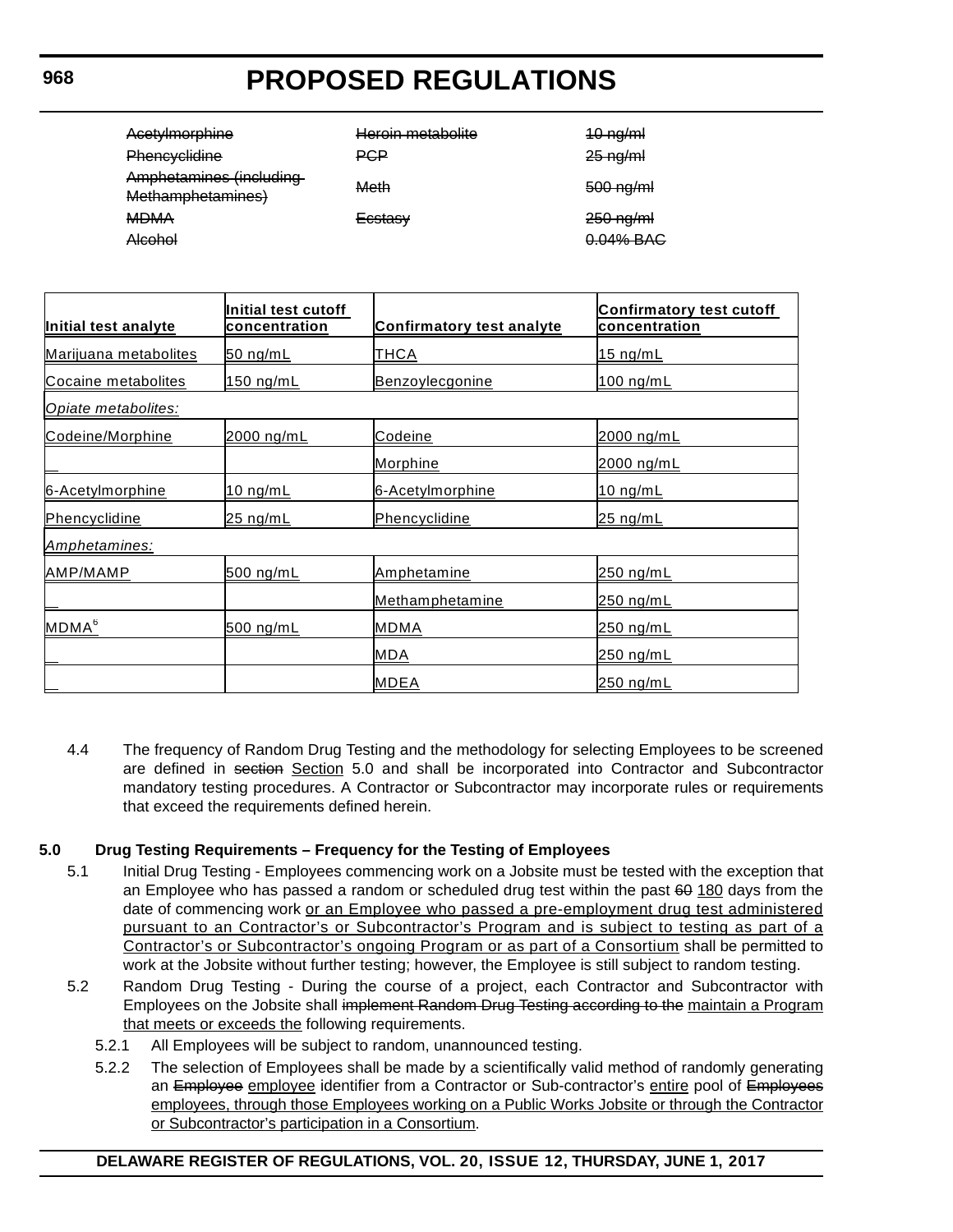| Acetylmorphine | Heroin metabolite | 10 ng/ml |
|---|---|---|
| Phencyclidine | PCP | 25 ng/ml |
| Amphetamines (including Methamphetamines) | Meth | 500 ng/ml |
| MDMA | Ecstasy | 250 ng/ml |
| Alcohol | | 0.04% BAC |

| Initial test analyte | Initial test cutoff concentration | Confirmatory test analyte | Confirmatory test cutoff concentration |
|---|---|---|---|
| Marijuana metabolites | 50 ng/mL | THCA | 15 ng/mL |
| Cocaine metabolites | 150 ng/mL | Benzoylecgonine | 100 ng/mL |
| *Opiate metabolites:* | | | |
| Codeine/Morphine | 2000 ng/mL | Codeine | 2000 ng/mL |
| | | Morphine | 2000 ng/mL |
| 6-Acetylmorphine | 10 ng/mL | 6-Acetylmorphine | 10 ng/mL |
| Phencyclidine | 25 ng/mL | Phencyclidine | 25 ng/mL |
| *Amphetamines:* | | | |
| AMP/MAMP | 500 ng/mL | Amphetamine | 250 ng/mL |
| | | Methamphetamine | 250 ng/mL |
| MDMA[6] | 500 ng/mL | MDMA | 250 ng/mL |
| | | MDA | 250 ng/mL |
| | | MDEA | 250 ng/mL |

4.4 The frequency of Random Drug Testing and the methodology for selecting Employees to be screened are defined in ~~section~~ Section 5.0 and shall be incorporated into Contractor and Subcontractor mandatory testing procedures. A Contractor or Subcontractor may incorporate rules or requirements that exceed the requirements defined herein.

**5.0 Drug Testing Requirements – Frequency for the Testing of Employees**

5.1 Initial Drug Testing - Employees commencing work on a Jobsite must be tested with the exception that an Employee who has passed a random or scheduled drug test within the past ~~60~~ 180 days from the date of commencing work or an Employee who passed a pre-employment drug test administered pursuant to an Contractor's or Subcontractor's Program and is subject to testing as part of a Contractor's or Subcontractor's ongoing Program or as part of a Consortium shall be permitted to work at the Jobsite without further testing; however, the Employee is still subject to random testing.

5.2 Random Drug Testing - During the course of a project, each Contractor and Subcontractor with Employees on the Jobsite shall ~~implement Random Drug Testing according to the~~ maintain a Program that meets or exceeds the following requirements.

5.2.1 All Employees will be subject to random, unannounced testing.

5.2.2 The selection of Employees shall be made by a scientifically valid method of randomly generating an ~~Employee~~ employee identifier from a Contractor or Sub-contractor's entire pool of ~~Employees~~ employees, through those Employees working on a Public Works Jobsite or through the Contractor or Subcontractor's participation in a Consortium.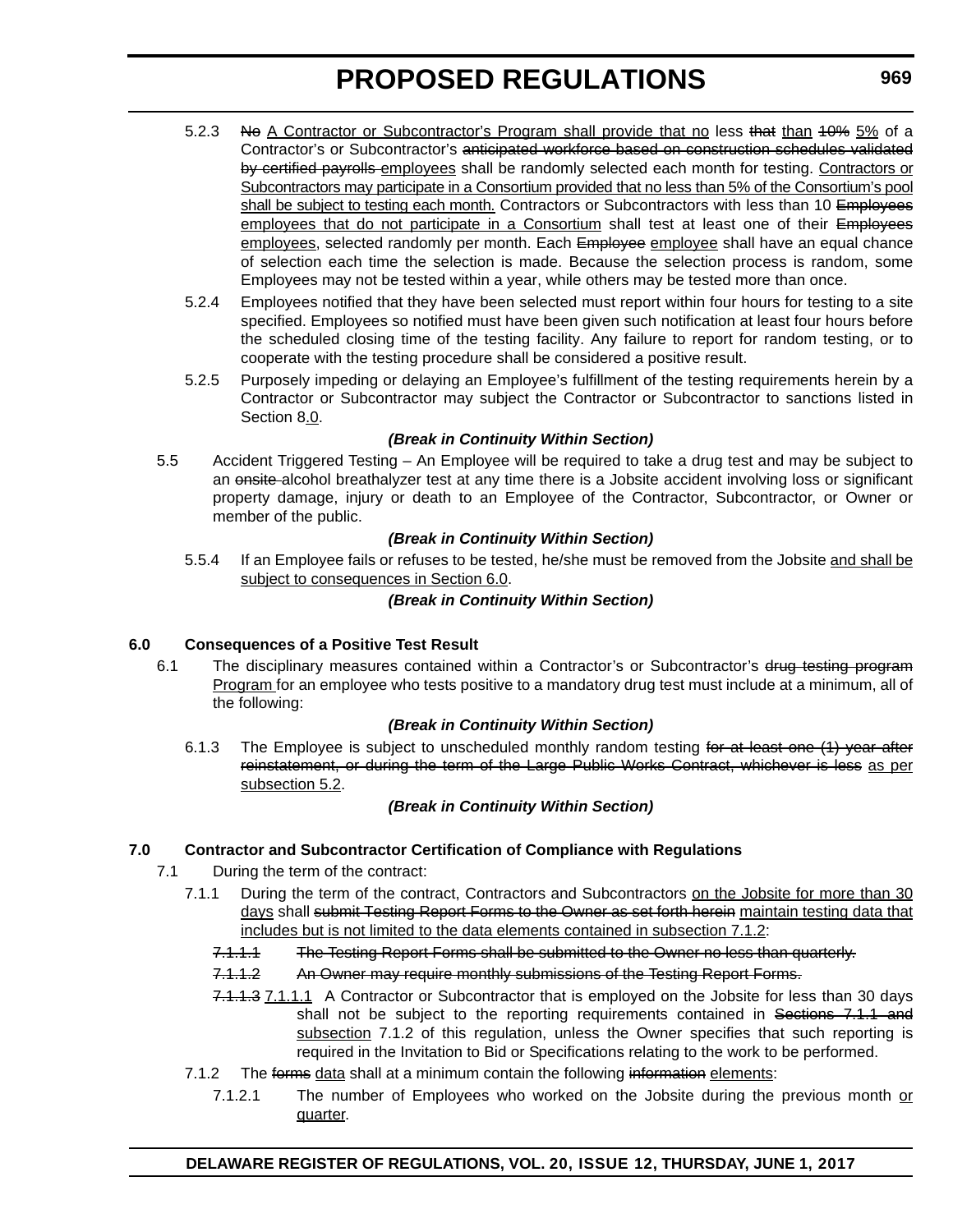5.2.3 ~~No~~ <u>A Contractor or Subcontractor's Program shall provide that no</u> less ~~that~~ <u>than</u> ~~10%~~ <u>5%</u> of a Contractor's or Subcontractor's ~~anticipated workforce based on construction schedules validated by certified payrolls~~ <u>employees</u> shall be randomly selected each month for testing. <u>Contractors or Subcontractors may participate in a Consortium provided that no less than 5% of the Consortium's pool shall be subject to testing each month.</u> Contractors or Subcontractors with less than 10 ~~Employees~~ <u>employees that do not participate in a Consortium</u> shall test at least one of their ~~Employees~~ <u>employees</u>, selected randomly per month. Each ~~Employee~~ <u>employee</u> shall have an equal chance of selection each time the selection is made. Because the selection process is random, some Employees may not be tested within a year, while others may be tested more than once.

5.2.4 Employees notified that they have been selected must report within four hours for testing to a site specified. Employees so notified must have been given such notification at least four hours before the scheduled closing time of the testing facility. Any failure to report for random testing, or to cooperate with the testing procedure shall be considered a positive result.

5.2.5 Purposely impeding or delaying an Employee's fulfillment of the testing requirements herein by a Contractor or Subcontractor may subject the Contractor or Subcontractor to sanctions listed in Section 8<u>.0</u>.

***(Break in Continuity Within Section)***

5.5 Accident Triggered Testing – An Employee will be required to take a drug test and may be subject to an ~~onsite~~ alcohol breathalyzer test at any time there is a Jobsite accident involving loss or significant property damage, injury or death to an Employee of the Contractor, Subcontractor, or Owner or member of the public.

***(Break in Continuity Within Section)***

5.5.4 If an Employee fails or refuses to be tested, he/she must be removed from the Jobsite <u>and shall be subject to consequences in Section 6.0</u>.

***(Break in Continuity Within Section)***

**6.0 Consequences of a Positive Test Result**

6.1 The disciplinary measures contained within a Contractor's or Subcontractor's ~~drug testing program~~ <u>Program</u> for an employee who tests positive to a mandatory drug test must include at a minimum, all of the following:

***(Break in Continuity Within Section)***

6.1.3 The Employee is subject to unscheduled monthly random testing ~~for at least one (1) year after reinstatement, or during the term of the Large Public Works Contract, whichever is less~~ <u>as per subsection 5.2</u>.

***(Break in Continuity Within Section)***

**7.0 Contractor and Subcontractor Certification of Compliance with Regulations**

7.1 During the term of the contract:

7.1.1 During the term of the contract, Contractors and Subcontractors <u>on the Jobsite for more than 30 days</u> shall ~~submit Testing Report Forms to the Owner as set forth herein~~ <u>maintain testing data that includes but is not limited to the data elements contained in subsection 7.1.2</u>:

~~7.1.1.1 The Testing Report Forms shall be submitted to the Owner no less than quarterly.~~

~~7.1.1.2 An Owner may require monthly submissions of the Testing Report Forms.~~

~~7.1.1.3~~ <u>7.1.1.1</u> A Contractor or Subcontractor that is employed on the Jobsite for less than 30 days shall not be subject to the reporting requirements contained in ~~Sections 7.1.1 and~~ <u>subsection</u> 7.1.2 of this regulation, unless the Owner specifies that such reporting is required in the Invitation to Bid or Specifications relating to the work to be performed.

7.1.2 The ~~forms~~ <u>data</u> shall at a minimum contain the following ~~information~~ <u>elements</u>:

7.1.2.1 The number of Employees who worked on the Jobsite during the previous month <u>or quarter</u>.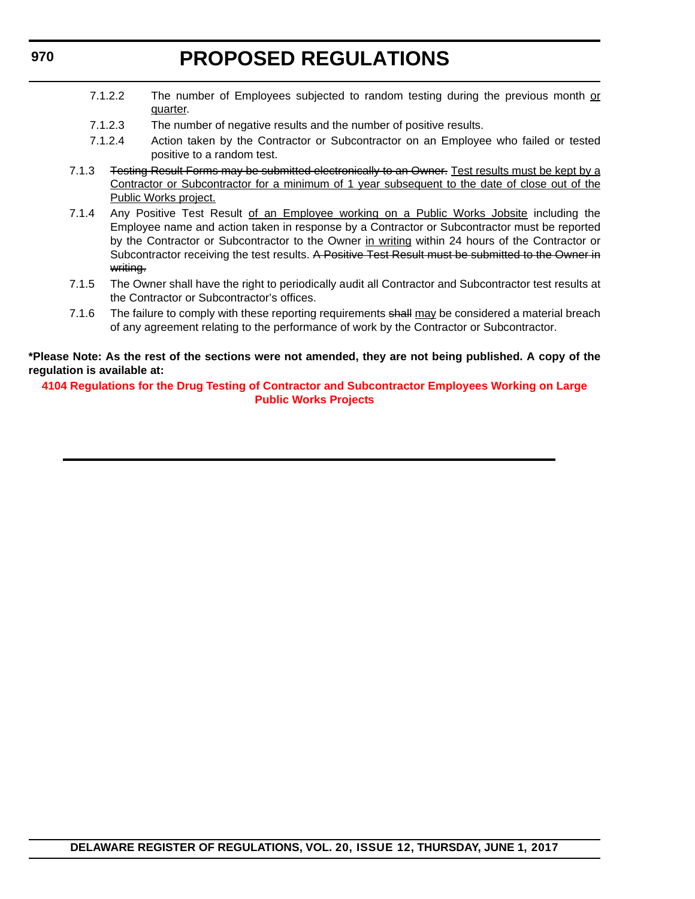7.1.2.2 The number of Employees subjected to random testing during the previous month <u>or quarter</u>.

7.1.2.3 The number of negative results and the number of positive results.

7.1.2.4 Action taken by the Contractor or Subcontractor on an Employee who failed or tested positive to a random test.

7.1.3 ~~Testing Result Forms may be submitted electronically to an Owner.~~ <u>Test results must be kept by a Contractor or Subcontractor for a minimum of 1 year subsequent to the date of close out of the Public Works project.</u>

7.1.4 Any Positive Test Result <u>of an Employee working on a Public Works Jobsite</u> including the Employee name and action taken in response by a Contractor or Subcontractor must be reported by the Contractor or Subcontractor to the Owner <u>in writing</u> within 24 hours of the Contractor or Subcontractor receiving the test results. ~~A Positive Test Result must be submitted to the Owner in writing.~~

7.1.5 The Owner shall have the right to periodically audit all Contractor and Subcontractor test results at the Contractor or Subcontractor's offices.

7.1.6 The failure to comply with these reporting requirements ~~shall~~ <u>may</u> be considered a material breach of any agreement relating to the performance of work by the Contractor or Subcontractor.

**\*Please Note: As the rest of the sections were not amended, they are not being published. A copy of the regulation is available at:**

**4104 Regulations for the Drug Testing of Contractor and Subcontractor Employees Working on Large Public Works Projects**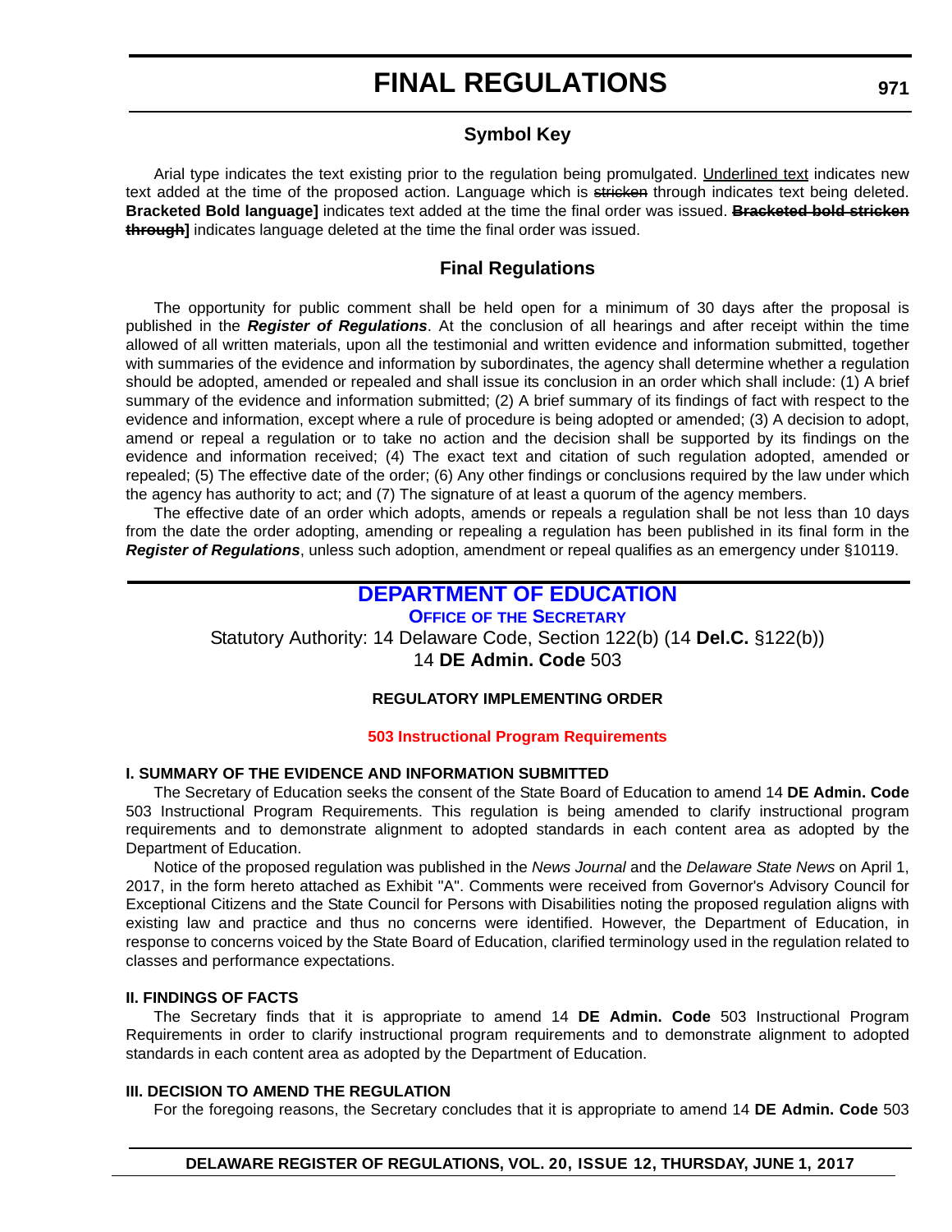# FINAL REGULATIONS

## Symbol Key

Arial type indicates the text existing prior to the regulation being promulgated. <u>Underlined text</u> indicates new text added at the time of the proposed action. Language which is ~~stricken~~ through indicates text being deleted. **Bracketed Bold language]** indicates text added at the time the final order was issued. **~~Bracketed bold stricken through~~]** indicates language deleted at the time the final order was issued.

## Final Regulations

The opportunity for public comment shall be held open for a minimum of 30 days after the proposal is published in the ***Register of Regulations***. At the conclusion of all hearings and after receipt within the time allowed of all written materials, upon all the testimonial and written evidence and information submitted, together with summaries of the evidence and information by subordinates, the agency shall determine whether a regulation should be adopted, amended or repealed and shall issue its conclusion in an order which shall include: (1) A brief summary of the evidence and information submitted; (2) A brief summary of its findings of fact with respect to the evidence and information, except where a rule of procedure is being adopted or amended; (3) A decision to adopt, amend or repeal a regulation or to take no action and the decision shall be supported by its findings on the evidence and information received; (4) The exact text and citation of such regulation adopted, amended or repealed; (5) The effective date of the order; (6) Any other findings or conclusions required by the law under which the agency has authority to act; and (7) The signature of at least a quorum of the agency members.

The effective date of an order which adopts, amends or repeals a regulation shall be not less than 10 days from the date the order adopting, amending or repealing a regulation has been published in its final form in the ***Register of Regulations***, unless such adoption, amendment or repeal qualifies as an emergency under §10119.

## DEPARTMENT OF EDUCATION

### OFFICE OF THE SECRETARY

Statutory Authority: 14 Delaware Code, Section 122(b) (14 **Del.C.** §122(b))
14 **DE Admin. Code** 503

**REGULATORY IMPLEMENTING ORDER**

**503 Instructional Program Requirements**

**I. SUMMARY OF THE EVIDENCE AND INFORMATION SUBMITTED**

The Secretary of Education seeks the consent of the State Board of Education to amend 14 **DE Admin. Code** 503 Instructional Program Requirements. This regulation is being amended to clarify instructional program requirements and to demonstrate alignment to adopted standards in each content area as adopted by the Department of Education.

Notice of the proposed regulation was published in the *News Journal* and the *Delaware State News* on April 1, 2017, in the form hereto attached as Exhibit "A". Comments were received from Governor's Advisory Council for Exceptional Citizens and the State Council for Persons with Disabilities noting the proposed regulation aligns with existing law and practice and thus no concerns were identified. However, the Department of Education, in response to concerns voiced by the State Board of Education, clarified terminology used in the regulation related to classes and performance expectations.

**II. FINDINGS OF FACTS**

The Secretary finds that it is appropriate to amend 14 **DE Admin. Code** 503 Instructional Program Requirements in order to clarify instructional program requirements and to demonstrate alignment to adopted standards in each content area as adopted by the Department of Education.

**III. DECISION TO AMEND THE REGULATION**

For the foregoing reasons, the Secretary concludes that it is appropriate to amend 14 **DE Admin. Code** 503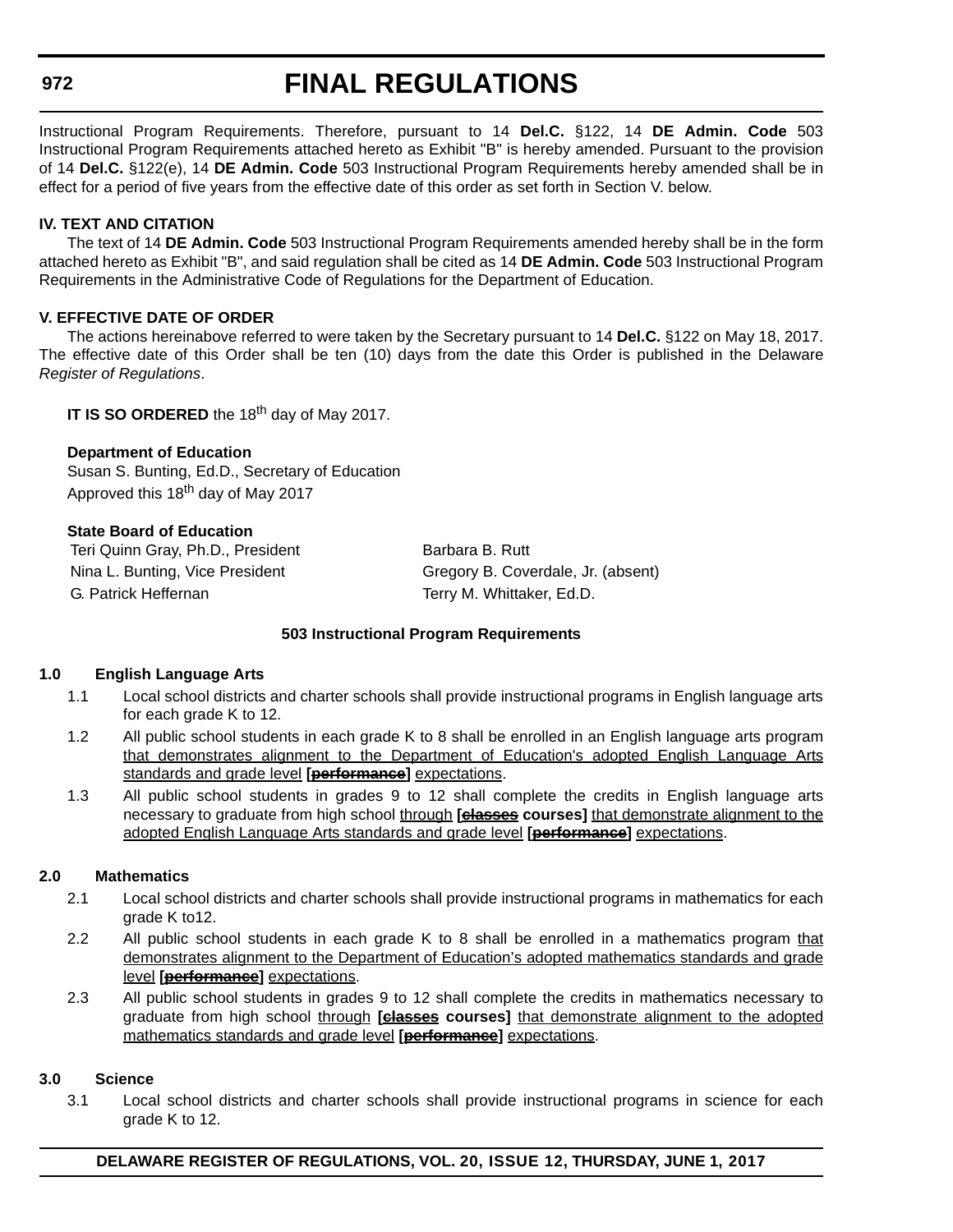Instructional Program Requirements. Therefore, pursuant to 14 **Del.C.** §122, 14 **DE Admin. Code** 503 Instructional Program Requirements attached hereto as Exhibit "B" is hereby amended. Pursuant to the provision of 14 **Del.C.** §122(e), 14 **DE Admin. Code** 503 Instructional Program Requirements hereby amended shall be in effect for a period of five years from the effective date of this order as set forth in Section V. below.

**IV. TEXT AND CITATION**

The text of 14 **DE Admin. Code** 503 Instructional Program Requirements amended hereby shall be in the form attached hereto as Exhibit "B", and said regulation shall be cited as 14 **DE Admin. Code** 503 Instructional Program Requirements in the Administrative Code of Regulations for the Department of Education.

**V. EFFECTIVE DATE OF ORDER**

The actions hereinabove referred to were taken by the Secretary pursuant to 14 **Del.C.** §122 on May 18, 2017. The effective date of this Order shall be ten (10) days from the date this Order is published in the Delaware *Register of Regulations*.

**IT IS SO ORDERED** the 18th day of May 2017.

**Department of Education**
Susan S. Bunting, Ed.D., Secretary of Education
Approved this 18th day of May 2017

**State Board of Education**

| | |
|---|---|
| Teri Quinn Gray, Ph.D., President | Barbara B. Rutt |
| Nina L. Bunting, Vice President | Gregory B. Coverdale, Jr. (absent) |
| G. Patrick Heffernan | Terry M. Whittaker, Ed.D. |

**503 Instructional Program Requirements**

**1.0 English Language Arts**

1.1 Local school districts and charter schools shall provide instructional programs in English language arts for each grade K to 12.

1.2 All public school students in each grade K to 8 shall be enrolled in an English language arts program <u>that demonstrates alignment to the Department of Education's adopted English Language Arts standards and grade level</u> **[~~performance~~]** <u>expectations</u>.

1.3 All public school students in grades 9 to 12 shall complete the credits in English language arts necessary to graduate from high school <u>through</u> **[~~classes~~ courses]** <u>that demonstrate alignment to the adopted English Language Arts standards and grade level</u> **[~~performance~~]** <u>expectations</u>.

**2.0 Mathematics**

2.1 Local school districts and charter schools shall provide instructional programs in mathematics for each grade K to12.

2.2 All public school students in each grade K to 8 shall be enrolled in a mathematics program <u>that demonstrates alignment to the Department of Education's adopted mathematics standards and grade level</u> **[~~performance~~]** <u>expectations</u>.

2.3 All public school students in grades 9 to 12 shall complete the credits in mathematics necessary to graduate from high school <u>through</u> **[~~classes~~ courses]** <u>that demonstrate alignment to the adopted mathematics standards and grade level</u> **[~~performance~~]** <u>expectations</u>.

**3.0 Science**

3.1 Local school districts and charter schools shall provide instructional programs in science for each grade K to 12.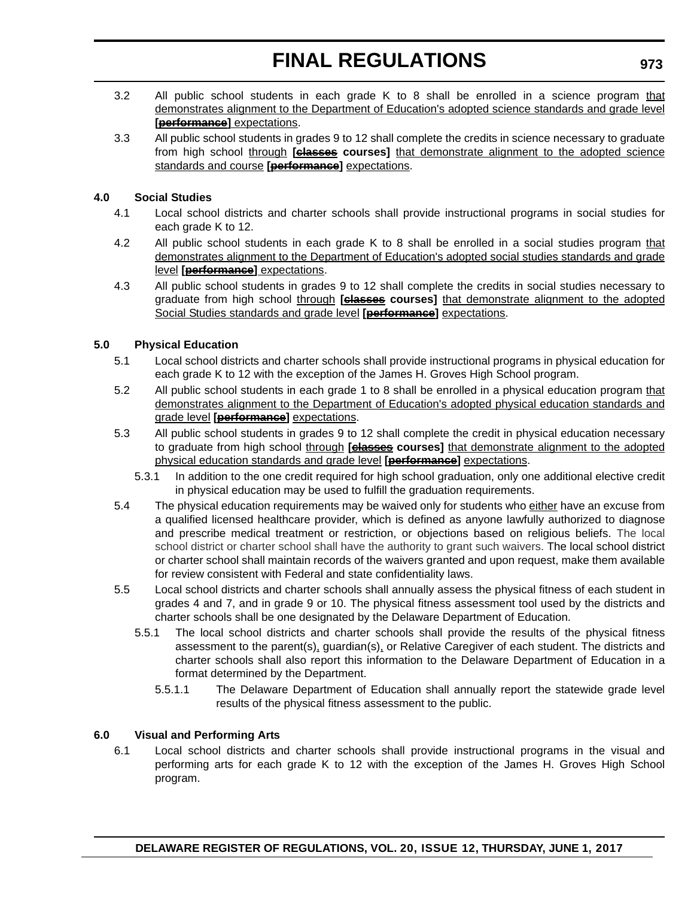3.2 All public school students in each grade K to 8 shall be enrolled in a science program that demonstrates alignment to the Department of Education's adopted science standards and grade level **[~~performance~~]** expectations.

3.3 All public school students in grades 9 to 12 shall complete the credits in science necessary to graduate from high school through **[~~classes~~ courses]** that demonstrate alignment to the adopted science standards and course **[~~performance~~]** expectations.

**4.0 Social Studies**

4.1 Local school districts and charter schools shall provide instructional programs in social studies for each grade K to 12.

4.2 All public school students in each grade K to 8 shall be enrolled in a social studies program that demonstrates alignment to the Department of Education's adopted social studies standards and grade level **[~~performance~~]** expectations.

4.3 All public school students in grades 9 to 12 shall complete the credits in social studies necessary to graduate from high school through **[~~classes~~ courses]** that demonstrate alignment to the adopted Social Studies standards and grade level **[~~performance~~]** expectations.

**5.0 Physical Education**

5.1 Local school districts and charter schools shall provide instructional programs in physical education for each grade K to 12 with the exception of the James H. Groves High School program.

5.2 All public school students in each grade 1 to 8 shall be enrolled in a physical education program that demonstrates alignment to the Department of Education's adopted physical education standards and grade level **[~~performance~~]** expectations.

5.3 All public school students in grades 9 to 12 shall complete the credit in physical education necessary to graduate from high school through **[~~classes~~ courses]** that demonstrate alignment to the adopted physical education standards and grade level **[~~performance~~]** expectations.

5.3.1 In addition to the one credit required for high school graduation, only one additional elective credit in physical education may be used to fulfill the graduation requirements.

5.4 The physical education requirements may be waived only for students who either have an excuse from a qualified licensed healthcare provider, which is defined as anyone lawfully authorized to diagnose and prescribe medical treatment or restriction, or objections based on religious beliefs. The local school district or charter school shall have the authority to grant such waivers. The local school district or charter school shall maintain records of the waivers granted and upon request, make them available for review consistent with Federal and state confidentiality laws.

5.5 Local school districts and charter schools shall annually assess the physical fitness of each student in grades 4 and 7, and in grade 9 or 10. The physical fitness assessment tool used by the districts and charter schools shall be one designated by the Delaware Department of Education.

5.5.1 The local school districts and charter schools shall provide the results of the physical fitness assessment to the parent(s), guardian(s), or Relative Caregiver of each student. The districts and charter schools shall also report this information to the Delaware Department of Education in a format determined by the Department.

5.5.1.1 The Delaware Department of Education shall annually report the statewide grade level results of the physical fitness assessment to the public.

**6.0 Visual and Performing Arts**

6.1 Local school districts and charter schools shall provide instructional programs in the visual and performing arts for each grade K to 12 with the exception of the James H. Groves High School program.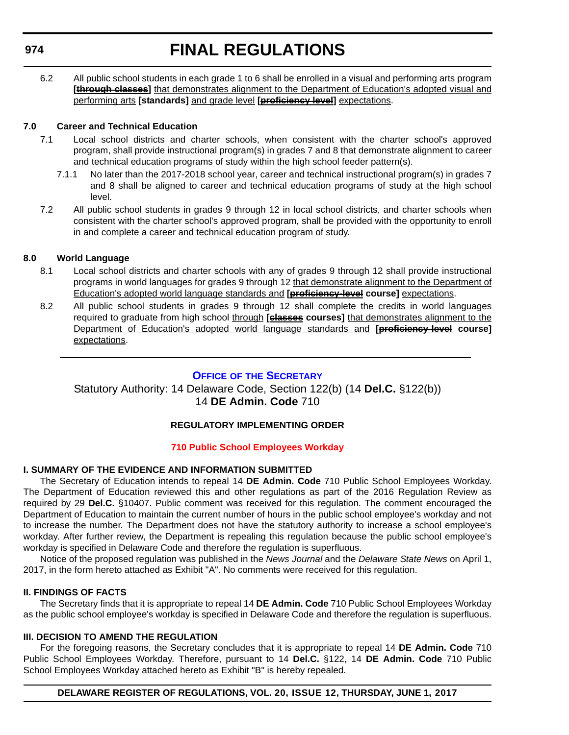6.2 All public school students in each grade 1 to 6 shall be enrolled in a visual and performing arts program **[~~through classes~~]** <u>that demonstrates alignment to the Department of Education's adopted visual and performing arts</u> **[standards]** <u>and grade level</u> **[~~proficiency level~~]** <u>expectations</u>.

## 7.0 Career and Technical Education

7.1 Local school districts and charter schools, when consistent with the charter school's approved program, shall provide instructional program(s) in grades 7 and 8 that demonstrate alignment to career and technical education programs of study within the high school feeder pattern(s).

7.1.1 No later than the 2017-2018 school year, career and technical instructional program(s) in grades 7 and 8 shall be aligned to career and technical education programs of study at the high school level.

7.2 All public school students in grades 9 through 12 in local school districts, and charter schools when consistent with the charter school's approved program, shall be provided with the opportunity to enroll in and complete a career and technical education program of study.

## 8.0 World Language

8.1 Local school districts and charter schools with any of grades 9 through 12 shall provide instructional programs in world languages for grades 9 through 12 <u>that demonstrate alignment to the Department of Education's adopted world language standards and</u> **[~~proficiency-level~~ course]** <u>expectations</u>.

8.2 All public school students in grades 9 through 12 shall complete the credits in world languages required to graduate from high school <u>through</u> **[~~classes~~ courses]** <u>that demonstrates alignment to the Department of Education's adopted world language standards and</u> **[~~proficiency-level~~ course]** <u>expectations</u>.

---

## OFFICE OF THE SECRETARY

Statutory Authority: 14 Delaware Code, Section 122(b) (14 **Del.C.** §122(b))
14 **DE Admin. Code** 710

### REGULATORY IMPLEMENTING ORDER

### 710 Public School Employees Workday

#### I. SUMMARY OF THE EVIDENCE AND INFORMATION SUBMITTED

The Secretary of Education intends to repeal 14 **DE Admin. Code** 710 Public School Employees Workday. The Department of Education reviewed this and other regulations as part of the 2016 Regulation Review as required by 29 **Del.C.** §10407. Public comment was received for this regulation. The comment encouraged the Department of Education to maintain the current number of hours in the public school employee's workday and not to increase the number. The Department does not have the statutory authority to increase a school employee's workday. After further review, the Department is repealing this regulation because the public school employee's workday is specified in Delaware Code and therefore the regulation is superfluous.

Notice of the proposed regulation was published in the *News Journal* and the *Delaware State News* on April 1, 2017, in the form hereto attached as Exhibit "A". No comments were received for this regulation.

#### II. FINDINGS OF FACTS

The Secretary finds that it is appropriate to repeal 14 **DE Admin. Code** 710 Public School Employees Workday as the public school employee's workday is specified in Delaware Code and therefore the regulation is superfluous.

#### III. DECISION TO AMEND THE REGULATION

For the foregoing reasons, the Secretary concludes that it is appropriate to repeal 14 **DE Admin. Code** 710 Public School Employees Workday. Therefore, pursuant to 14 **Del.C.** §122, 14 **DE Admin. Code** 710 Public School Employees Workday attached hereto as Exhibit "B" is hereby repealed.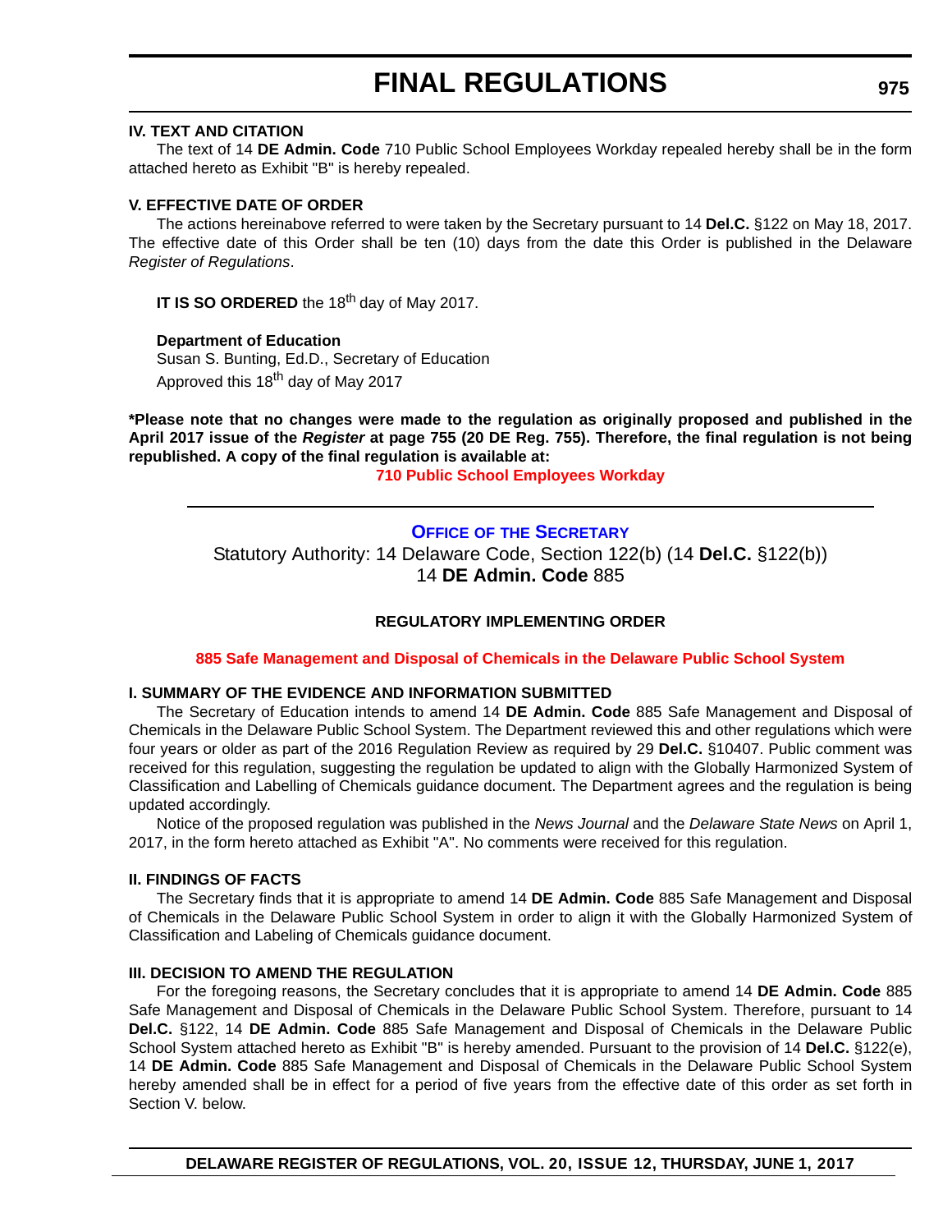### IV. TEXT AND CITATION

The text of 14 **DE Admin. Code** 710 Public School Employees Workday repealed hereby shall be in the form attached hereto as Exhibit "B" is hereby repealed.

### V. EFFECTIVE DATE OF ORDER

The actions hereinabove referred to were taken by the Secretary pursuant to 14 **Del.C.** §122 on May 18, 2017. The effective date of this Order shall be ten (10) days from the date this Order is published in the Delaware *Register of Regulations*.

**IT IS SO ORDERED** the 18th day of May 2017.

**Department of Education**
Susan S. Bunting, Ed.D., Secretary of Education
Approved this 18th day of May 2017

**\*Please note that no changes were made to the regulation as originally proposed and published in the April 2017 issue of the *Register* at page 755 (20 DE Reg. 755). Therefore, the final regulation is not being republished. A copy of the final regulation is available at:**

**710 Public School Employees Workday**

---

## OFFICE OF THE SECRETARY

Statutory Authority: 14 Delaware Code, Section 122(b) (14 **Del.C.** §122(b))
14 **DE Admin. Code** 885

### REGULATORY IMPLEMENTING ORDER

**885 Safe Management and Disposal of Chemicals in the Delaware Public School System**

### I. SUMMARY OF THE EVIDENCE AND INFORMATION SUBMITTED

The Secretary of Education intends to amend 14 **DE Admin. Code** 885 Safe Management and Disposal of Chemicals in the Delaware Public School System. The Department reviewed this and other regulations which were four years or older as part of the 2016 Regulation Review as required by 29 **Del.C.** §10407. Public comment was received for this regulation, suggesting the regulation be updated to align with the Globally Harmonized System of Classification and Labelling of Chemicals guidance document. The Department agrees and the regulation is being updated accordingly.

Notice of the proposed regulation was published in the *News Journal* and the *Delaware State News* on April 1, 2017, in the form hereto attached as Exhibit "A". No comments were received for this regulation.

### II. FINDINGS OF FACTS

The Secretary finds that it is appropriate to amend 14 **DE Admin. Code** 885 Safe Management and Disposal of Chemicals in the Delaware Public School System in order to align it with the Globally Harmonized System of Classification and Labeling of Chemicals guidance document.

### III. DECISION TO AMEND THE REGULATION

For the foregoing reasons, the Secretary concludes that it is appropriate to amend 14 **DE Admin. Code** 885 Safe Management and Disposal of Chemicals in the Delaware Public School System. Therefore, pursuant to 14 **Del.C.** §122, 14 **DE Admin. Code** 885 Safe Management and Disposal of Chemicals in the Delaware Public School System attached hereto as Exhibit "B" is hereby amended. Pursuant to the provision of 14 **Del.C.** §122(e), 14 **DE Admin. Code** 885 Safe Management and Disposal of Chemicals in the Delaware Public School System hereby amended shall be in effect for a period of five years from the effective date of this order as set forth in Section V. below.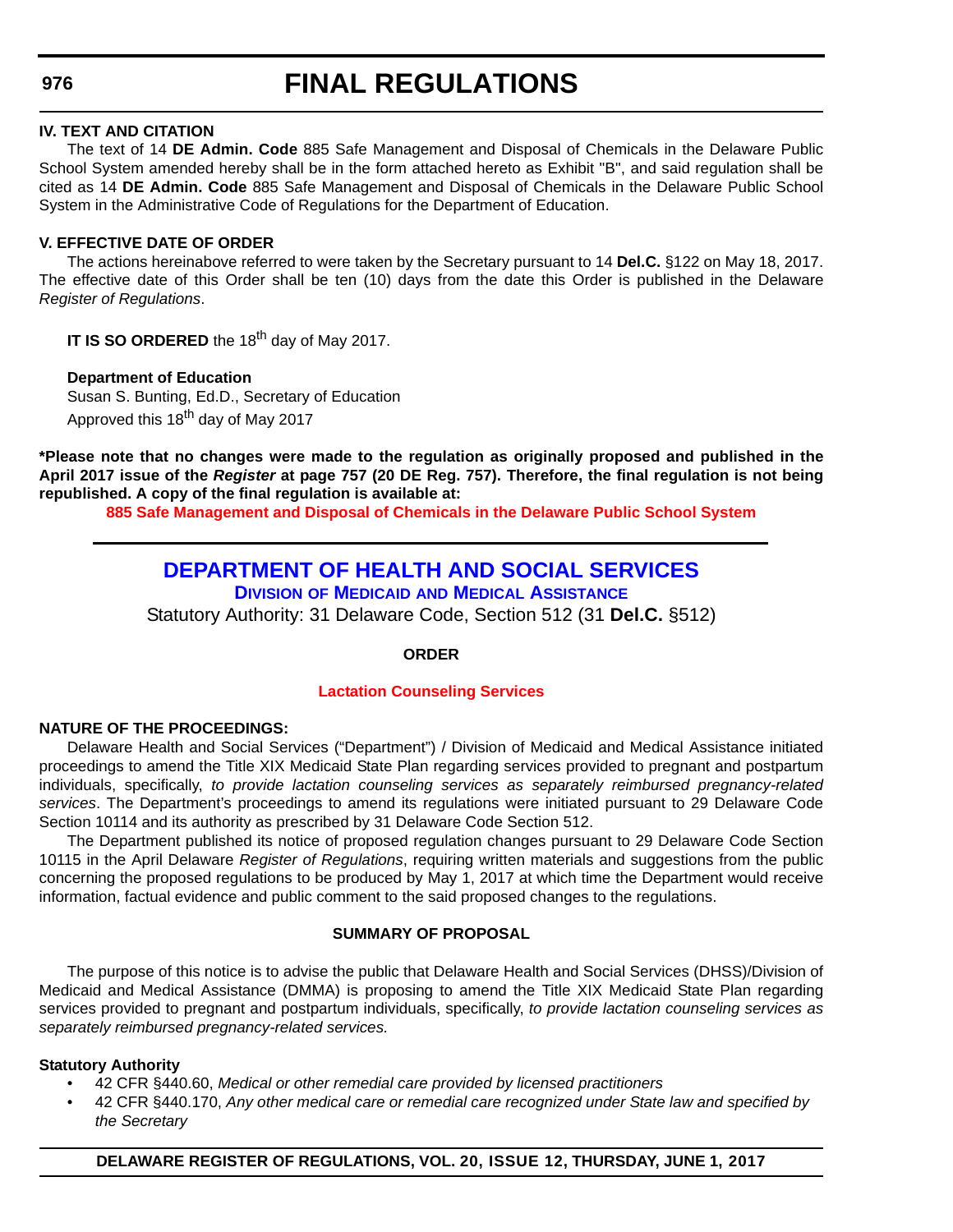**IV. TEXT AND CITATION**

The text of 14 **DE Admin. Code** 885 Safe Management and Disposal of Chemicals in the Delaware Public School System amended hereby shall be in the form attached hereto as Exhibit "B", and said regulation shall be cited as 14 **DE Admin. Code** 885 Safe Management and Disposal of Chemicals in the Delaware Public School System in the Administrative Code of Regulations for the Department of Education.

**V. EFFECTIVE DATE OF ORDER**

The actions hereinabove referred to were taken by the Secretary pursuant to 14 **Del.C.** §122 on May 18, 2017. The effective date of this Order shall be ten (10) days from the date this Order is published in the Delaware *Register of Regulations*.

**IT IS SO ORDERED** the 18th day of May 2017.

**Department of Education**
Susan S. Bunting, Ed.D., Secretary of Education
Approved this 18th day of May 2017

**\*Please note that no changes were made to the regulation as originally proposed and published in the April 2017 issue of the *Register* at page 757 (20 DE Reg. 757). Therefore, the final regulation is not being republished. A copy of the final regulation is available at:**

**885 Safe Management and Disposal of Chemicals in the Delaware Public School System**

---

# DEPARTMENT OF HEALTH AND SOCIAL SERVICES

## DIVISION OF MEDICAID AND MEDICAL ASSISTANCE

Statutory Authority: 31 Delaware Code, Section 512 (31 **Del.C.** §512)

### ORDER

### Lactation Counseling Services

**NATURE OF THE PROCEEDINGS:**

Delaware Health and Social Services ("Department") / Division of Medicaid and Medical Assistance initiated proceedings to amend the Title XIX Medicaid State Plan regarding services provided to pregnant and postpartum individuals, specifically, *to provide lactation counseling services as separately reimbursed pregnancy-related services*. The Department's proceedings to amend its regulations were initiated pursuant to 29 Delaware Code Section 10114 and its authority as prescribed by 31 Delaware Code Section 512.

The Department published its notice of proposed regulation changes pursuant to 29 Delaware Code Section 10115 in the April Delaware *Register of Regulations*, requiring written materials and suggestions from the public concerning the proposed regulations to be produced by May 1, 2017 at which time the Department would receive information, factual evidence and public comment to the said proposed changes to the regulations.

**SUMMARY OF PROPOSAL**

The purpose of this notice is to advise the public that Delaware Health and Social Services (DHSS)/Division of Medicaid and Medical Assistance (DMMA) is proposing to amend the Title XIX Medicaid State Plan regarding services provided to pregnant and postpartum individuals, specifically, *to provide lactation counseling services as separately reimbursed pregnancy-related services.*

**Statutory Authority**

- 42 CFR §440.60, *Medical or other remedial care provided by licensed practitioners*
- 42 CFR §440.170, *Any other medical care or remedial care recognized under State law and specified by the Secretary*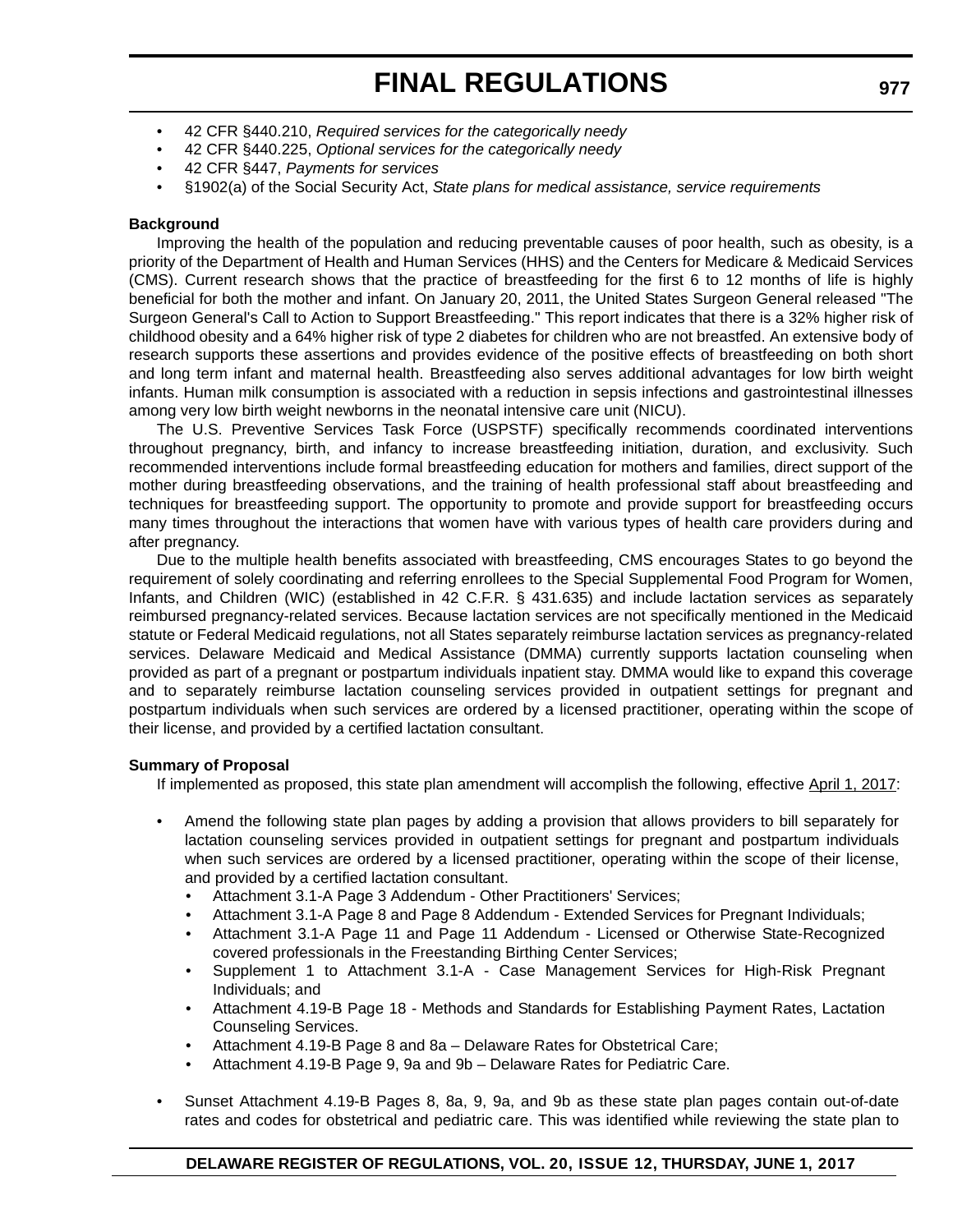- 42 CFR §440.210, *Required services for the categorically needy*
- 42 CFR §440.225, *Optional services for the categorically needy*
- 42 CFR §447, *Payments for services*
- §1902(a) of the Social Security Act, *State plans for medical assistance, service requirements*

**Background**

Improving the health of the population and reducing preventable causes of poor health, such as obesity, is a priority of the Department of Health and Human Services (HHS) and the Centers for Medicare & Medicaid Services (CMS). Current research shows that the practice of breastfeeding for the first 6 to 12 months of life is highly beneficial for both the mother and infant. On January 20, 2011, the United States Surgeon General released "The Surgeon General's Call to Action to Support Breastfeeding." This report indicates that there is a 32% higher risk of childhood obesity and a 64% higher risk of type 2 diabetes for children who are not breastfed. An extensive body of research supports these assertions and provides evidence of the positive effects of breastfeeding on both short and long term infant and maternal health. Breastfeeding also serves additional advantages for low birth weight infants. Human milk consumption is associated with a reduction in sepsis infections and gastrointestinal illnesses among very low birth weight newborns in the neonatal intensive care unit (NICU).

The U.S. Preventive Services Task Force (USPSTF) specifically recommends coordinated interventions throughout pregnancy, birth, and infancy to increase breastfeeding initiation, duration, and exclusivity. Such recommended interventions include formal breastfeeding education for mothers and families, direct support of the mother during breastfeeding observations, and the training of health professional staff about breastfeeding and techniques for breastfeeding support. The opportunity to promote and provide support for breastfeeding occurs many times throughout the interactions that women have with various types of health care providers during and after pregnancy.

Due to the multiple health benefits associated with breastfeeding, CMS encourages States to go beyond the requirement of solely coordinating and referring enrollees to the Special Supplemental Food Program for Women, Infants, and Children (WIC) (established in 42 C.F.R. § 431.635) and include lactation services as separately reimbursed pregnancy-related services. Because lactation services are not specifically mentioned in the Medicaid statute or Federal Medicaid regulations, not all States separately reimburse lactation services as pregnancy-related services. Delaware Medicaid and Medical Assistance (DMMA) currently supports lactation counseling when provided as part of a pregnant or postpartum individuals inpatient stay. DMMA would like to expand this coverage and to separately reimburse lactation counseling services provided in outpatient settings for pregnant and postpartum individuals when such services are ordered by a licensed practitioner, operating within the scope of their license, and provided by a certified lactation consultant.

**Summary of Proposal**

If implemented as proposed, this state plan amendment will accomplish the following, effective April 1, 2017:

- Amend the following state plan pages by adding a provision that allows providers to bill separately for lactation counseling services provided in outpatient settings for pregnant and postpartum individuals when such services are ordered by a licensed practitioner, operating within the scope of their license, and provided by a certified lactation consultant.
  - Attachment 3.1-A Page 3 Addendum - Other Practitioners' Services;
  - Attachment 3.1-A Page 8 and Page 8 Addendum - Extended Services for Pregnant Individuals;
  - Attachment 3.1-A Page 11 and Page 11 Addendum - Licensed or Otherwise State-Recognized covered professionals in the Freestanding Birthing Center Services;
  - Supplement 1 to Attachment 3.1-A - Case Management Services for High-Risk Pregnant Individuals; and
  - Attachment 4.19-B Page 18 - Methods and Standards for Establishing Payment Rates, Lactation Counseling Services.
  - Attachment 4.19-B Page 8 and 8a – Delaware Rates for Obstetrical Care;
  - Attachment 4.19-B Page 9, 9a and 9b – Delaware Rates for Pediatric Care.
- Sunset Attachment 4.19-B Pages 8, 8a, 9, 9a, and 9b as these state plan pages contain out-of-date rates and codes for obstetrical and pediatric care. This was identified while reviewing the state plan to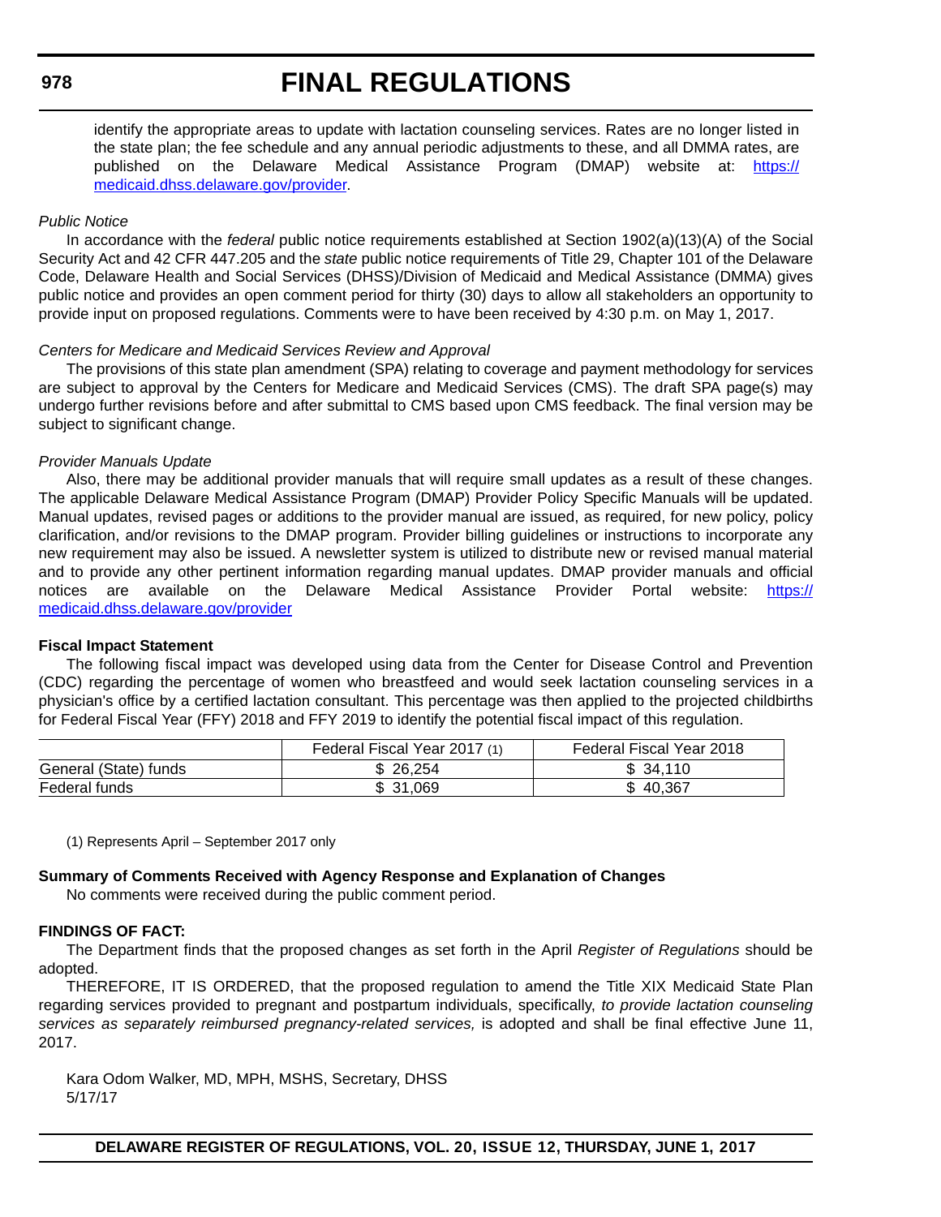identify the appropriate areas to update with lactation counseling services. Rates are no longer listed in the state plan; the fee schedule and any annual periodic adjustments to these, and all DMMA rates, are published on the Delaware Medical Assistance Program (DMAP) website at: [https://medicaid.dhss.delaware.gov/provider](https://medicaid.dhss.delaware.gov/provider).

*Public Notice*

In accordance with the *federal* public notice requirements established at Section 1902(a)(13)(A) of the Social Security Act and 42 CFR 447.205 and the *state* public notice requirements of Title 29, Chapter 101 of the Delaware Code, Delaware Health and Social Services (DHSS)/Division of Medicaid and Medical Assistance (DMMA) gives public notice and provides an open comment period for thirty (30) days to allow all stakeholders an opportunity to provide input on proposed regulations. Comments were to have been received by 4:30 p.m. on May 1, 2017.

*Centers for Medicare and Medicaid Services Review and Approval*

The provisions of this state plan amendment (SPA) relating to coverage and payment methodology for services are subject to approval by the Centers for Medicare and Medicaid Services (CMS). The draft SPA page(s) may undergo further revisions before and after submittal to CMS based upon CMS feedback. The final version may be subject to significant change.

*Provider Manuals Update*

Also, there may be additional provider manuals that will require small updates as a result of these changes. The applicable Delaware Medical Assistance Program (DMAP) Provider Policy Specific Manuals will be updated. Manual updates, revised pages or additions to the provider manual are issued, as required, for new policy, policy clarification, and/or revisions to the DMAP program. Provider billing guidelines or instructions to incorporate any new requirement may also be issued. A newsletter system is utilized to distribute new or revised manual material and to provide any other pertinent information regarding manual updates. DMAP provider manuals and official notices are available on the Delaware Medical Assistance Provider Portal website: [https://medicaid.dhss.delaware.gov/provider](https://medicaid.dhss.delaware.gov/provider)

**Fiscal Impact Statement**

The following fiscal impact was developed using data from the Center for Disease Control and Prevention (CDC) regarding the percentage of women who breastfeed and would seek lactation counseling services in a physician's office by a certified lactation consultant. This percentage was then applied to the projected childbirths for Federal Fiscal Year (FFY) 2018 and FFY 2019 to identify the potential fiscal impact of this regulation.

| | Federal Fiscal Year 2017 (1) | Federal Fiscal Year 2018 |
|---|---|---|
| General (State) funds | $ 26,254 | $ 34,110 |
| Federal funds | $ 31,069 | $ 40,367 |

(1) Represents April – September 2017 only

**Summary of Comments Received with Agency Response and Explanation of Changes**

No comments were received during the public comment period.

**FINDINGS OF FACT:**

The Department finds that the proposed changes as set forth in the April *Register of Regulations* should be adopted.

THEREFORE, IT IS ORDERED, that the proposed regulation to amend the Title XIX Medicaid State Plan regarding services provided to pregnant and postpartum individuals, specifically, *to provide lactation counseling services as separately reimbursed pregnancy-related services,* is adopted and shall be final effective June 11, 2017.

Kara Odom Walker, MD, MPH, MSHS, Secretary, DHSS
5/17/17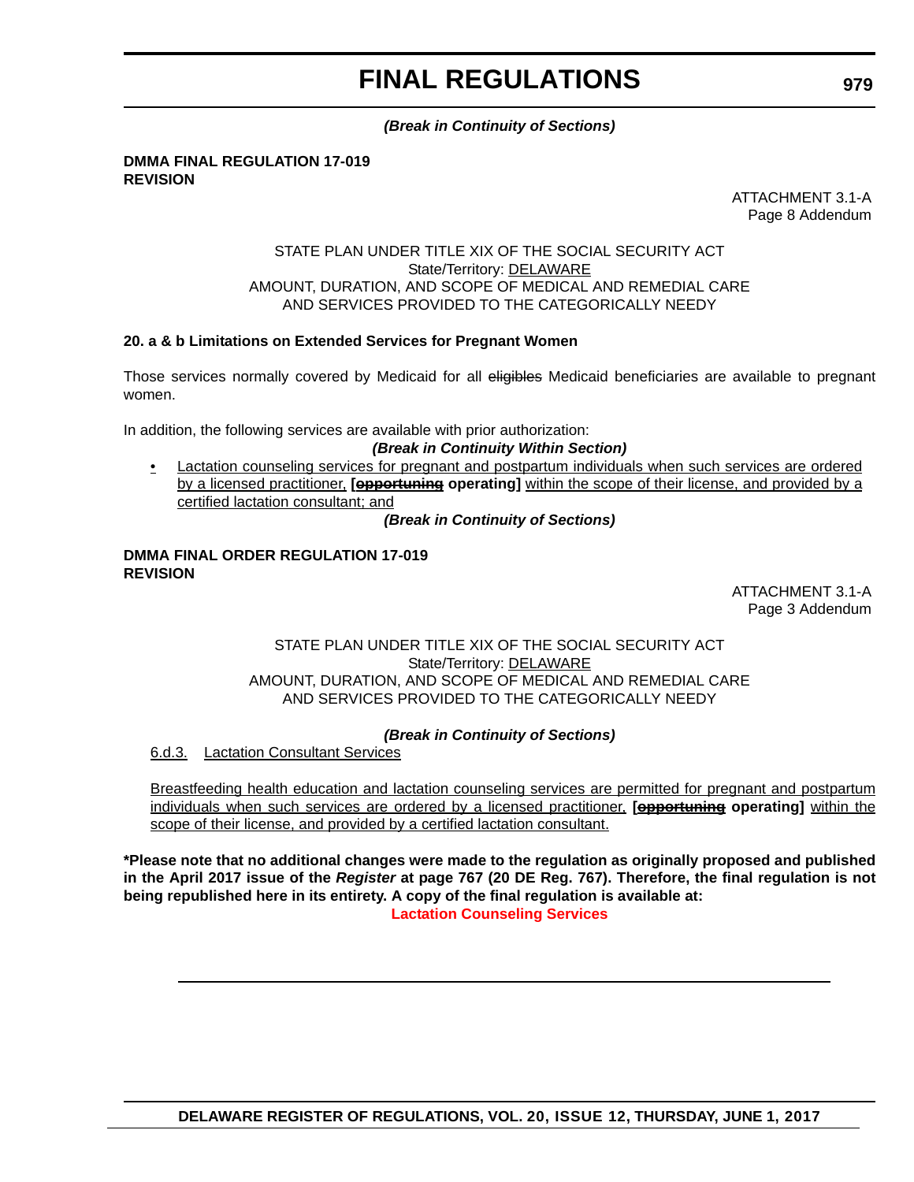*(Break in Continuity of Sections)*

**DMMA FINAL REGULATION 17-019**
**REVISION**

ATTACHMENT 3.1-A
Page 8 Addendum

STATE PLAN UNDER TITLE XIX OF THE SOCIAL SECURITY ACT
State/Territory: DELAWARE
AMOUNT, DURATION, AND SCOPE OF MEDICAL AND REMEDIAL CARE
AND SERVICES PROVIDED TO THE CATEGORICALLY NEEDY

**20. a & b Limitations on Extended Services for Pregnant Women**

Those services normally covered by Medicaid for all ~~eligibles~~ Medicaid beneficiaries are available to pregnant women.

In addition, the following services are available with prior authorization:

*(Break in Continuity Within Section)*

- Lactation counseling services for pregnant and postpartum individuals when such services are ordered by a licensed practitioner, **[~~opportuning~~ operating]** within the scope of their license, and provided by a certified lactation consultant; and

*(Break in Continuity of Sections)*

**DMMA FINAL ORDER REGULATION 17-019**
**REVISION**

ATTACHMENT 3.1-A
Page 3 Addendum

STATE PLAN UNDER TITLE XIX OF THE SOCIAL SECURITY ACT
State/Territory: DELAWARE
AMOUNT, DURATION, AND SCOPE OF MEDICAL AND REMEDIAL CARE
AND SERVICES PROVIDED TO THE CATEGORICALLY NEEDY

*(Break in Continuity of Sections)*

6.d.3. Lactation Consultant Services

Breastfeeding health education and lactation counseling services are permitted for pregnant and postpartum individuals when such services are ordered by a licensed practitioner, **[~~opportuning~~ operating]** within the scope of their license, and provided by a certified lactation consultant.

**\*Please note that no additional changes were made to the regulation as originally proposed and published in the April 2017 issue of the *Register* at page 767 (20 DE Reg. 767). Therefore, the final regulation is not being republished here in its entirety. A copy of the final regulation is available at:**

**Lactation Counseling Services**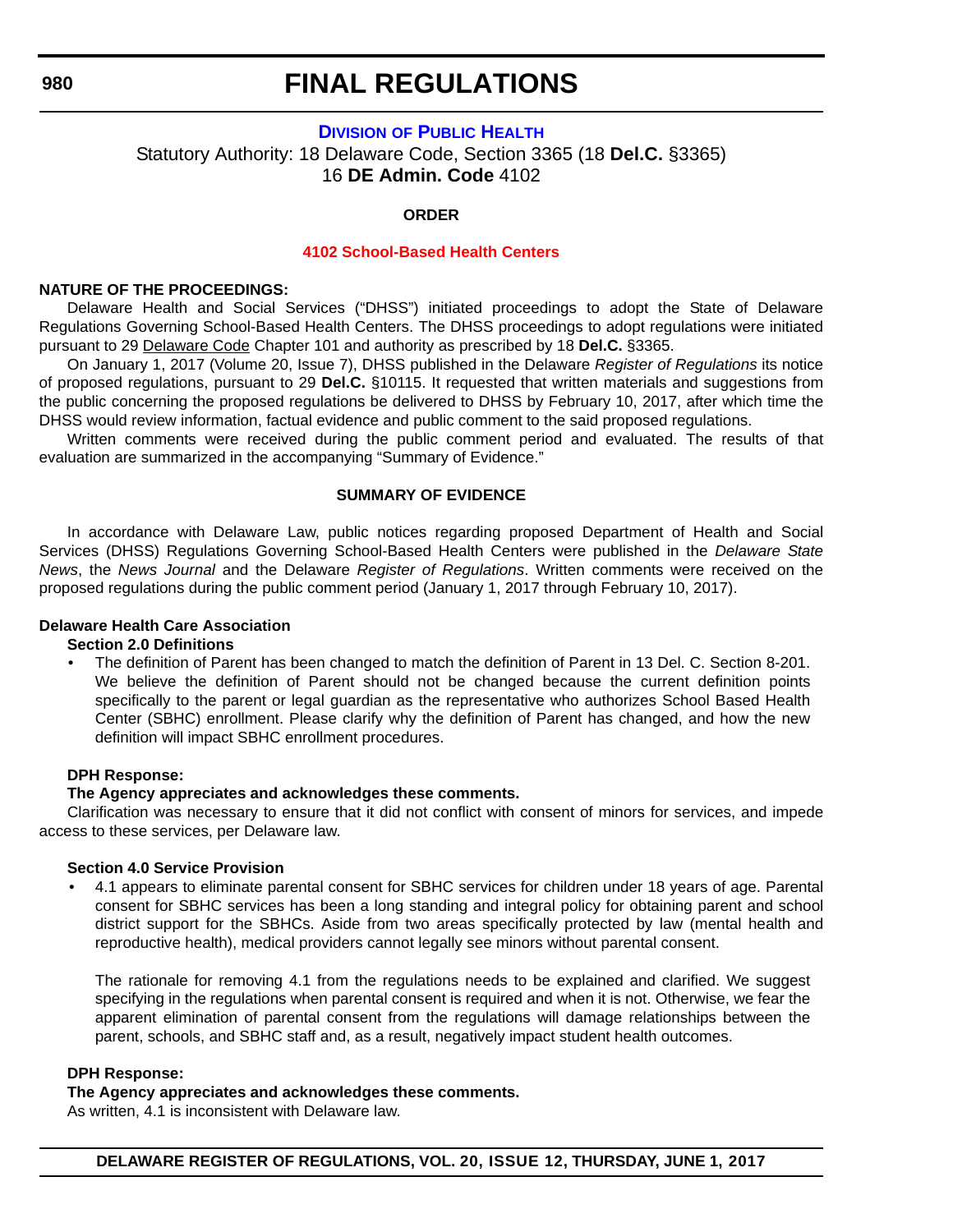# FINAL REGULATIONS

## DIVISION OF PUBLIC HEALTH

Statutory Authority: 18 Delaware Code, Section 3365 (18 **Del.C.** §3365)
16 **DE Admin. Code** 4102

**ORDER**

**4102 School-Based Health Centers**

**NATURE OF THE PROCEEDINGS:**

Delaware Health and Social Services ("DHSS") initiated proceedings to adopt the State of Delaware Regulations Governing School-Based Health Centers. The DHSS proceedings to adopt regulations were initiated pursuant to 29 Delaware Code Chapter 101 and authority as prescribed by 18 **Del.C.** §3365.

On January 1, 2017 (Volume 20, Issue 7), DHSS published in the Delaware *Register of Regulations* its notice of proposed regulations, pursuant to 29 **Del.C.** §10115. It requested that written materials and suggestions from the public concerning the proposed regulations be delivered to DHSS by February 10, 2017, after which time the DHSS would review information, factual evidence and public comment to the said proposed regulations.

Written comments were received during the public comment period and evaluated. The results of that evaluation are summarized in the accompanying "Summary of Evidence."

**SUMMARY OF EVIDENCE**

In accordance with Delaware Law, public notices regarding proposed Department of Health and Social Services (DHSS) Regulations Governing School-Based Health Centers were published in the *Delaware State News*, the *News Journal* and the Delaware *Register of Regulations*. Written comments were received on the proposed regulations during the public comment period (January 1, 2017 through February 10, 2017).

**Delaware Health Care Association**

**Section 2.0 Definitions**

- The definition of Parent has been changed to match the definition of Parent in 13 Del. C. Section 8-201. We believe the definition of Parent should not be changed because the current definition points specifically to the parent or legal guardian as the representative who authorizes School Based Health Center (SBHC) enrollment. Please clarify why the definition of Parent has changed, and how the new definition will impact SBHC enrollment procedures.

**DPH Response:**

**The Agency appreciates and acknowledges these comments.**

Clarification was necessary to ensure that it did not conflict with consent of minors for services, and impede access to these services, per Delaware law.

**Section 4.0 Service Provision**

- 4.1 appears to eliminate parental consent for SBHC services for children under 18 years of age. Parental consent for SBHC services has been a long standing and integral policy for obtaining parent and school district support for the SBHCs. Aside from two areas specifically protected by law (mental health and reproductive health), medical providers cannot legally see minors without parental consent.

  The rationale for removing 4.1 from the regulations needs to be explained and clarified. We suggest specifying in the regulations when parental consent is required and when it is not. Otherwise, we fear the apparent elimination of parental consent from the regulations will damage relationships between the parent, schools, and SBHC staff and, as a result, negatively impact student health outcomes.

**DPH Response:**

**The Agency appreciates and acknowledges these comments.**

As written, 4.1 is inconsistent with Delaware law.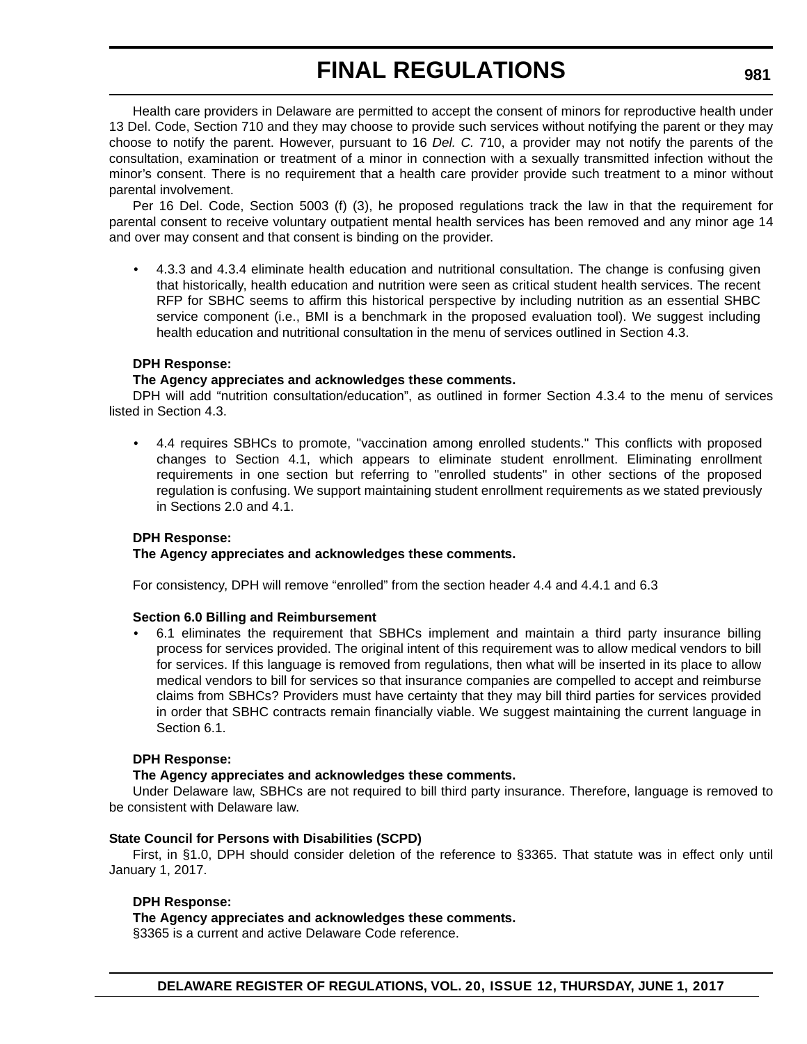Health care providers in Delaware are permitted to accept the consent of minors for reproductive health under 13 Del. Code, Section 710 and they may choose to provide such services without notifying the parent or they may choose to notify the parent. However, pursuant to 16 *Del. C.* 710, a provider may not notify the parents of the consultation, examination or treatment of a minor in connection with a sexually transmitted infection without the minor's consent. There is no requirement that a health care provider provide such treatment to a minor without parental involvement.

Per 16 Del. Code, Section 5003 (f) (3), he proposed regulations track the law in that the requirement for parental consent to receive voluntary outpatient mental health services has been removed and any minor age 14 and over may consent and that consent is binding on the provider.

- 4.3.3 and 4.3.4 eliminate health education and nutritional consultation. The change is confusing given that historically, health education and nutrition were seen as critical student health services. The recent RFP for SBHC seems to affirm this historical perspective by including nutrition as an essential SHBC service component (i.e., BMI is a benchmark in the proposed evaluation tool). We suggest including health education and nutritional consultation in the menu of services outlined in Section 4.3.

**DPH Response:**

**The Agency appreciates and acknowledges these comments.**

DPH will add "nutrition consultation/education", as outlined in former Section 4.3.4 to the menu of services listed in Section 4.3.

- 4.4 requires SBHCs to promote, "vaccination among enrolled students." This conflicts with proposed changes to Section 4.1, which appears to eliminate student enrollment. Eliminating enrollment requirements in one section but referring to "enrolled students" in other sections of the proposed regulation is confusing. We support maintaining student enrollment requirements as we stated previously in Sections 2.0 and 4.1.

**DPH Response:**

**The Agency appreciates and acknowledges these comments.**

For consistency, DPH will remove "enrolled" from the section header 4.4 and 4.4.1 and 6.3

**Section 6.0 Billing and Reimbursement**

- 6.1 eliminates the requirement that SBHCs implement and maintain a third party insurance billing process for services provided. The original intent of this requirement was to allow medical vendors to bill for services. If this language is removed from regulations, then what will be inserted in its place to allow medical vendors to bill for services so that insurance companies are compelled to accept and reimburse claims from SBHCs? Providers must have certainty that they may bill third parties for services provided in order that SBHC contracts remain financially viable. We suggest maintaining the current language in Section 6.1.

**DPH Response:**

**The Agency appreciates and acknowledges these comments.**

Under Delaware law, SBHCs are not required to bill third party insurance. Therefore, language is removed to be consistent with Delaware law.

**State Council for Persons with Disabilities (SCPD)**

First, in §1.0, DPH should consider deletion of the reference to §3365. That statute was in effect only until January 1, 2017.

**DPH Response:**

**The Agency appreciates and acknowledges these comments.**

§3365 is a current and active Delaware Code reference.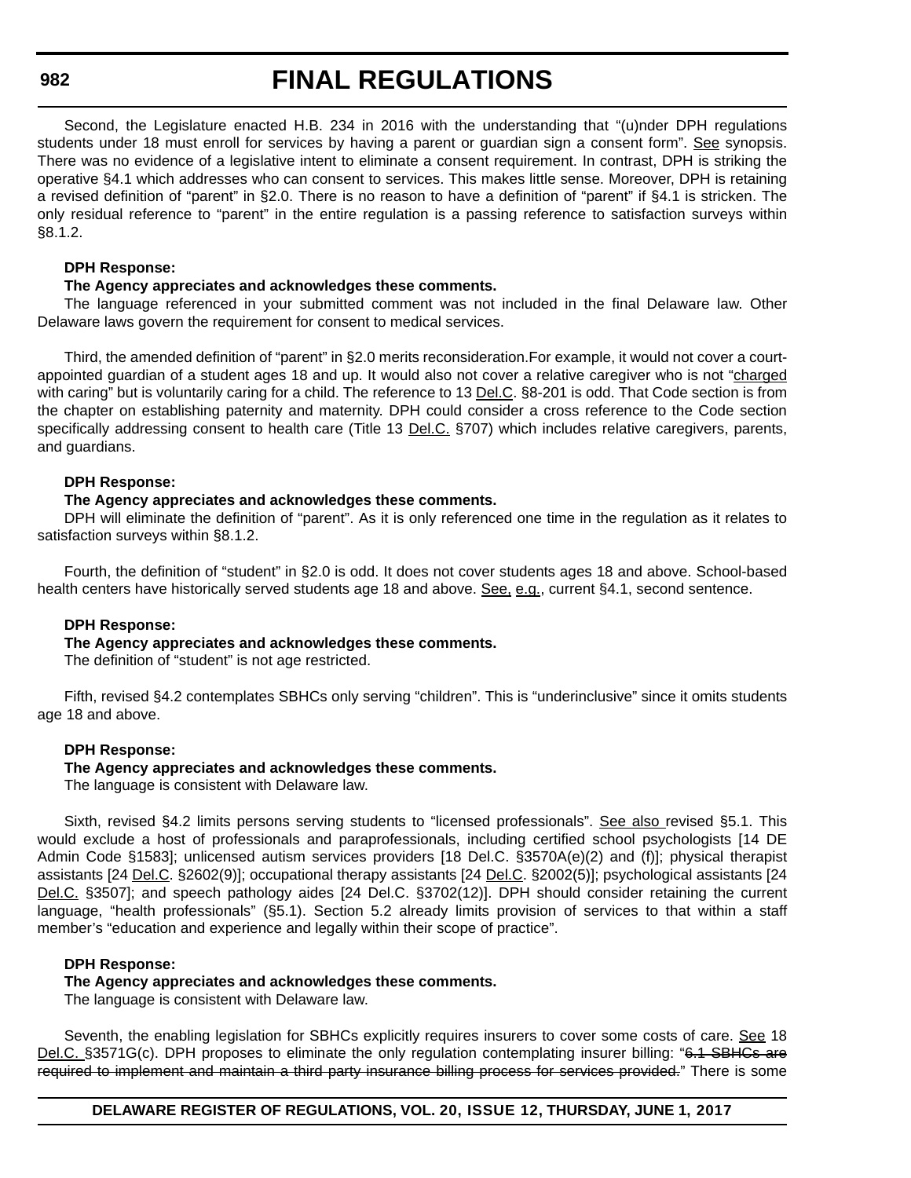Second, the Legislature enacted H.B. 234 in 2016 with the understanding that "(u)nder DPH regulations students under 18 must enroll for services by having a parent or guardian sign a consent form". See synopsis. There was no evidence of a legislative intent to eliminate a consent requirement. In contrast, DPH is striking the operative §4.1 which addresses who can consent to services. This makes little sense. Moreover, DPH is retaining a revised definition of "parent" in §2.0. There is no reason to have a definition of "parent" if §4.1 is stricken. The only residual reference to "parent" in the entire regulation is a passing reference to satisfaction surveys within §8.1.2.

**DPH Response:**

**The Agency appreciates and acknowledges these comments.**

The language referenced in your submitted comment was not included in the final Delaware law. Other Delaware laws govern the requirement for consent to medical services.

Third, the amended definition of "parent" in §2.0 merits reconsideration.For example, it would not cover a court-appointed guardian of a student ages 18 and up. It would also not cover a relative caregiver who is not "charged with caring" but is voluntarily caring for a child. The reference to 13 Del.C. §8-201 is odd. That Code section is from the chapter on establishing paternity and maternity. DPH could consider a cross reference to the Code section specifically addressing consent to health care (Title 13 Del.C. §707) which includes relative caregivers, parents, and guardians.

**DPH Response:**

**The Agency appreciates and acknowledges these comments.**

DPH will eliminate the definition of "parent". As it is only referenced one time in the regulation as it relates to satisfaction surveys within §8.1.2.

Fourth, the definition of "student" in §2.0 is odd. It does not cover students ages 18 and above. School-based health centers have historically served students age 18 and above. See, e.g., current §4.1, second sentence.

**DPH Response:**

**The Agency appreciates and acknowledges these comments.**

The definition of "student" is not age restricted.

Fifth, revised §4.2 contemplates SBHCs only serving "children". This is "underinclusive" since it omits students age 18 and above.

**DPH Response:**

**The Agency appreciates and acknowledges these comments.**

The language is consistent with Delaware law.

Sixth, revised §4.2 limits persons serving students to "licensed professionals". See also revised §5.1. This would exclude a host of professionals and paraprofessionals, including certified school psychologists [14 DE Admin Code §1583]; unlicensed autism services providers [18 Del.C. §3570A(e)(2) and (f)]; physical therapist assistants [24 Del.C. §2602(9)]; occupational therapy assistants [24 Del.C. §2002(5)]; psychological assistants [24 Del.C. §3507]; and speech pathology aides [24 Del.C. §3702(12)]. DPH should consider retaining the current language, "health professionals" (§5.1). Section 5.2 already limits provision of services to that within a staff member's "education and experience and legally within their scope of practice".

**DPH Response:**

**The Agency appreciates and acknowledges these comments.**

The language is consistent with Delaware law.

Seventh, the enabling legislation for SBHCs explicitly requires insurers to cover some costs of care. See 18 Del.C. §3571G(c). DPH proposes to eliminate the only regulation contemplating insurer billing: "~~6.1 SBHCs are required to implement and maintain a third party insurance billing process for services provided.~~" There is some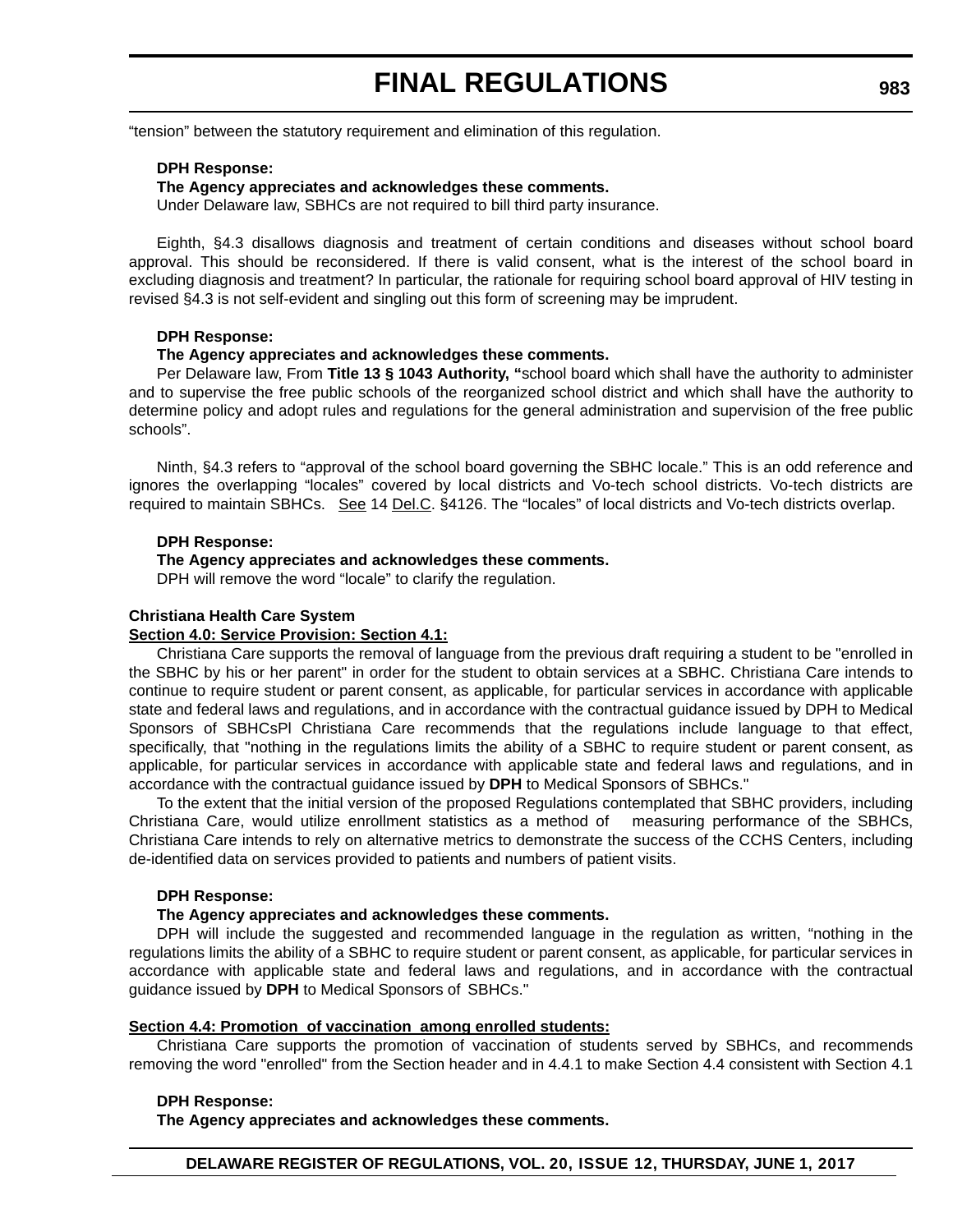"tension" between the statutory requirement and elimination of this regulation.

**DPH Response:**

**The Agency appreciates and acknowledges these comments.**

Under Delaware law, SBHCs are not required to bill third party insurance.

Eighth, §4.3 disallows diagnosis and treatment of certain conditions and diseases without school board approval. This should be reconsidered. If there is valid consent, what is the interest of the school board in excluding diagnosis and treatment? In particular, the rationale for requiring school board approval of HIV testing in revised §4.3 is not self-evident and singling out this form of screening may be imprudent.

**DPH Response:**

**The Agency appreciates and acknowledges these comments.**

Per Delaware law, From **Title 13 § 1043 Authority, "**school board which shall have the authority to administer and to supervise the free public schools of the reorganized school district and which shall have the authority to determine policy and adopt rules and regulations for the general administration and supervision of the free public schools".

Ninth, §4.3 refers to "approval of the school board governing the SBHC locale." This is an odd reference and ignores the overlapping "locales" covered by local districts and Vo-tech school districts. Vo-tech districts are required to maintain SBHCs. See 14 Del.C. §4126. The "locales" of local districts and Vo-tech districts overlap.

**DPH Response:**

**The Agency appreciates and acknowledges these comments.**

DPH will remove the word "locale" to clarify the regulation.

**Christiana Health Care System**

**Section 4.0: Service Provision: Section 4.1:**

Christiana Care supports the removal of language from the previous draft requiring a student to be "enrolled in the SBHC by his or her parent" in order for the student to obtain services at a SBHC. Christiana Care intends to continue to require student or parent consent, as applicable, for particular services in accordance with applicable state and federal laws and regulations, and in accordance with the contractual guidance issued by DPH to Medical Sponsors of SBHCsPl Christiana Care recommends that the regulations include language to that effect, specifically, that "nothing in the regulations limits the ability of a SBHC to require student or parent consent, as applicable, for particular services in accordance with applicable state and federal laws and regulations, and in accordance with the contractual guidance issued by **DPH** to Medical Sponsors of SBHCs."

To the extent that the initial version of the proposed Regulations contemplated that SBHC providers, including Christiana Care, would utilize enrollment statistics as a method of measuring performance of the SBHCs, Christiana Care intends to rely on alternative metrics to demonstrate the success of the CCHS Centers, including de-identified data on services provided to patients and numbers of patient visits.

**DPH Response:**

**The Agency appreciates and acknowledges these comments.**

DPH will include the suggested and recommended language in the regulation as written, "nothing in the regulations limits the ability of a SBHC to require student or parent consent, as applicable, for particular services in accordance with applicable state and federal laws and regulations, and in accordance with the contractual guidance issued by **DPH** to Medical Sponsors of SBHCs."

**Section 4.4: Promotion of vaccination among enrolled students:**

Christiana Care supports the promotion of vaccination of students served by SBHCs, and recommends removing the word "enrolled" from the Section header and in 4.4.1 to make Section 4.4 consistent with Section 4.1

**DPH Response:**

**The Agency appreciates and acknowledges these comments.**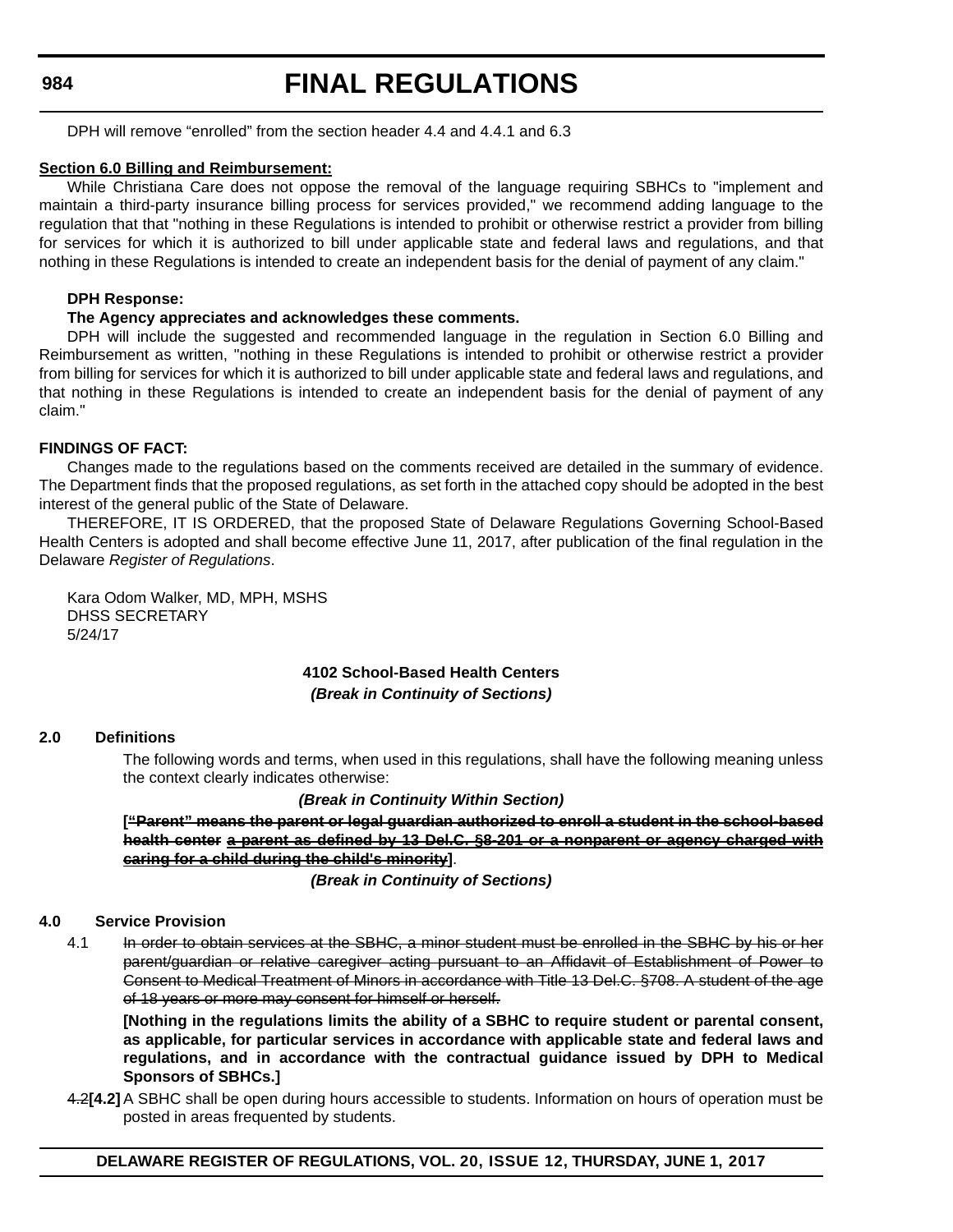DPH will remove “enrolled” from the section header 4.4 and 4.4.1 and 6.3

**Section 6.0 Billing and Reimbursement:**

While Christiana Care does not oppose the removal of the language requiring SBHCs to "implement and maintain a third-party insurance billing process for services provided," we recommend adding language to the regulation that that "nothing in these Regulations is intended to prohibit or otherwise restrict a provider from billing for services for which it is authorized to bill under applicable state and federal laws and regulations, and that nothing in these Regulations is intended to create an independent basis for the denial of payment of any claim."

**DPH Response:**

**The Agency appreciates and acknowledges these comments.**

DPH will include the suggested and recommended language in the regulation in Section 6.0 Billing and Reimbursement as written, "nothing in these Regulations is intended to prohibit or otherwise restrict a provider from billing for services for which it is authorized to bill under applicable state and federal laws and regulations, and that nothing in these Regulations is intended to create an independent basis for the denial of payment of any claim."

**FINDINGS OF FACT:**

Changes made to the regulations based on the comments received are detailed in the summary of evidence. The Department finds that the proposed regulations, as set forth in the attached copy should be adopted in the best interest of the general public of the State of Delaware.

THEREFORE, IT IS ORDERED, that the proposed State of Delaware Regulations Governing School-Based Health Centers is adopted and shall become effective June 11, 2017, after publication of the final regulation in the Delaware *Register of Regulations*.

Kara Odom Walker, MD, MPH, MSHS
DHSS SECRETARY
5/24/17

**4102 School-Based Health Centers**

***(Break in Continuity of Sections)***

**2.0 Definitions**

The following words and terms, when used in this regulations, shall have the following meaning unless the context clearly indicates otherwise:

***(Break in Continuity Within Section)***

**[~~“Parent” means the parent or legal guardian authorized to enroll a student in the school-based health center~~ ~~a parent as defined by 13 Del.C. §8-201 or a nonparent or agency charged with caring for a child during the child's minority~~]**.

***(Break in Continuity of Sections)***

**4.0 Service Provision**

4.1 ~~In order to obtain services at the SBHC, a minor student must be enrolled in the SBHC by his or her parent/guardian or relative caregiver acting pursuant to an Affidavit of Establishment of Power to Consent to Medical Treatment of Minors in accordance with Title 13 Del.C. §708. A student of the age of 18 years or more may consent for himself or herself.~~

**[Nothing in the regulations limits the ability of a SBHC to require student or parental consent, as applicable, for particular services in accordance with applicable state and federal laws and regulations, and in accordance with the contractual guidance issued by DPH to Medical Sponsors of SBHCs.]**

~~4.2~~**[4.2]** A SBHC shall be open during hours accessible to students. Information on hours of operation must be posted in areas frequented by students.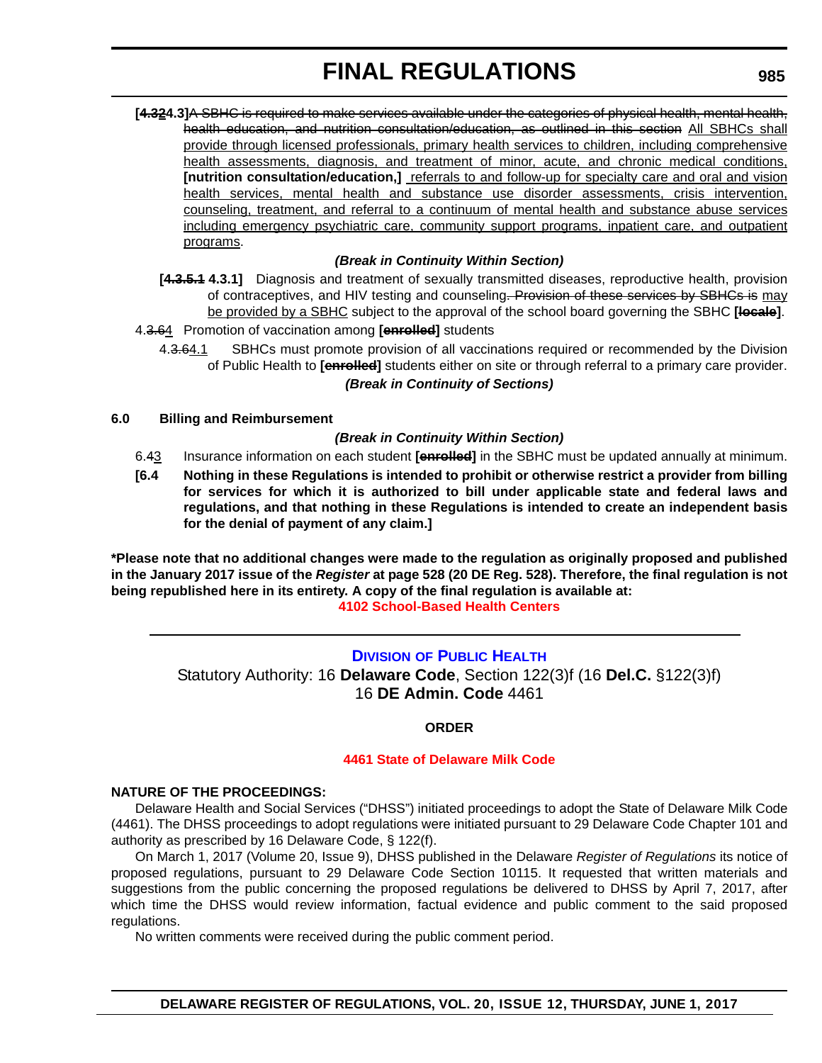# FINAL REGULATIONS

[~~4.3~~2 4.3] ~~A SBHC is required to make services available under the categories of physical health, mental health, health education, and nutrition consultation/education, as outlined in this section~~ All SBHCs shall provide through licensed professionals, primary health services to children, including comprehensive health assessments, diagnosis, and treatment of minor, acute, and chronic medical conditions, **[nutrition consultation/education,]** referrals to and follow-up for specialty care and oral and vision health services, mental health and substance use disorder assessments, crisis intervention, counseling, treatment, and referral to a continuum of mental health and substance abuse services including emergency psychiatric care, community support programs, inpatient care, and outpatient programs.

***(Break in Continuity Within Section)***

**[~~4.3.5.1~~ 4.3.1]** Diagnosis and treatment of sexually transmitted diseases, reproductive health, provision of contraceptives, and HIV testing and counseling~~. Provision of these services by SBHCs is~~ may be provided by a SBHC subject to the approval of the school board governing the SBHC **[~~locale~~]**.

4.~~3.6~~4 Promotion of vaccination among **[~~enrolled~~]** students

4.~~3.6~~4.1 SBHCs must promote provision of all vaccinations required or recommended by the Division of Public Health to **[~~enrolled~~]** students either on site or through referral to a primary care provider.

***(Break in Continuity of Sections)***

**6.0 Billing and Reimbursement**

***(Break in Continuity Within Section)***

6.~~4~~3 Insurance information on each student **[~~enrolled~~]** in the SBHC must be updated annually at minimum.

**[6.4 Nothing in these Regulations is intended to prohibit or otherwise restrict a provider from billing for services for which it is authorized to bill under applicable state and federal laws and regulations, and that nothing in these Regulations is intended to create an independent basis for the denial of payment of any claim.]**

**\*Please note that no additional changes were made to the regulation as originally proposed and published in the January 2017 issue of the *Register* at page 528 (20 DE Reg. 528). Therefore, the final regulation is not being republished here in its entirety. A copy of the final regulation is available at:**

**4102 School-Based Health Centers**

---

## Division of Public Health

Statutory Authority: 16 **Delaware Code**, Section 122(3)f (16 **Del.C.** §122(3)f)
16 **DE Admin. Code** 4461

**ORDER**

**4461 State of Delaware Milk Code**

**NATURE OF THE PROCEEDINGS:**

Delaware Health and Social Services ("DHSS") initiated proceedings to adopt the State of Delaware Milk Code (4461). The DHSS proceedings to adopt regulations were initiated pursuant to 29 Delaware Code Chapter 101 and authority as prescribed by 16 Delaware Code, § 122(f).

On March 1, 2017 (Volume 20, Issue 9), DHSS published in the Delaware *Register of Regulations* its notice of proposed regulations, pursuant to 29 Delaware Code Section 10115. It requested that written materials and suggestions from the public concerning the proposed regulations be delivered to DHSS by April 7, 2017, after which time the DHSS would review information, factual evidence and public comment to the said proposed regulations.

No written comments were received during the public comment period.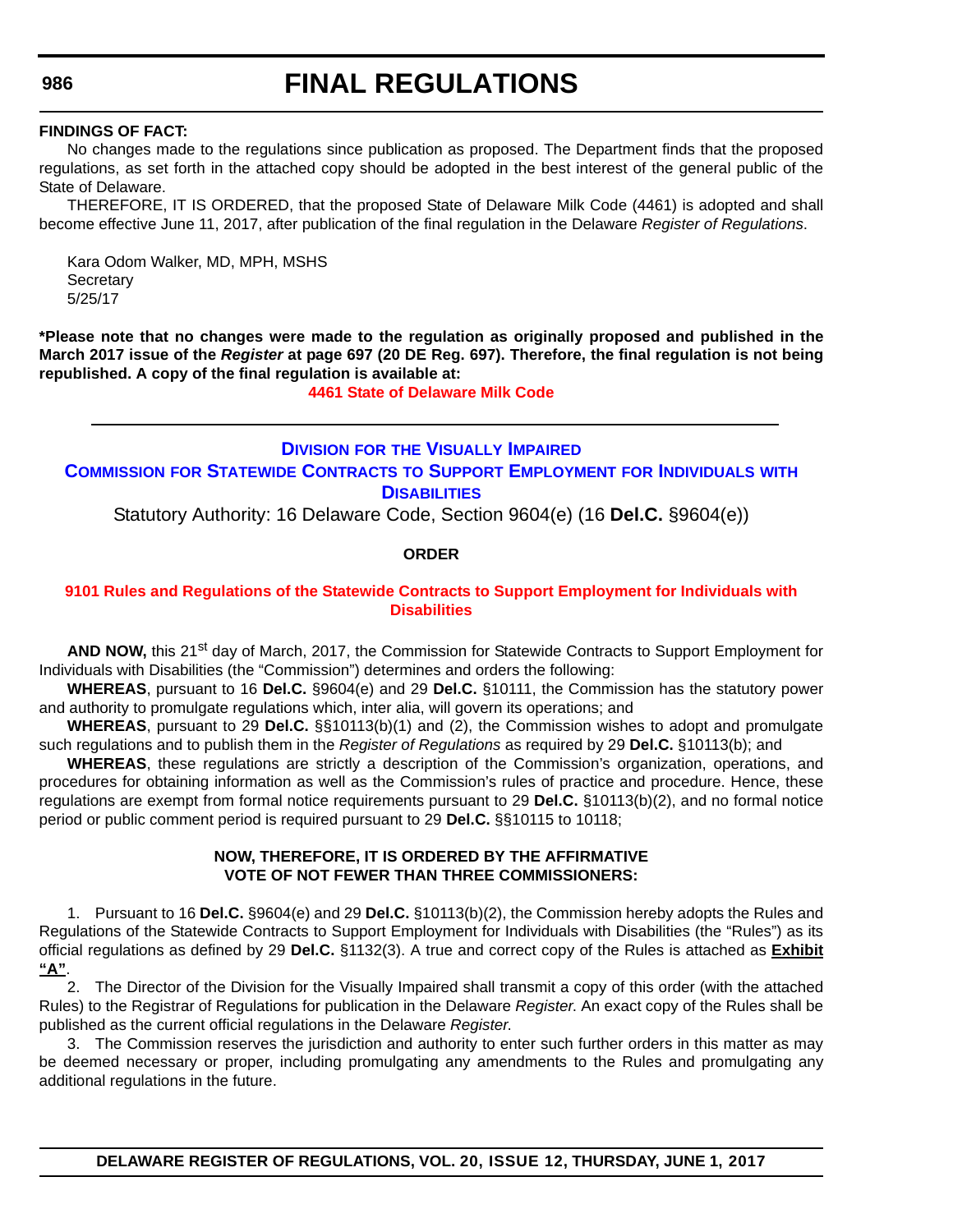**FINDINGS OF FACT:**

No changes made to the regulations since publication as proposed. The Department finds that the proposed regulations, as set forth in the attached copy should be adopted in the best interest of the general public of the State of Delaware.

THEREFORE, IT IS ORDERED, that the proposed State of Delaware Milk Code (4461) is adopted and shall become effective June 11, 2017, after publication of the final regulation in the Delaware *Register of Regulations*.

Kara Odom Walker, MD, MPH, MSHS
Secretary
5/25/17

**\*Please note that no changes were made to the regulation as originally proposed and published in the March 2017 issue of the *Register* at page 697 (20 DE Reg. 697). Therefore, the final regulation is not being republished. A copy of the final regulation is available at:**

**4461 State of Delaware Milk Code**

---

## DIVISION FOR THE VISUALLY IMPAIRED

## COMMISSION FOR STATEWIDE CONTRACTS TO SUPPORT EMPLOYMENT FOR INDIVIDUALS WITH DISABILITIES

Statutory Authority: 16 Delaware Code, Section 9604(e) (16 **Del.C.** §9604(e))

**ORDER**

**9101 Rules and Regulations of the Statewide Contracts to Support Employment for Individuals with Disabilities**

**AND NOW,** this 21st day of March, 2017, the Commission for Statewide Contracts to Support Employment for Individuals with Disabilities (the "Commission") determines and orders the following:

**WHEREAS**, pursuant to 16 **Del.C.** §9604(e) and 29 **Del.C.** §10111, the Commission has the statutory power and authority to promulgate regulations which, inter alia, will govern its operations; and

**WHEREAS**, pursuant to 29 **Del.C.** §§10113(b)(1) and (2), the Commission wishes to adopt and promulgate such regulations and to publish them in the *Register of Regulations* as required by 29 **Del.C.** §10113(b); and

**WHEREAS**, these regulations are strictly a description of the Commission's organization, operations, and procedures for obtaining information as well as the Commission's rules of practice and procedure. Hence, these regulations are exempt from formal notice requirements pursuant to 29 **Del.C.** §10113(b)(2), and no formal notice period or public comment period is required pursuant to 29 **Del.C.** §§10115 to 10118;

**NOW, THEREFORE, IT IS ORDERED BY THE AFFIRMATIVE VOTE OF NOT FEWER THAN THREE COMMISSIONERS:**

1. Pursuant to 16 **Del.C.** §9604(e) and 29 **Del.C.** §10113(b)(2), the Commission hereby adopts the Rules and Regulations of the Statewide Contracts to Support Employment for Individuals with Disabilities (the "Rules") as its official regulations as defined by 29 **Del.C.** §1132(3). A true and correct copy of the Rules is attached as **Exhibit "A"**.

2. The Director of the Division for the Visually Impaired shall transmit a copy of this order (with the attached Rules) to the Registrar of Regulations for publication in the Delaware *Register.* An exact copy of the Rules shall be published as the current official regulations in the Delaware *Register.*

3. The Commission reserves the jurisdiction and authority to enter such further orders in this matter as may be deemed necessary or proper, including promulgating any amendments to the Rules and promulgating any additional regulations in the future.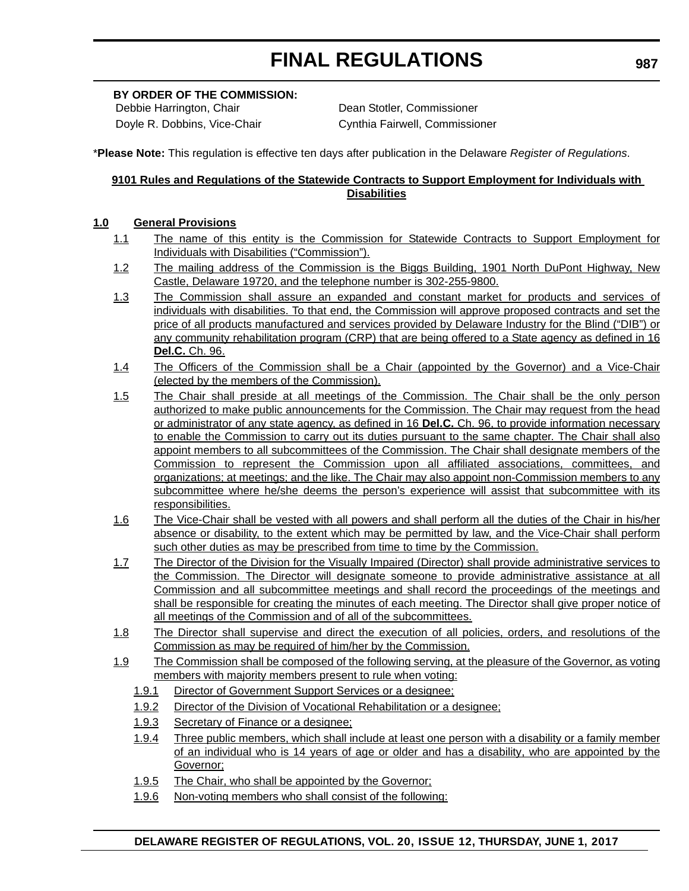**BY ORDER OF THE COMMISSION:**

Debbie Harrington, Chair

Doyle R. Dobbins, Vice-Chair

Dean Stotler, Commissioner

Cynthia Fairwell, Commissioner

*__Please Note:__ This regulation is effective ten days after publication in the Delaware *Register of Regulations*.

**9101 Rules and Regulations of the Statewide Contracts to Support Employment for Individuals with Disabilities**

**1.0 General Provisions**

1.1 The name of this entity is the Commission for Statewide Contracts to Support Employment for Individuals with Disabilities (“Commission”).

1.2 The mailing address of the Commission is the Biggs Building, 1901 North DuPont Highway, New Castle, Delaware 19720, and the telephone number is 302-255-9800.

1.3 The Commission shall assure an expanded and constant market for products and services of individuals with disabilities. To that end, the Commission will approve proposed contracts and set the price of all products manufactured and services provided by Delaware Industry for the Blind (“DIB”) or any community rehabilitation program (CRP) that are being offered to a State agency as defined in 16 **Del.C.** Ch. 96.

1.4 The Officers of the Commission shall be a Chair (appointed by the Governor) and a Vice-Chair (elected by the members of the Commission).

1.5 The Chair shall preside at all meetings of the Commission. The Chair shall be the only person authorized to make public announcements for the Commission. The Chair may request from the head or administrator of any state agency, as defined in 16 **Del.C.** Ch. 96, to provide information necessary to enable the Commission to carry out its duties pursuant to the same chapter. The Chair shall also appoint members to all subcommittees of the Commission. The Chair shall designate members of the Commission to represent the Commission upon all affiliated associations, committees, and organizations; at meetings; and the like. The Chair may also appoint non-Commission members to any subcommittee where he/she deems the person’s experience will assist that subcommittee with its responsibilities.

1.6 The Vice-Chair shall be vested with all powers and shall perform all the duties of the Chair in his/her absence or disability, to the extent which may be permitted by law, and the Vice-Chair shall perform such other duties as may be prescribed from time to time by the Commission.

1.7 The Director of the Division for the Visually Impaired (Director) shall provide administrative services to the Commission. The Director will designate someone to provide administrative assistance at all Commission and all subcommittee meetings and shall record the proceedings of the meetings and shall be responsible for creating the minutes of each meeting. The Director shall give proper notice of all meetings of the Commission and of all of the subcommittees.

1.8 The Director shall supervise and direct the execution of all policies, orders, and resolutions of the Commission as may be required of him/her by the Commission.

1.9 The Commission shall be composed of the following serving, at the pleasure of the Governor, as voting members with majority members present to rule when voting:

1.9.1 Director of Government Support Services or a designee;

1.9.2 Director of the Division of Vocational Rehabilitation or a designee;

1.9.3 Secretary of Finance or a designee;

1.9.4 Three public members, which shall include at least one person with a disability or a family member of an individual who is 14 years of age or older and has a disability, who are appointed by the Governor;

1.9.5 The Chair, who shall be appointed by the Governor;

1.9.6 Non-voting members who shall consist of the following: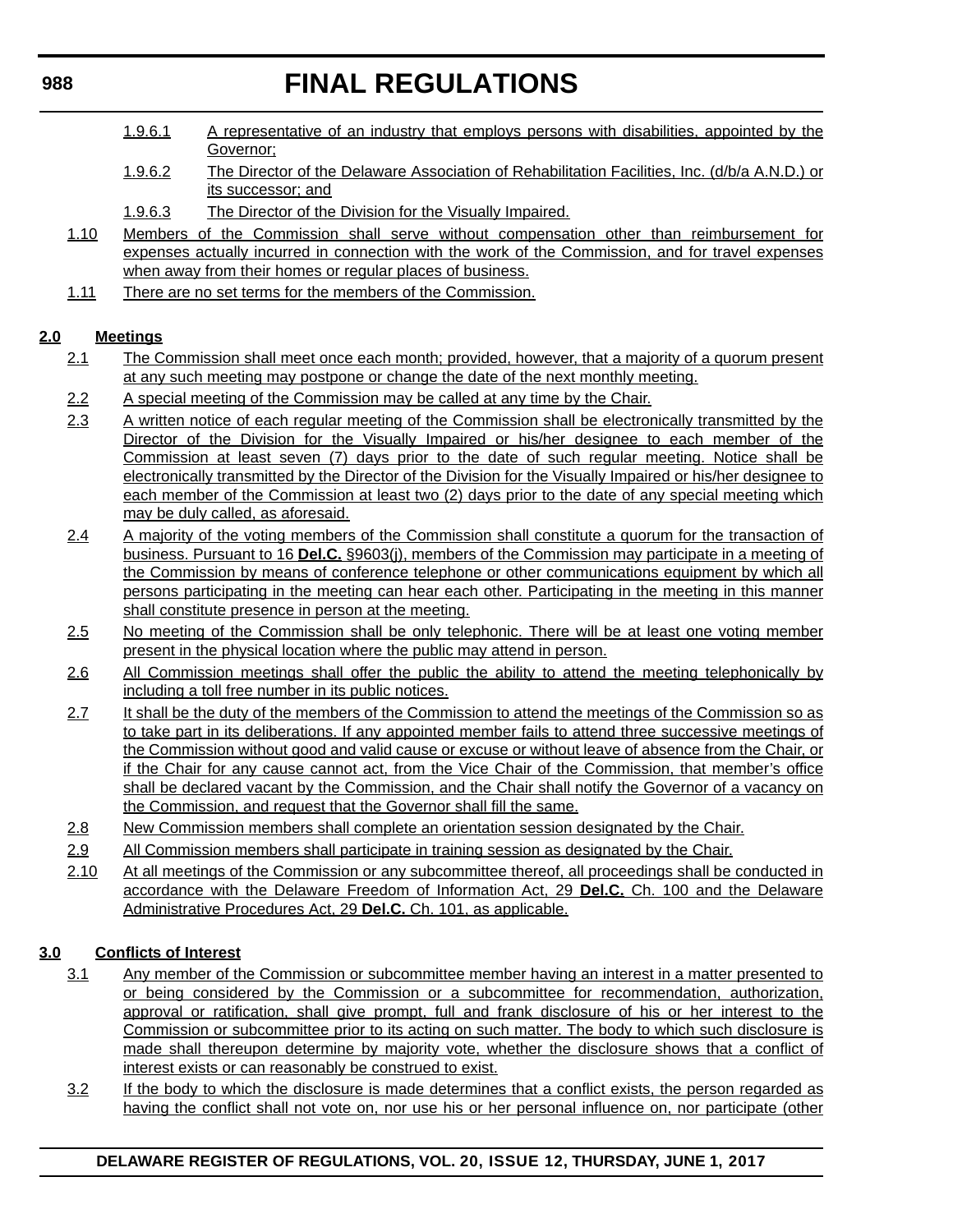1.9.6.1 A representative of an industry that employs persons with disabilities, appointed by the Governor;

1.9.6.2 The Director of the Delaware Association of Rehabilitation Facilities, Inc. (d/b/a A.N.D.) or its successor; and

1.9.6.3 The Director of the Division for the Visually Impaired.

1.10 Members of the Commission shall serve without compensation other than reimbursement for expenses actually incurred in connection with the work of the Commission, and for travel expenses when away from their homes or regular places of business.

1.11 There are no set terms for the members of the Commission.

**2.0 Meetings**

2.1 The Commission shall meet once each month; provided, however, that a majority of a quorum present at any such meeting may postpone or change the date of the next monthly meeting.

2.2 A special meeting of the Commission may be called at any time by the Chair.

2.3 A written notice of each regular meeting of the Commission shall be electronically transmitted by the Director of the Division for the Visually Impaired or his/her designee to each member of the Commission at least seven (7) days prior to the date of such regular meeting. Notice shall be electronically transmitted by the Director of the Division for the Visually Impaired or his/her designee to each member of the Commission at least two (2) days prior to the date of any special meeting which may be duly called, as aforesaid.

2.4 A majority of the voting members of the Commission shall constitute a quorum for the transaction of business. Pursuant to 16 **Del.C.** §9603(j), members of the Commission may participate in a meeting of the Commission by means of conference telephone or other communications equipment by which all persons participating in the meeting can hear each other. Participating in the meeting in this manner shall constitute presence in person at the meeting.

2.5 No meeting of the Commission shall be only telephonic. There will be at least one voting member present in the physical location where the public may attend in person.

2.6 All Commission meetings shall offer the public the ability to attend the meeting telephonically by including a toll free number in its public notices.

2.7 It shall be the duty of the members of the Commission to attend the meetings of the Commission so as to take part in its deliberations. If any appointed member fails to attend three successive meetings of the Commission without good and valid cause or excuse or without leave of absence from the Chair, or if the Chair for any cause cannot act, from the Vice Chair of the Commission, that member's office shall be declared vacant by the Commission, and the Chair shall notify the Governor of a vacancy on the Commission, and request that the Governor shall fill the same.

2.8 New Commission members shall complete an orientation session designated by the Chair.

2.9 All Commission members shall participate in training session as designated by the Chair.

2.10 At all meetings of the Commission or any subcommittee thereof, all proceedings shall be conducted in accordance with the Delaware Freedom of Information Act, 29 **Del.C.** Ch. 100 and the Delaware Administrative Procedures Act, 29 **Del.C.** Ch. 101, as applicable.

**3.0 Conflicts of Interest**

3.1 Any member of the Commission or subcommittee member having an interest in a matter presented to or being considered by the Commission or a subcommittee for recommendation, authorization, approval or ratification, shall give prompt, full and frank disclosure of his or her interest to the Commission or subcommittee prior to its acting on such matter. The body to which such disclosure is made shall thereupon determine by majority vote, whether the disclosure shows that a conflict of interest exists or can reasonably be construed to exist.

3.2 If the body to which the disclosure is made determines that a conflict exists, the person regarded as having the conflict shall not vote on, nor use his or her personal influence on, nor participate (other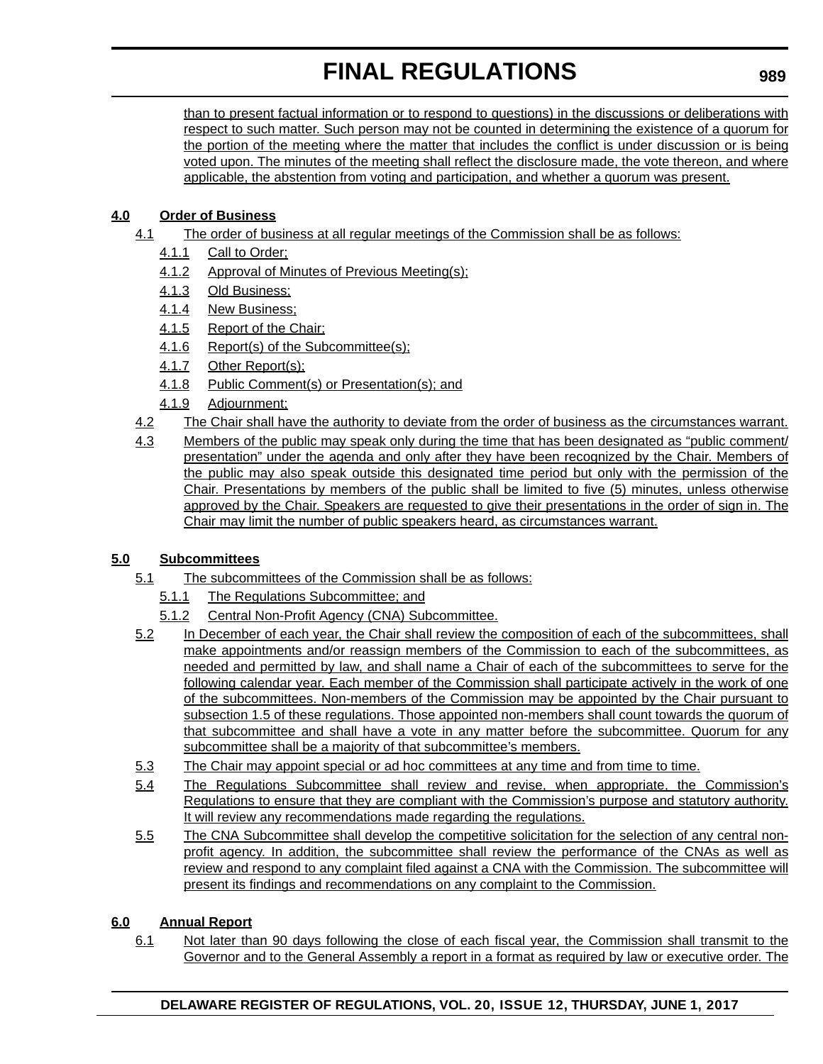than to present factual information or to respond to questions) in the discussions or deliberations with respect to such matter. Such person may not be counted in determining the existence of a quorum for the portion of the meeting where the matter that includes the conflict is under discussion or is being voted upon. The minutes of the meeting shall reflect the disclosure made, the vote thereon, and where applicable, the abstention from voting and participation, and whether a quorum was present.

**4.0 Order of Business**

4.1 The order of business at all regular meetings of the Commission shall be as follows:

4.1.1 Call to Order;

4.1.2 Approval of Minutes of Previous Meeting(s);

4.1.3 Old Business;

4.1.4 New Business;

4.1.5 Report of the Chair;

4.1.6 Report(s) of the Subcommittee(s);

4.1.7 Other Report(s);

4.1.8 Public Comment(s) or Presentation(s); and

4.1.9 Adjournment;

4.2 The Chair shall have the authority to deviate from the order of business as the circumstances warrant.

4.3 Members of the public may speak only during the time that has been designated as "public comment/ presentation" under the agenda and only after they have been recognized by the Chair. Members of the public may also speak outside this designated time period but only with the permission of the Chair. Presentations by members of the public shall be limited to five (5) minutes, unless otherwise approved by the Chair. Speakers are requested to give their presentations in the order of sign in. The Chair may limit the number of public speakers heard, as circumstances warrant.

**5.0 Subcommittees**

5.1 The subcommittees of the Commission shall be as follows:

5.1.1 The Regulations Subcommittee; and

5.1.2 Central Non-Profit Agency (CNA) Subcommittee.

5.2 In December of each year, the Chair shall review the composition of each of the subcommittees, shall make appointments and/or reassign members of the Commission to each of the subcommittees, as needed and permitted by law, and shall name a Chair of each of the subcommittees to serve for the following calendar year. Each member of the Commission shall participate actively in the work of one of the subcommittees. Non-members of the Commission may be appointed by the Chair pursuant to subsection 1.5 of these regulations. Those appointed non-members shall count towards the quorum of that subcommittee and shall have a vote in any matter before the subcommittee. Quorum for any subcommittee shall be a majority of that subcommittee's members.

5.3 The Chair may appoint special or ad hoc committees at any time and from time to time.

5.4 The Regulations Subcommittee shall review and revise, when appropriate, the Commission's Regulations to ensure that they are compliant with the Commission's purpose and statutory authority. It will review any recommendations made regarding the regulations.

5.5 The CNA Subcommittee shall develop the competitive solicitation for the selection of any central non-profit agency. In addition, the subcommittee shall review the performance of the CNAs as well as review and respond to any complaint filed against a CNA with the Commission. The subcommittee will present its findings and recommendations on any complaint to the Commission.

**6.0 Annual Report**

6.1 Not later than 90 days following the close of each fiscal year, the Commission shall transmit to the Governor and to the General Assembly a report in a format as required by law or executive order. The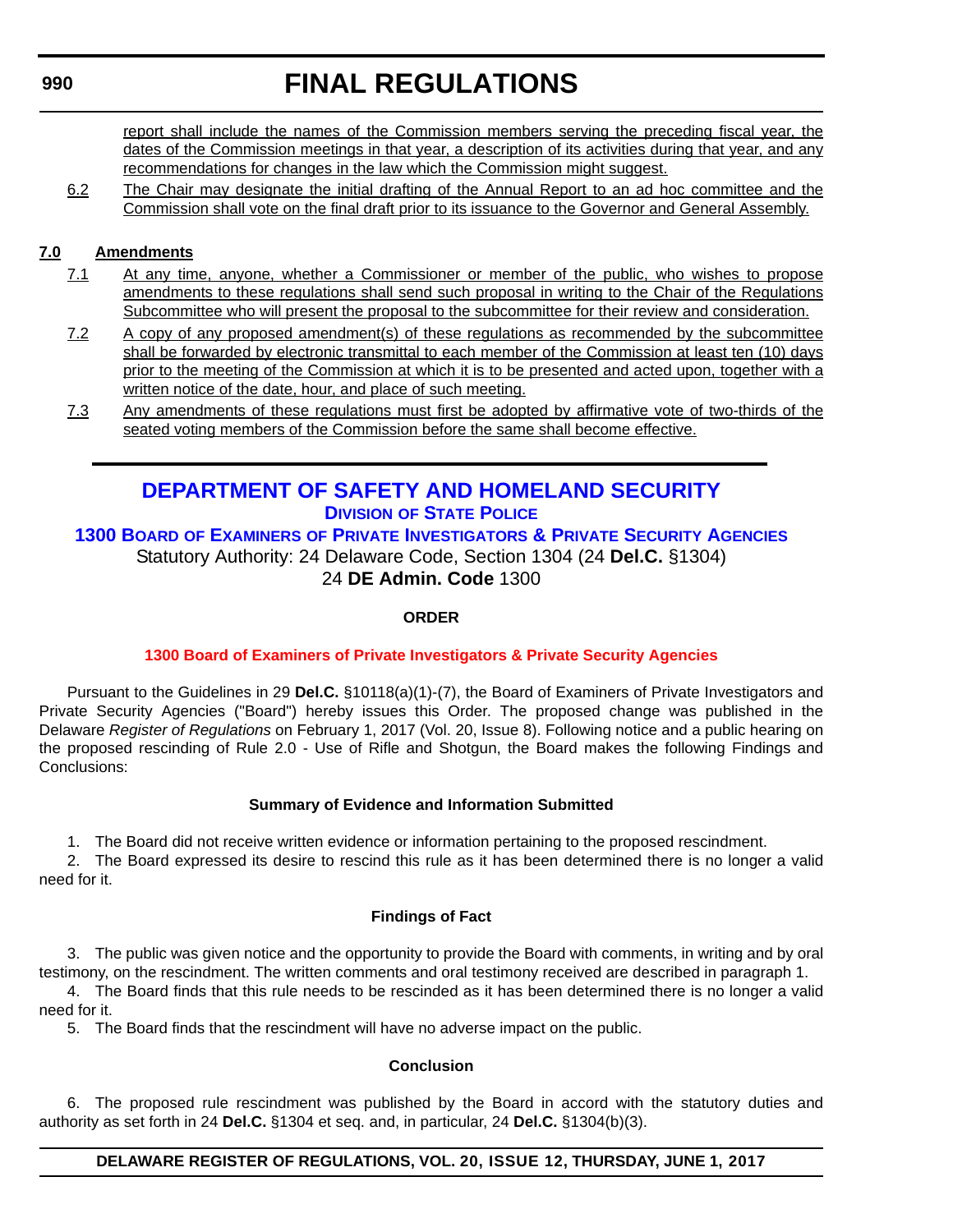report shall include the names of the Commission members serving the preceding fiscal year, the dates of the Commission meetings in that year, a description of its activities during that year, and any recommendations for changes in the law which the Commission might suggest.

6.2 The Chair may designate the initial drafting of the Annual Report to an ad hoc committee and the Commission shall vote on the final draft prior to its issuance to the Governor and General Assembly.

**7.0 Amendments**

7.1 At any time, anyone, whether a Commissioner or member of the public, who wishes to propose amendments to these regulations shall send such proposal in writing to the Chair of the Regulations Subcommittee who will present the proposal to the subcommittee for their review and consideration.

7.2 A copy of any proposed amendment(s) of these regulations as recommended by the subcommittee shall be forwarded by electronic transmittal to each member of the Commission at least ten (10) days prior to the meeting of the Commission at which it is to be presented and acted upon, together with a written notice of the date, hour, and place of such meeting.

7.3 Any amendments of these regulations must first be adopted by affirmative vote of two-thirds of the seated voting members of the Commission before the same shall become effective.

---

## DEPARTMENT OF SAFETY AND HOMELAND SECURITY

### DIVISION OF STATE POLICE

### 1300 BOARD OF EXAMINERS OF PRIVATE INVESTIGATORS & PRIVATE SECURITY AGENCIES

Statutory Authority: 24 Delaware Code, Section 1304 (24 **Del.C.** §1304)

24 **DE Admin. Code** 1300

**ORDER**

**1300 Board of Examiners of Private Investigators & Private Security Agencies**

Pursuant to the Guidelines in 29 **Del.C.** §10118(a)(1)-(7), the Board of Examiners of Private Investigators and Private Security Agencies ("Board") hereby issues this Order. The proposed change was published in the Delaware *Register of Regulations* on February 1, 2017 (Vol. 20, Issue 8). Following notice and a public hearing on the proposed rescinding of Rule 2.0 - Use of Rifle and Shotgun, the Board makes the following Findings and Conclusions:

**Summary of Evidence and Information Submitted**

1. The Board did not receive written evidence or information pertaining to the proposed rescindment.
2. The Board expressed its desire to rescind this rule as it has been determined there is no longer a valid need for it.

**Findings of Fact**

3. The public was given notice and the opportunity to provide the Board with comments, in writing and by oral testimony, on the rescindment. The written comments and oral testimony received are described in paragraph 1.
4. The Board finds that this rule needs to be rescinded as it has been determined there is no longer a valid need for it.
5. The Board finds that the rescindment will have no adverse impact on the public.

**Conclusion**

6. The proposed rule rescindment was published by the Board in accord with the statutory duties and authority as set forth in 24 **Del.C.** §1304 et seq. and, in particular, 24 **Del.C.** §1304(b)(3).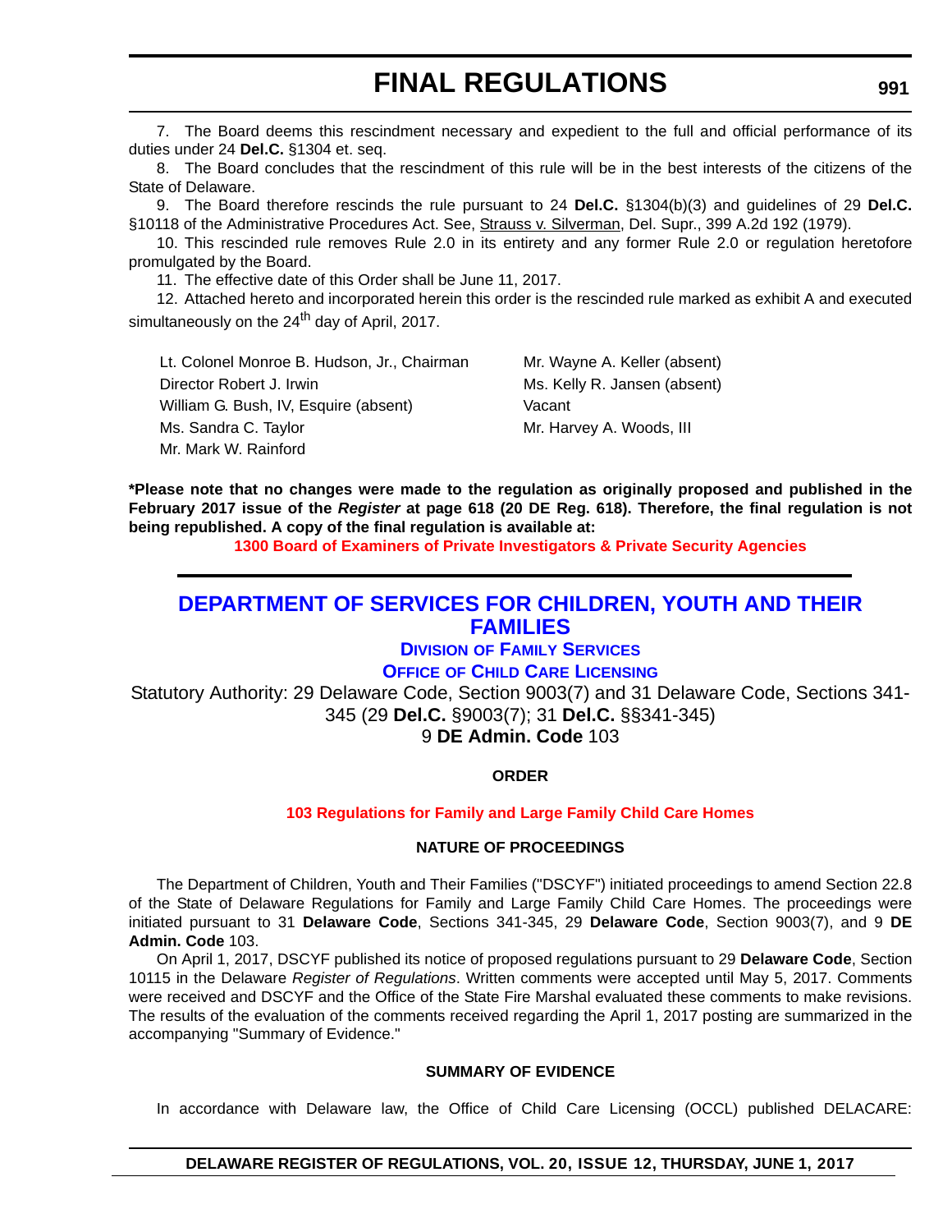7. The Board deems this rescindment necessary and expedient to the full and official performance of its duties under 24 **Del.C.** §1304 et. seq.

8. The Board concludes that the rescindment of this rule will be in the best interests of the citizens of the State of Delaware.

9. The Board therefore rescinds the rule pursuant to 24 **Del.C.** §1304(b)(3) and guidelines of 29 **Del.C.** §10118 of the Administrative Procedures Act. See, Strauss v. Silverman, Del. Supr., 399 A.2d 192 (1979).

10. This rescinded rule removes Rule 2.0 in its entirety and any former Rule 2.0 or regulation heretofore promulgated by the Board.

11. The effective date of this Order shall be June 11, 2017.

12. Attached hereto and incorporated herein this order is the rescinded rule marked as exhibit A and executed simultaneously on the 24th day of April, 2017.

Lt. Colonel Monroe B. Hudson, Jr., Chairman
Director Robert J. Irwin
William G. Bush, IV, Esquire (absent)
Ms. Sandra C. Taylor
Mr. Mark W. Rainford
Mr. Wayne A. Keller (absent)
Ms. Kelly R. Jansen (absent)
Vacant
Mr. Harvey A. Woods, III

**\*Please note that no changes were made to the regulation as originally proposed and published in the February 2017 issue of the *Register* at page 618 (20 DE Reg. 618). Therefore, the final regulation is not being republished. A copy of the final regulation is available at:**

**1300 Board of Examiners of Private Investigators & Private Security Agencies**

## DEPARTMENT OF SERVICES FOR CHILDREN, YOUTH AND THEIR FAMILIES

### Division of Family Services

### Office of Child Care Licensing

Statutory Authority: 29 Delaware Code, Section 9003(7) and 31 Delaware Code, Sections 341-345 (29 **Del.C.** §9003(7); 31 **Del.C.** §§341-345)
9 **DE Admin. Code** 103

**ORDER**

**103 Regulations for Family and Large Family Child Care Homes**

**NATURE OF PROCEEDINGS**

The Department of Children, Youth and Their Families ("DSCYF") initiated proceedings to amend Section 22.8 of the State of Delaware Regulations for Family and Large Family Child Care Homes. The proceedings were initiated pursuant to 31 **Delaware Code**, Sections 341-345, 29 **Delaware Code**, Section 9003(7), and 9 **DE Admin. Code** 103.

On April 1, 2017, DSCYF published its notice of proposed regulations pursuant to 29 **Delaware Code**, Section 10115 in the Delaware *Register of Regulations*. Written comments were accepted until May 5, 2017. Comments were received and DSCYF and the Office of the State Fire Marshal evaluated these comments to make revisions. The results of the evaluation of the comments received regarding the April 1, 2017 posting are summarized in the accompanying "Summary of Evidence."

**SUMMARY OF EVIDENCE**

In accordance with Delaware law, the Office of Child Care Licensing (OCCL) published DELACARE: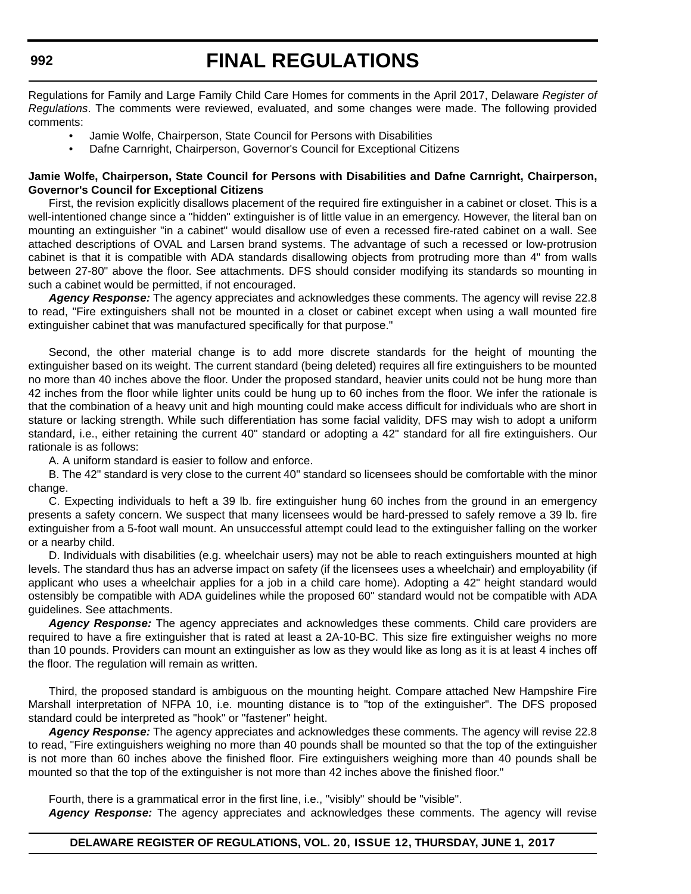Regulations for Family and Large Family Child Care Homes for comments in the April 2017, Delaware *Register of Regulations*. The comments were reviewed, evaluated, and some changes were made. The following provided comments:

- Jamie Wolfe, Chairperson, State Council for Persons with Disabilities
- Dafne Carnright, Chairperson, Governor's Council for Exceptional Citizens

**Jamie Wolfe, Chairperson, State Council for Persons with Disabilities and Dafne Carnright, Chairperson, Governor's Council for Exceptional Citizens**

First, the revision explicitly disallows placement of the required fire extinguisher in a cabinet or closet. This is a well-intentioned change since a "hidden" extinguisher is of little value in an emergency. However, the literal ban on mounting an extinguisher "in a cabinet" would disallow use of even a recessed fire-rated cabinet on a wall. See attached descriptions of OVAL and Larsen brand systems. The advantage of such a recessed or low-protrusion cabinet is that it is compatible with ADA standards disallowing objects from protruding more than 4" from walls between 27-80" above the floor. See attachments. DFS should consider modifying its standards so mounting in such a cabinet would be permitted, if not encouraged.

***Agency Response:*** The agency appreciates and acknowledges these comments. The agency will revise 22.8 to read, "Fire extinguishers shall not be mounted in a closet or cabinet except when using a wall mounted fire extinguisher cabinet that was manufactured specifically for that purpose."

Second, the other material change is to add more discrete standards for the height of mounting the extinguisher based on its weight. The current standard (being deleted) requires all fire extinguishers to be mounted no more than 40 inches above the floor. Under the proposed standard, heavier units could not be hung more than 42 inches from the floor while lighter units could be hung up to 60 inches from the floor. We infer the rationale is that the combination of a heavy unit and high mounting could make access difficult for individuals who are short in stature or lacking strength. While such differentiation has some facial validity, DFS may wish to adopt a uniform standard, i.e., either retaining the current 40" standard or adopting a 42" standard for all fire extinguishers. Our rationale is as follows:

A. A uniform standard is easier to follow and enforce.

B. The 42" standard is very close to the current 40" standard so licensees should be comfortable with the minor change.

C. Expecting individuals to heft a 39 lb. fire extinguisher hung 60 inches from the ground in an emergency presents a safety concern. We suspect that many licensees would be hard-pressed to safely remove a 39 lb. fire extinguisher from a 5-foot wall mount. An unsuccessful attempt could lead to the extinguisher falling on the worker or a nearby child.

D. Individuals with disabilities (e.g. wheelchair users) may not be able to reach extinguishers mounted at high levels. The standard thus has an adverse impact on safety (if the licensees uses a wheelchair) and employability (if applicant who uses a wheelchair applies for a job in a child care home). Adopting a 42" height standard would ostensibly be compatible with ADA guidelines while the proposed 60" standard would not be compatible with ADA guidelines. See attachments.

***Agency Response:*** The agency appreciates and acknowledges these comments. Child care providers are required to have a fire extinguisher that is rated at least a 2A-10-BC. This size fire extinguisher weighs no more than 10 pounds. Providers can mount an extinguisher as low as they would like as long as it is at least 4 inches off the floor. The regulation will remain as written.

Third, the proposed standard is ambiguous on the mounting height. Compare attached New Hampshire Fire Marshall interpretation of NFPA 10, i.e. mounting distance is to "top of the extinguisher". The DFS proposed standard could be interpreted as "hook" or "fastener" height.

***Agency Response:*** The agency appreciates and acknowledges these comments. The agency will revise 22.8 to read, "Fire extinguishers weighing no more than 40 pounds shall be mounted so that the top of the extinguisher is not more than 60 inches above the finished floor. Fire extinguishers weighing more than 40 pounds shall be mounted so that the top of the extinguisher is not more than 42 inches above the finished floor."

Fourth, there is a grammatical error in the first line, i.e., "visibly" should be "visible".

***Agency Response:*** The agency appreciates and acknowledges these comments. The agency will revise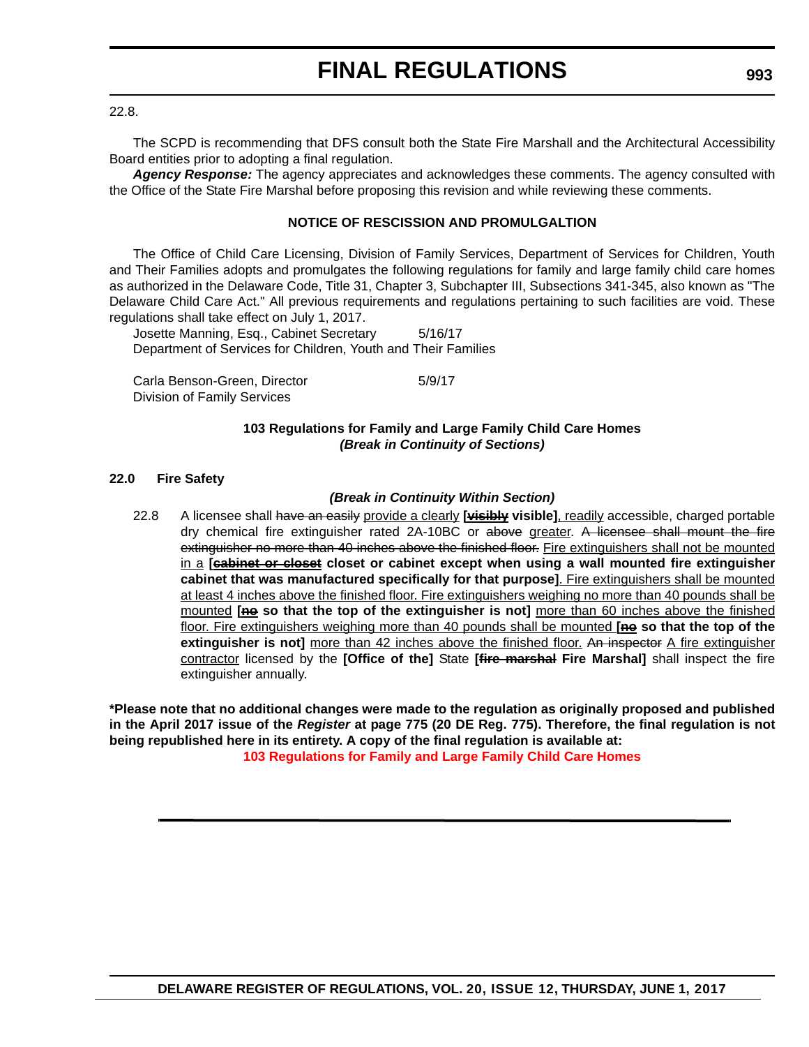22.8.

The SCPD is recommending that DFS consult both the State Fire Marshall and the Architectural Accessibility Board entities prior to adopting a final regulation.

***Agency Response:*** The agency appreciates and acknowledges these comments. The agency consulted with the Office of the State Fire Marshal before proposing this revision and while reviewing these comments.

**NOTICE OF RESCISSION AND PROMULGALTION**

The Office of Child Care Licensing, Division of Family Services, Department of Services for Children, Youth and Their Families adopts and promulgates the following regulations for family and large family child care homes as authorized in the Delaware Code, Title 31, Chapter 3, Subchapter III, Subsections 341-345, also known as "The Delaware Child Care Act." All previous requirements and regulations pertaining to such facilities are void. These regulations shall take effect on July 1, 2017.

Josette Manning, Esq., Cabinet Secretary 5/16/17
Department of Services for Children, Youth and Their Families

Carla Benson-Green, Director 5/9/17
Division of Family Services

**103 Regulations for Family and Large Family Child Care Homes**
***(Break in Continuity of Sections)***

**22.0 Fire Safety**

***(Break in Continuity Within Section)***

22.8 A licensee shall ~~have an easily~~ <u>provide a clearly</u> **[~~visibly~~ visible]**<u>, readily</u> accessible, charged portable dry chemical fire extinguisher rated 2A-10BC or ~~above~~ <u>greater</u>. ~~A licensee shall mount the fire extinguisher no more than 40 inches above the finished floor.~~ <u>Fire extinguishers shall not be mounted in a</u> **[~~cabinet or closet~~ closet or cabinet except when using a wall mounted fire extinguisher cabinet that was manufactured specifically for that purpose]**<u>. Fire extinguishers shall be mounted at least 4 inches above the finished floor. Fire extinguishers weighing no more than 40 pounds shall be mounted</u> **[~~no~~ so that the top of the extinguisher is not]** <u>more than 60 inches above the finished floor. Fire extinguishers weighing more than 40 pounds shall be mounted</u> **[~~no~~ so that the top of the extinguisher is not]** <u>more than 42 inches above the finished floor.</u> ~~An inspector~~ <u>A fire extinguisher contractor</u> licensed by the **[Office of the]** State **[~~fire marshal~~ Fire Marshal]** shall inspect the fire extinguisher annually.

**\*Please note that no additional changes were made to the regulation as originally proposed and published in the April 2017 issue of the *Register* at page 775 (20 DE Reg. 775). Therefore, the final regulation is not being republished here in its entirety. A copy of the final regulation is available at:**

**103 Regulations for Family and Large Family Child Care Homes**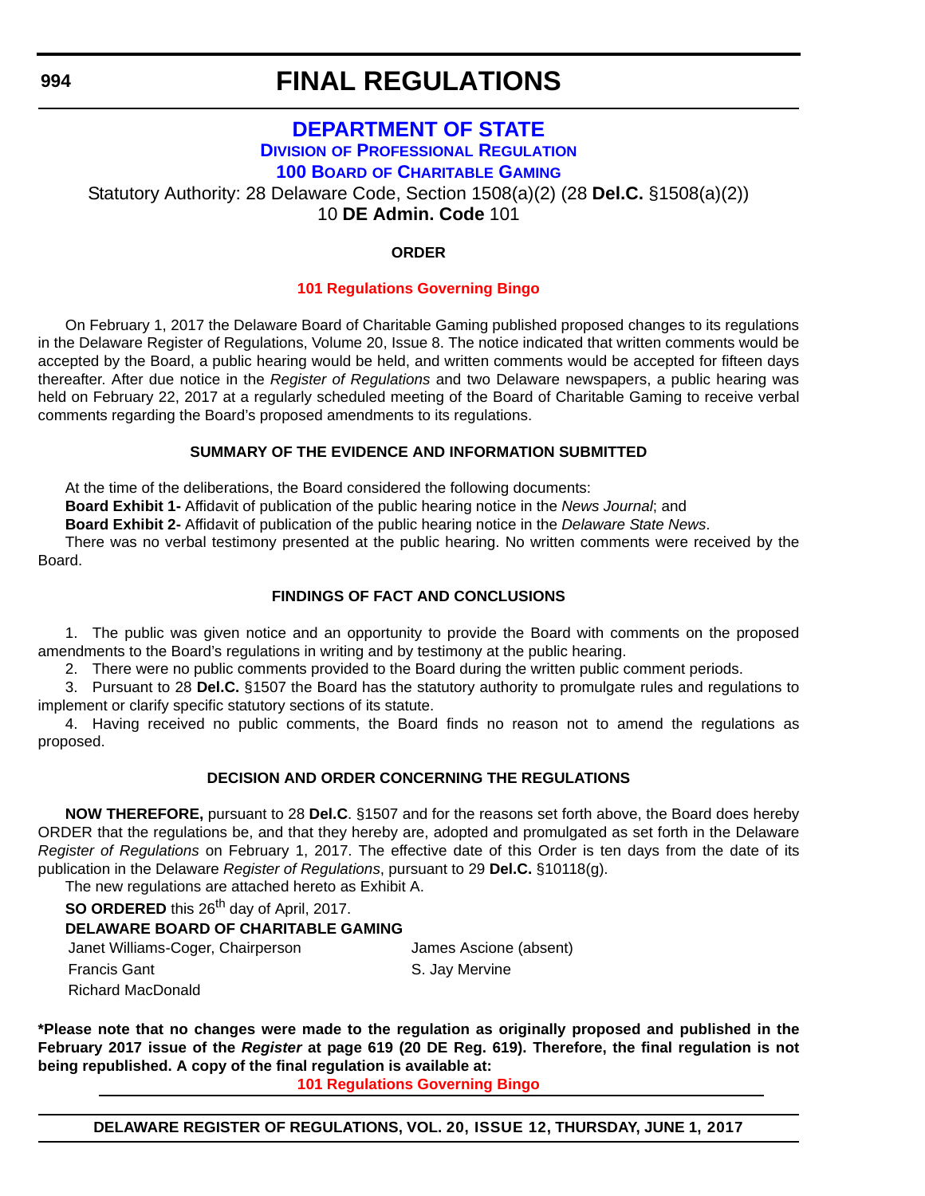# FINAL REGULATIONS

## DEPARTMENT OF STATE

### DIVISION OF PROFESSIONAL REGULATION

### 100 BOARD OF CHARITABLE GAMING

Statutory Authority: 28 Delaware Code, Section 1508(a)(2) (28 **Del.C.** §1508(a)(2))
10 **DE Admin. Code** 101

**ORDER**

**101 Regulations Governing Bingo**

On February 1, 2017 the Delaware Board of Charitable Gaming published proposed changes to its regulations in the Delaware Register of Regulations, Volume 20, Issue 8. The notice indicated that written comments would be accepted by the Board, a public hearing would be held, and written comments would be accepted for fifteen days thereafter. After due notice in the *Register of Regulations* and two Delaware newspapers, a public hearing was held on February 22, 2017 at a regularly scheduled meeting of the Board of Charitable Gaming to receive verbal comments regarding the Board's proposed amendments to its regulations.

**SUMMARY OF THE EVIDENCE AND INFORMATION SUBMITTED**

At the time of the deliberations, the Board considered the following documents:

**Board Exhibit 1-** Affidavit of publication of the public hearing notice in the *News Journal*; and

**Board Exhibit 2-** Affidavit of publication of the public hearing notice in the *Delaware State News*.

There was no verbal testimony presented at the public hearing. No written comments were received by the Board.

**FINDINGS OF FACT AND CONCLUSIONS**

1. The public was given notice and an opportunity to provide the Board with comments on the proposed amendments to the Board's regulations in writing and by testimony at the public hearing.
2. There were no public comments provided to the Board during the written public comment periods.
3. Pursuant to 28 **Del.C.** §1507 the Board has the statutory authority to promulgate rules and regulations to implement or clarify specific statutory sections of its statute.
4. Having received no public comments, the Board finds no reason not to amend the regulations as proposed.

**DECISION AND ORDER CONCERNING THE REGULATIONS**

**NOW THEREFORE,** pursuant to 28 **Del.C**. §1507 and for the reasons set forth above, the Board does hereby ORDER that the regulations be, and that they hereby are, adopted and promulgated as set forth in the Delaware *Register of Regulations* on February 1, 2017. The effective date of this Order is ten days from the date of its publication in the Delaware *Register of Regulations*, pursuant to 29 **Del.C.** §10118(g).

The new regulations are attached hereto as Exhibit A.

**SO ORDERED** this 26th day of April, 2017.

**DELAWARE BOARD OF CHARITABLE GAMING**

| | |
|---|---|
| Janet Williams-Coger, Chairperson | James Ascione (absent) |
| Francis Gant | S. Jay Mervine |
| Richard MacDonald | |

**\*Please note that no changes were made to the regulation as originally proposed and published in the February 2017 issue of the *Register* at page 619 (20 DE Reg. 619). Therefore, the final regulation is not being republished. A copy of the final regulation is available at:**

**101 Regulations Governing Bingo**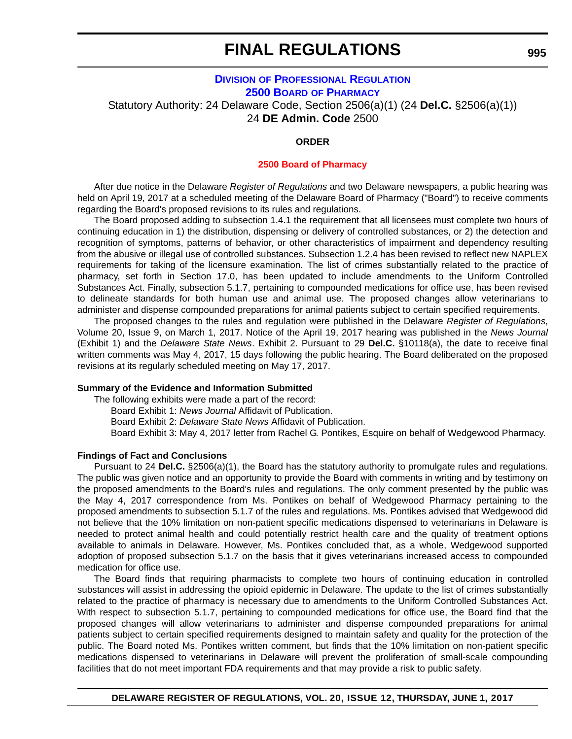## DIVISION OF PROFESSIONAL REGULATION

## 2500 BOARD OF PHARMACY

Statutory Authority: 24 Delaware Code, Section 2506(a)(1) (24 **Del.C.** §2506(a)(1))
24 **DE Admin. Code** 2500

**ORDER**

**2500 Board of Pharmacy**

After due notice in the Delaware *Register of Regulations* and two Delaware newspapers, a public hearing was held on April 19, 2017 at a scheduled meeting of the Delaware Board of Pharmacy ("Board") to receive comments regarding the Board's proposed revisions to its rules and regulations.

The Board proposed adding to subsection 1.4.1 the requirement that all licensees must complete two hours of continuing education in 1) the distribution, dispensing or delivery of controlled substances, or 2) the detection and recognition of symptoms, patterns of behavior, or other characteristics of impairment and dependency resulting from the abusive or illegal use of controlled substances. Subsection 1.2.4 has been revised to reflect new NAPLEX requirements for taking of the licensure examination. The list of crimes substantially related to the practice of pharmacy, set forth in Section 17.0, has been updated to include amendments to the Uniform Controlled Substances Act. Finally, subsection 5.1.7, pertaining to compounded medications for office use, has been revised to delineate standards for both human use and animal use. The proposed changes allow veterinarians to administer and dispense compounded preparations for animal patients subject to certain specified requirements.

The proposed changes to the rules and regulation were published in the Delaware *Register of Regulations*, Volume 20, Issue 9, on March 1, 2017. Notice of the April 19, 2017 hearing was published in the *News Journal* (Exhibit 1) and the *Delaware State News*. Exhibit 2. Pursuant to 29 **Del.C.** §10118(a), the date to receive final written comments was May 4, 2017, 15 days following the public hearing. The Board deliberated on the proposed revisions at its regularly scheduled meeting on May 17, 2017.

**Summary of the Evidence and Information Submitted**

The following exhibits were made a part of the record:

Board Exhibit 1: *News Journal* Affidavit of Publication.

Board Exhibit 2: *Delaware State News* Affidavit of Publication.

Board Exhibit 3: May 4, 2017 letter from Rachel G. Pontikes, Esquire on behalf of Wedgewood Pharmacy.

**Findings of Fact and Conclusions**

Pursuant to 24 **Del.C.** §2506(a)(1), the Board has the statutory authority to promulgate rules and regulations. The public was given notice and an opportunity to provide the Board with comments in writing and by testimony on the proposed amendments to the Board's rules and regulations. The only comment presented by the public was the May 4, 2017 correspondence from Ms. Pontikes on behalf of Wedgewood Pharmacy pertaining to the proposed amendments to subsection 5.1.7 of the rules and regulations. Ms. Pontikes advised that Wedgewood did not believe that the 10% limitation on non-patient specific medications dispensed to veterinarians in Delaware is needed to protect animal health and could potentially restrict health care and the quality of treatment options available to animals in Delaware. However, Ms. Pontikes concluded that, as a whole, Wedgewood supported adoption of proposed subsection 5.1.7 on the basis that it gives veterinarians increased access to compounded medication for office use.

The Board finds that requiring pharmacists to complete two hours of continuing education in controlled substances will assist in addressing the opioid epidemic in Delaware. The update to the list of crimes substantially related to the practice of pharmacy is necessary due to amendments to the Uniform Controlled Substances Act. With respect to subsection 5.1.7, pertaining to compounded medications for office use, the Board find that the proposed changes will allow veterinarians to administer and dispense compounded preparations for animal patients subject to certain specified requirements designed to maintain safety and quality for the protection of the public. The Board noted Ms. Pontikes written comment, but finds that the 10% limitation on non-patient specific medications dispensed to veterinarians in Delaware will prevent the proliferation of small-scale compounding facilities that do not meet important FDA requirements and that may provide a risk to public safety.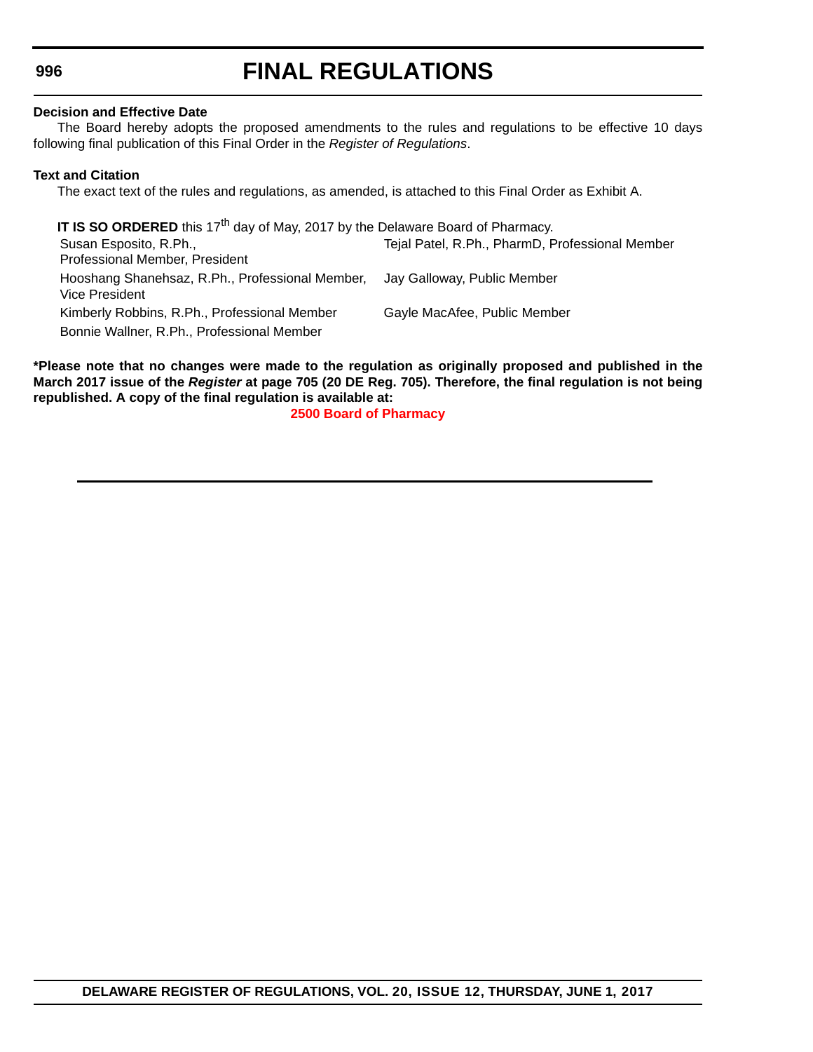**Decision and Effective Date**

The Board hereby adopts the proposed amendments to the rules and regulations to be effective 10 days following final publication of this Final Order in the *Register of Regulations*.

**Text and Citation**

The exact text of the rules and regulations, as amended, is attached to this Final Order as Exhibit A.

**IT IS SO ORDERED** this 17th day of May, 2017 by the Delaware Board of Pharmacy.

| | |
|---|---|
| Susan Esposito, R.Ph., Professional Member, President | Tejal Patel, R.Ph., PharmD, Professional Member |
| Hooshang Shanehsaz, R.Ph., Professional Member, Vice President | Jay Galloway, Public Member |
| Kimberly Robbins, R.Ph., Professional Member | Gayle MacAfee, Public Member |
| Bonnie Wallner, R.Ph., Professional Member | |

**\*Please note that no changes were made to the regulation as originally proposed and published in the March 2017 issue of the *Register* at page 705 (20 DE Reg. 705). Therefore, the final regulation is not being republished. A copy of the final regulation is available at:**

**2500 Board of Pharmacy**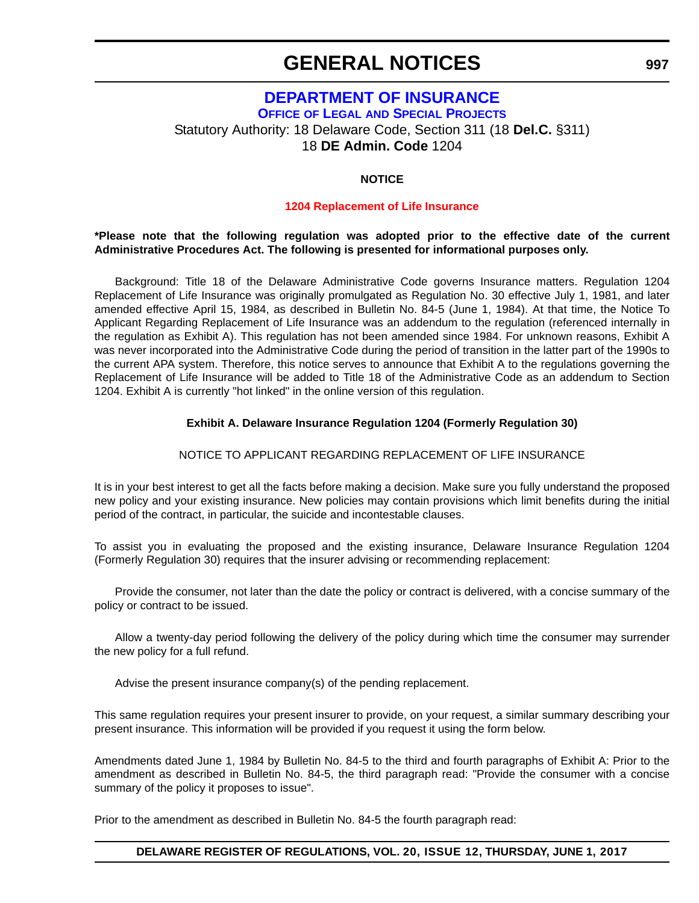# GENERAL NOTICES

## DEPARTMENT OF INSURANCE

### OFFICE OF LEGAL AND SPECIAL PROJECTS

Statutory Authority: 18 Delaware Code, Section 311 (18 **Del.C.** §311)
18 **DE Admin. Code** 1204

**NOTICE**

**1204 Replacement of Life Insurance**

**\*Please note that the following regulation was adopted prior to the effective date of the current Administrative Procedures Act. The following is presented for informational purposes only.**

Background: Title 18 of the Delaware Administrative Code governs Insurance matters. Regulation 1204 Replacement of Life Insurance was originally promulgated as Regulation No. 30 effective July 1, 1981, and later amended effective April 15, 1984, as described in Bulletin No. 84-5 (June 1, 1984). At that time, the Notice To Applicant Regarding Replacement of Life Insurance was an addendum to the regulation (referenced internally in the regulation as Exhibit A). This regulation has not been amended since 1984. For unknown reasons, Exhibit A was never incorporated into the Administrative Code during the period of transition in the latter part of the 1990s to the current APA system. Therefore, this notice serves to announce that Exhibit A to the regulations governing the Replacement of Life Insurance will be added to Title 18 of the Administrative Code as an addendum to Section 1204. Exhibit A is currently "hot linked" in the online version of this regulation.

**Exhibit A. Delaware Insurance Regulation 1204 (Formerly Regulation 30)**

NOTICE TO APPLICANT REGARDING REPLACEMENT OF LIFE INSURANCE

It is in your best interest to get all the facts before making a decision. Make sure you fully understand the proposed new policy and your existing insurance. New policies may contain provisions which limit benefits during the initial period of the contract, in particular, the suicide and incontestable clauses.

To assist you in evaluating the proposed and the existing insurance, Delaware Insurance Regulation 1204 (Formerly Regulation 30) requires that the insurer advising or recommending replacement:

Provide the consumer, not later than the date the policy or contract is delivered, with a concise summary of the policy or contract to be issued.

Allow a twenty-day period following the delivery of the policy during which time the consumer may surrender the new policy for a full refund.

Advise the present insurance company(s) of the pending replacement.

This same regulation requires your present insurer to provide, on your request, a similar summary describing your present insurance. This information will be provided if you request it using the form below.

Amendments dated June 1, 1984 by Bulletin No. 84-5 to the third and fourth paragraphs of Exhibit A: Prior to the amendment as described in Bulletin No. 84-5, the third paragraph read: "Provide the consumer with a concise summary of the policy it proposes to issue".

Prior to the amendment as described in Bulletin No. 84-5 the fourth paragraph read: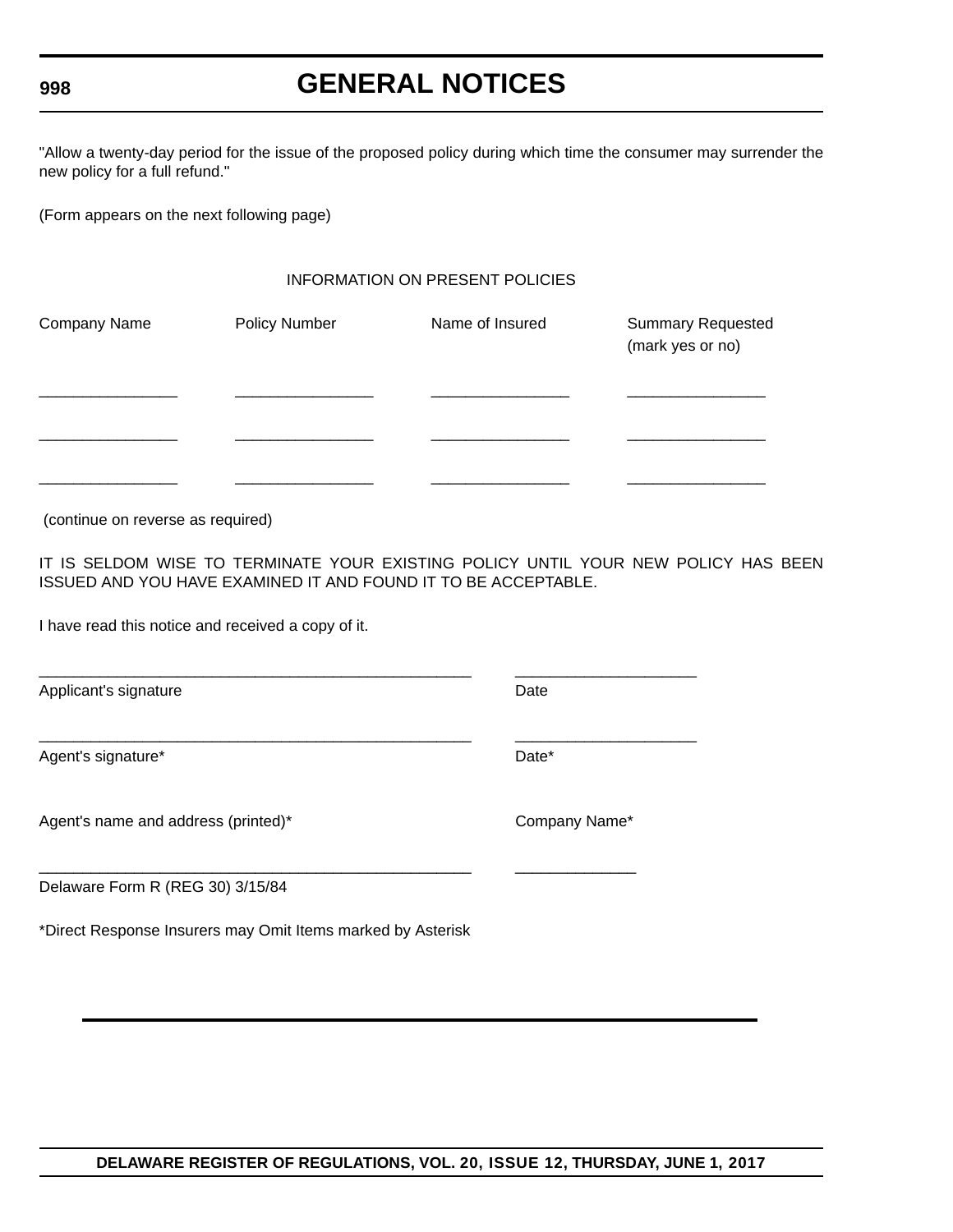"Allow a twenty-day period for the issue of the proposed policy during which time the consumer may surrender the new policy for a full refund."

(Form appears on the next following page)

INFORMATION ON PRESENT POLICIES

| Company Name | Policy Number | Name of Insured | Summary Requested (mark yes or no) |
|---|---|---|---|
| ________________ | ________________ | ________________ | ________________ |
| ________________ | ________________ | ________________ | ________________ |
| ________________ | ________________ | ________________ | ________________ |

(continue on reverse as required)

IT IS SELDOM WISE TO TERMINATE YOUR EXISTING POLICY UNTIL YOUR NEW POLICY HAS BEEN ISSUED AND YOU HAVE EXAMINED IT AND FOUND IT TO BE ACCEPTABLE.

I have read this notice and received a copy of it.

____________________________________________________ &nbsp;&nbsp;&nbsp;&nbsp; _____________________

Applicant's signature &nbsp;&nbsp;&nbsp;&nbsp; Date

____________________________________________________ &nbsp;&nbsp;&nbsp;&nbsp; _____________________

Agent's signature* &nbsp;&nbsp;&nbsp;&nbsp; Date*

Agent's name and address (printed)* &nbsp;&nbsp;&nbsp;&nbsp; Company Name*

____________________________________________________ &nbsp;&nbsp;&nbsp;&nbsp; ______________

Delaware Form R (REG 30) 3/15/84

*Direct Response Insurers may Omit Items marked by Asterisk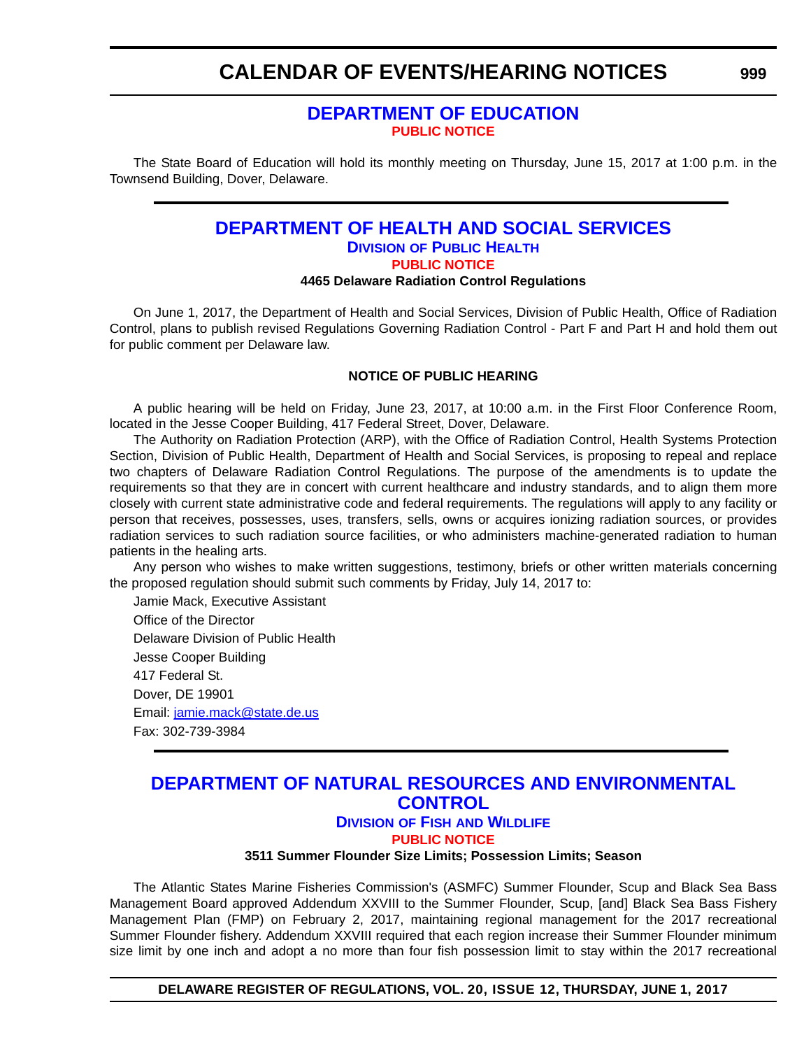## DEPARTMENT OF EDUCATION

**PUBLIC NOTICE**

The State Board of Education will hold its monthly meeting on Thursday, June 15, 2017 at 1:00 p.m. in the Townsend Building, Dover, Delaware.

---

## DEPARTMENT OF HEALTH AND SOCIAL SERVICES

### Division of Public Health

**PUBLIC NOTICE**

**4465 Delaware Radiation Control Regulations**

On June 1, 2017, the Department of Health and Social Services, Division of Public Health, Office of Radiation Control, plans to publish revised Regulations Governing Radiation Control - Part F and Part H and hold them out for public comment per Delaware law.

**NOTICE OF PUBLIC HEARING**

A public hearing will be held on Friday, June 23, 2017, at 10:00 a.m. in the First Floor Conference Room, located in the Jesse Cooper Building, 417 Federal Street, Dover, Delaware.

The Authority on Radiation Protection (ARP), with the Office of Radiation Control, Health Systems Protection Section, Division of Public Health, Department of Health and Social Services, is proposing to repeal and replace two chapters of Delaware Radiation Control Regulations. The purpose of the amendments is to update the requirements so that they are in concert with current healthcare and industry standards, and to align them more closely with current state administrative code and federal requirements. The regulations will apply to any facility or person that receives, possesses, uses, transfers, sells, owns or acquires ionizing radiation sources, or provides radiation services to such radiation source facilities, or who administers machine-generated radiation to human patients in the healing arts.

Any person who wishes to make written suggestions, testimony, briefs or other written materials concerning the proposed regulation should submit such comments by Friday, July 14, 2017 to:

Jamie Mack, Executive Assistant  
Office of the Director  
Delaware Division of Public Health  
Jesse Cooper Building  
417 Federal St.  
Dover, DE 19901  
Email: jamie.mack@state.de.us  
Fax: 302-739-3984

---

## DEPARTMENT OF NATURAL RESOURCES AND ENVIRONMENTAL CONTROL

### Division of Fish and Wildlife

**PUBLIC NOTICE**

**3511 Summer Flounder Size Limits; Possession Limits; Season**

The Atlantic States Marine Fisheries Commission's (ASMFC) Summer Flounder, Scup and Black Sea Bass Management Board approved Addendum XXVIII to the Summer Flounder, Scup, [and] Black Sea Bass Fishery Management Plan (FMP) on February 2, 2017, maintaining regional management for the 2017 recreational Summer Flounder fishery. Addendum XXVIII required that each region increase their Summer Flounder minimum size limit by one inch and adopt a no more than four fish possession limit to stay within the 2017 recreational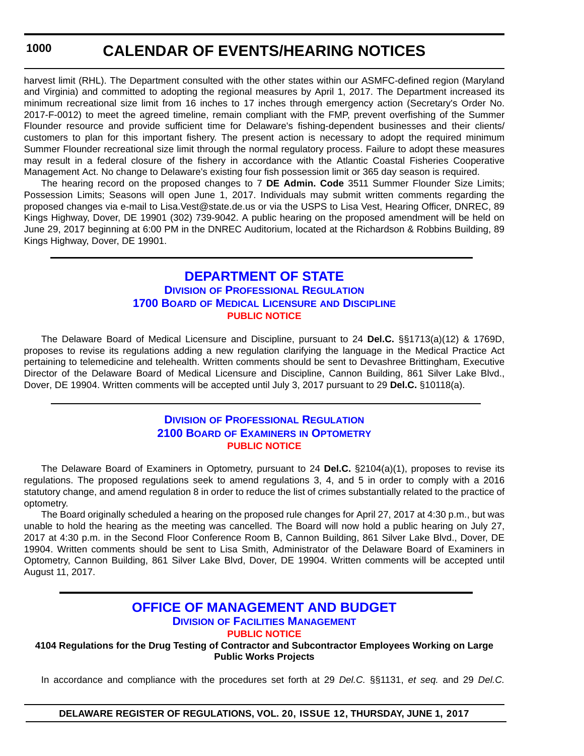harvest limit (RHL). The Department consulted with the other states within our ASMFC-defined region (Maryland and Virginia) and committed to adopting the regional measures by April 1, 2017. The Department increased its minimum recreational size limit from 16 inches to 17 inches through emergency action (Secretary's Order No. 2017-F-0012) to meet the agreed timeline, remain compliant with the FMP, prevent overfishing of the Summer Flounder resource and provide sufficient time for Delaware's fishing-dependent businesses and their clients/ customers to plan for this important fishery. The present action is necessary to adopt the required minimum Summer Flounder recreational size limit through the normal regulatory process. Failure to adopt these measures may result in a federal closure of the fishery in accordance with the Atlantic Coastal Fisheries Cooperative Management Act. No change to Delaware's existing four fish possession limit or 365 day season is required.

The hearing record on the proposed changes to 7 **DE Admin. Code** 3511 Summer Flounder Size Limits; Possession Limits; Seasons will open June 1, 2017. Individuals may submit written comments regarding the proposed changes via e-mail to Lisa.Vest@state.de.us or via the USPS to Lisa Vest, Hearing Officer, DNREC, 89 Kings Highway, Dover, DE 19901 (302) 739-9042. A public hearing on the proposed amendment will be held on June 29, 2017 beginning at 6:00 PM in the DNREC Auditorium, located at the Richardson & Robbins Building, 89 Kings Highway, Dover, DE 19901.

## DEPARTMENT OF STATE

### Division of Professional Regulation

### 1700 Board of Medical Licensure and Discipline

**PUBLIC NOTICE**

The Delaware Board of Medical Licensure and Discipline, pursuant to 24 **Del.C.** §§1713(a)(12) & 1769D, proposes to revise its regulations adding a new regulation clarifying the language in the Medical Practice Act pertaining to telemedicine and telehealth. Written comments should be sent to Devashree Brittingham, Executive Director of the Delaware Board of Medical Licensure and Discipline, Cannon Building, 861 Silver Lake Blvd., Dover, DE 19904. Written comments will be accepted until July 3, 2017 pursuant to 29 **Del.C.** §10118(a).

### Division of Professional Regulation

### 2100 Board of Examiners in Optometry

**PUBLIC NOTICE**

The Delaware Board of Examiners in Optometry, pursuant to 24 **Del.C.** §2104(a)(1), proposes to revise its regulations. The proposed regulations seek to amend regulations 3, 4, and 5 in order to comply with a 2016 statutory change, and amend regulation 8 in order to reduce the list of crimes substantially related to the practice of optometry.

The Board originally scheduled a hearing on the proposed rule changes for April 27, 2017 at 4:30 p.m., but was unable to hold the hearing as the meeting was cancelled. The Board will now hold a public hearing on July 27, 2017 at 4:30 p.m. in the Second Floor Conference Room B, Cannon Building, 861 Silver Lake Blvd., Dover, DE 19904. Written comments should be sent to Lisa Smith, Administrator of the Delaware Board of Examiners in Optometry, Cannon Building, 861 Silver Lake Blvd, Dover, DE 19904. Written comments will be accepted until August 11, 2017.

## OFFICE OF MANAGEMENT AND BUDGET

### Division of Facilities Management

**PUBLIC NOTICE**

**4104 Regulations for the Drug Testing of Contractor and Subcontractor Employees Working on Large Public Works Projects**

In accordance and compliance with the procedures set forth at 29 *Del.C.* §§1131, *et seq.* and 29 *Del.C.*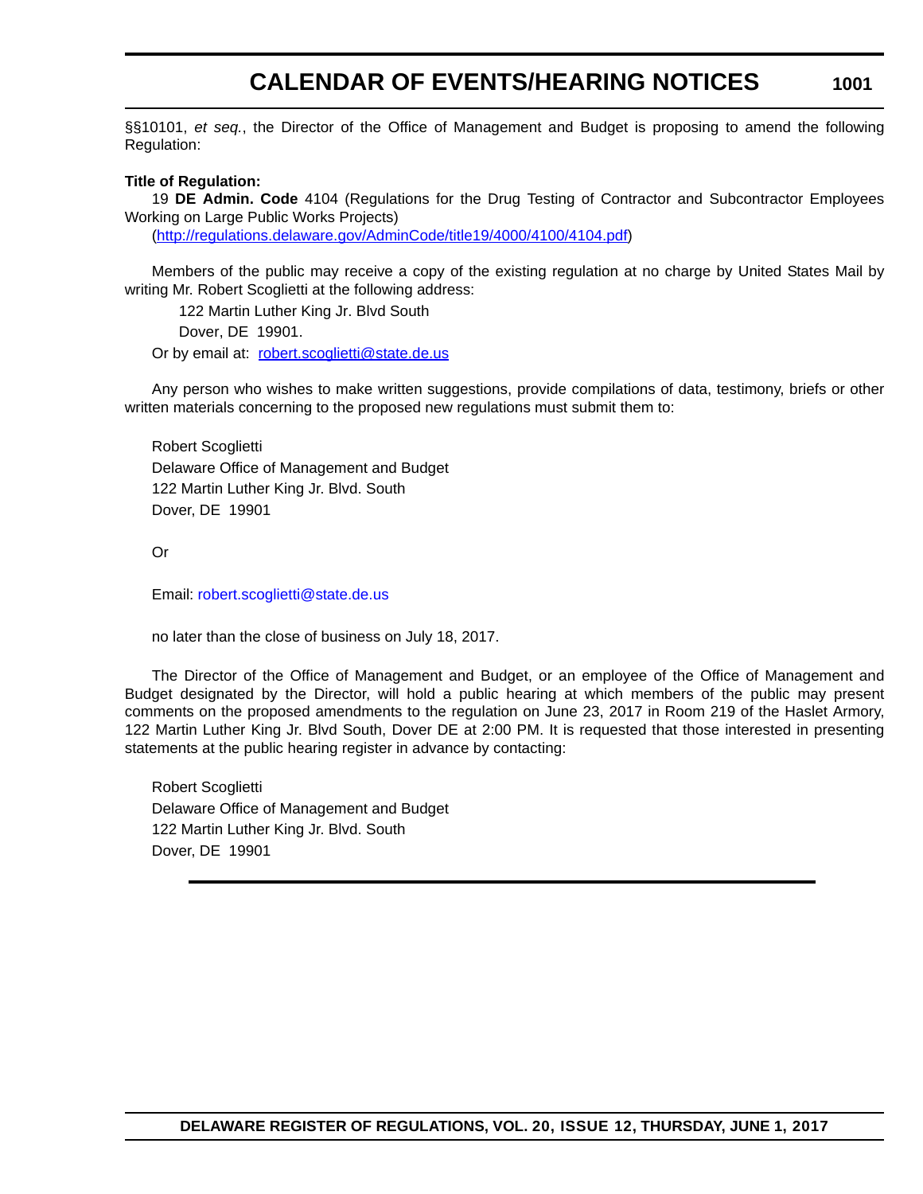§§10101, *et seq.*, the Director of the Office of Management and Budget is proposing to amend the following Regulation:

**Title of Regulation:**

19 **DE Admin. Code** 4104 (Regulations for the Drug Testing of Contractor and Subcontractor Employees Working on Large Public Works Projects)

(http://regulations.delaware.gov/AdminCode/title19/4000/4100/4104.pdf)

Members of the public may receive a copy of the existing regulation at no charge by United States Mail by writing Mr. Robert Scoglietti at the following address:

122 Martin Luther King Jr. Blvd South
Dover, DE 19901.

Or by email at: robert.scoglietti@state.de.us

Any person who wishes to make written suggestions, provide compilations of data, testimony, briefs or other written materials concerning to the proposed new regulations must submit them to:

Robert Scoglietti
Delaware Office of Management and Budget
122 Martin Luther King Jr. Blvd. South
Dover, DE 19901

Or

Email: robert.scoglietti@state.de.us

no later than the close of business on July 18, 2017.

The Director of the Office of Management and Budget, or an employee of the Office of Management and Budget designated by the Director, will hold a public hearing at which members of the public may present comments on the proposed amendments to the regulation on June 23, 2017 in Room 219 of the Haslet Armory, 122 Martin Luther King Jr. Blvd South, Dover DE at 2:00 PM. It is requested that those interested in presenting statements at the public hearing register in advance by contacting:

Robert Scoglietti
Delaware Office of Management and Budget
122 Martin Luther King Jr. Blvd. South
Dover, DE 19901